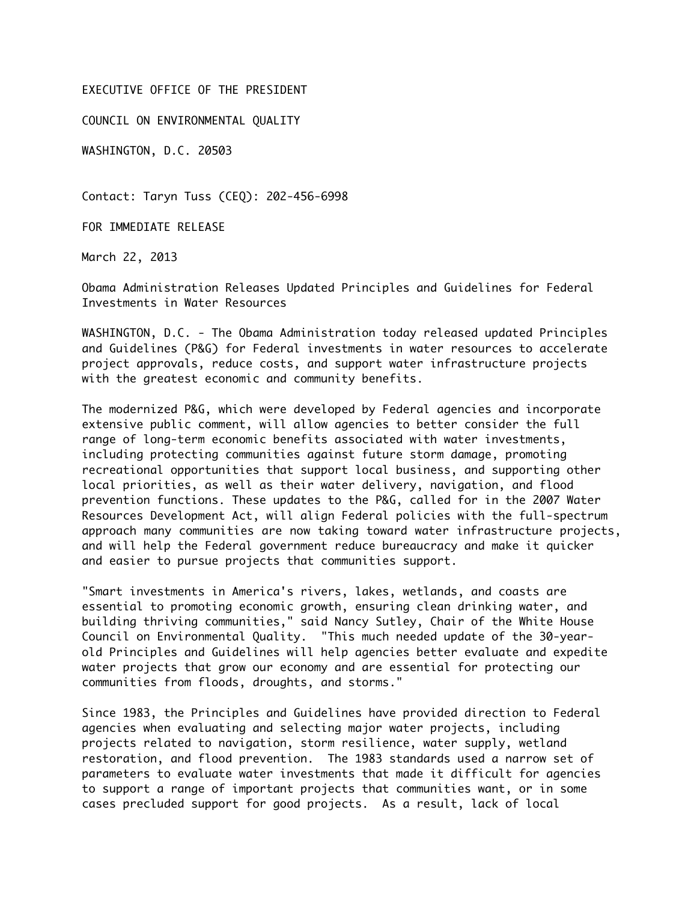EXECUTIVE OFFICE OF THE PRESIDENT

COUNCIL ON ENVIRONMENTAL QUALITY

WASHINGTON, D.C. 20503

Contact: Taryn Tuss (CEQ): 202-456-6998

FOR IMMEDIATE RELEASE

March 22, 2013

# Obama Administration Releases Updated Principles and Guidelines for Federal Investments in Water Resources

WASHINGTON, D.C. - The Obama Administration today released updated Principles and Guidelines (P&G) for Federal investments in water resources to accelerate project approvals, reduce costs, and support water infrastructure projects with the greatest economic and community benefits.

The modernized P&G, which were developed by Federal agencies and incorporate extensive public comment, will allow agencies to better consider the full range of long-term economic benefits associated with water investments, including protecting communities against future storm damage, promoting recreational opportunities that support local business, and supporting other local priorities, as well as their water delivery, navigation, and flood prevention functions. These updates to the P&G, called for in the 2007 Water Resources Development Act, will align Federal policies with the full-spectrum approach many communities are now taking toward water infrastructure projects, and will help the Federal government reduce bureaucracy and make it quicker and easier to pursue projects that communities support.

"Smart investments in America's rivers, lakes, wetlands, and coasts are essential to promoting economic growth, ensuring clean drinking water, and building thriving communities," said Nancy Sutley, Chair of the White House Council on Environmental Quality. "This much needed update of the 30-year-old Principles and Guidelines will help agencies better evaluate and expedite water projects that grow our economy and are essential for protecting our communities from floods, droughts, and storms."

Since 1983, the Principles and Guidelines have provided direction to Federal agencies when evaluating and selecting major water projects, including projects related to navigation, storm resilience, water supply, wetland restoration, and flood prevention. The 1983 standards used a narrow set of parameters to evaluate water investments that made it difficult for agencies to support a range of important projects that communities want, or in some cases precluded support for good projects. As a result, lack of local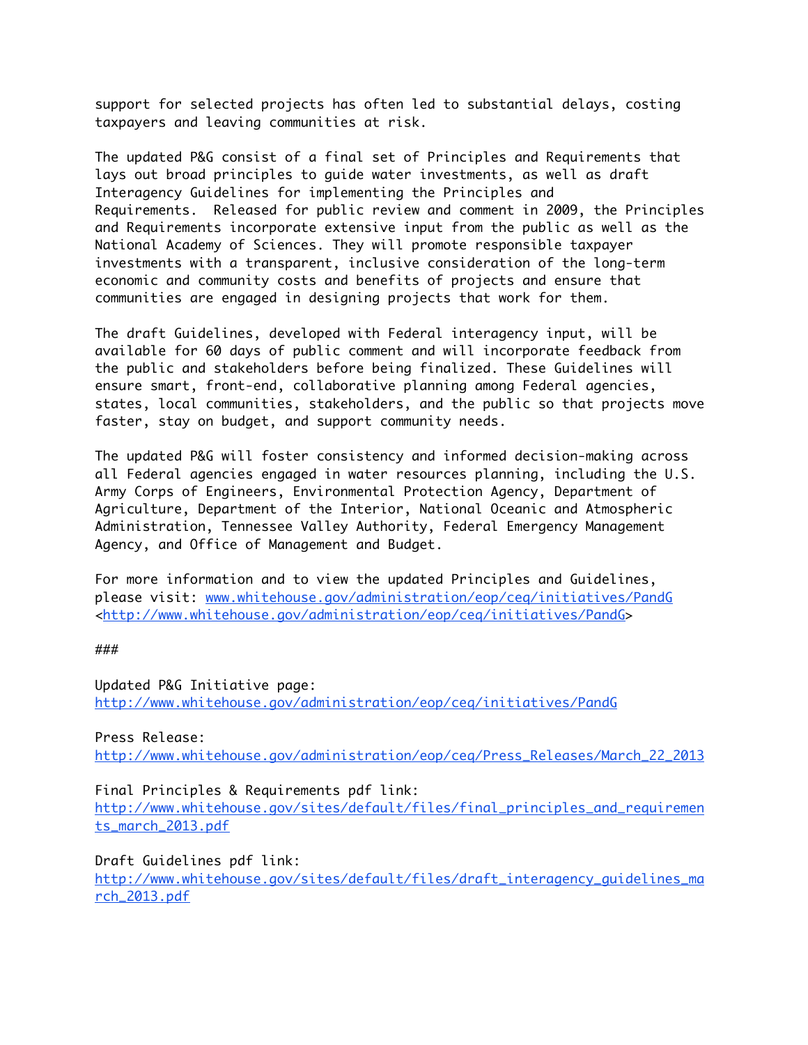support for selected projects has often led to substantial delays, costing taxpayers and leaving communities at risk.

The updated P&G consist of a final set of Principles and Requirements that lays out broad principles to guide water investments, as well as draft Interagency Guidelines for implementing the Principles and Requirements.  Released for public review and comment in 2009, the Principles and Requirements incorporate extensive input from the public as well as the National Academy of Sciences. They will promote responsible taxpayer investments with a transparent, inclusive consideration of the long-term economic and community costs and benefits of projects and ensure that communities are engaged in designing projects that work for them.

The draft Guidelines, developed with Federal interagency input, will be available for 60 days of public comment and will incorporate feedback from the public and stakeholders before being finalized. These Guidelines will ensure smart, front-end, collaborative planning among Federal agencies, states, local communities, stakeholders, and the public so that projects move faster, stay on budget, and support community needs.

The updated P&G will foster consistency and informed decision-making across all Federal agencies engaged in water resources planning, including the U.S. Army Corps of Engineers, Environmental Protection Agency, Department of Agriculture, Department of the Interior, National Oceanic and Atmospheric Administration, Tennessee Valley Authority, Federal Emergency Management Agency, and Office of Management and Budget.

For more information and to view the updated Principles and Guidelines, please visit: www.whitehouse.gov/administration/eop/ceq/initiatives/PandG <http://www.whitehouse.gov/administration/eop/ceq/initiatives/PandG>

###

Updated P&G Initiative page:
http://www.whitehouse.gov/administration/eop/ceq/initiatives/PandG

Press Release:
http://www.whitehouse.gov/administration/eop/ceq/Press_Releases/March_22_2013

Final Principles & Requirements pdf link:
http://www.whitehouse.gov/sites/default/files/final_principles_and_requirements_march_2013.pdf

Draft Guidelines pdf link:
http://www.whitehouse.gov/sites/default/files/draft_interagency_guidelines_march_2013.pdf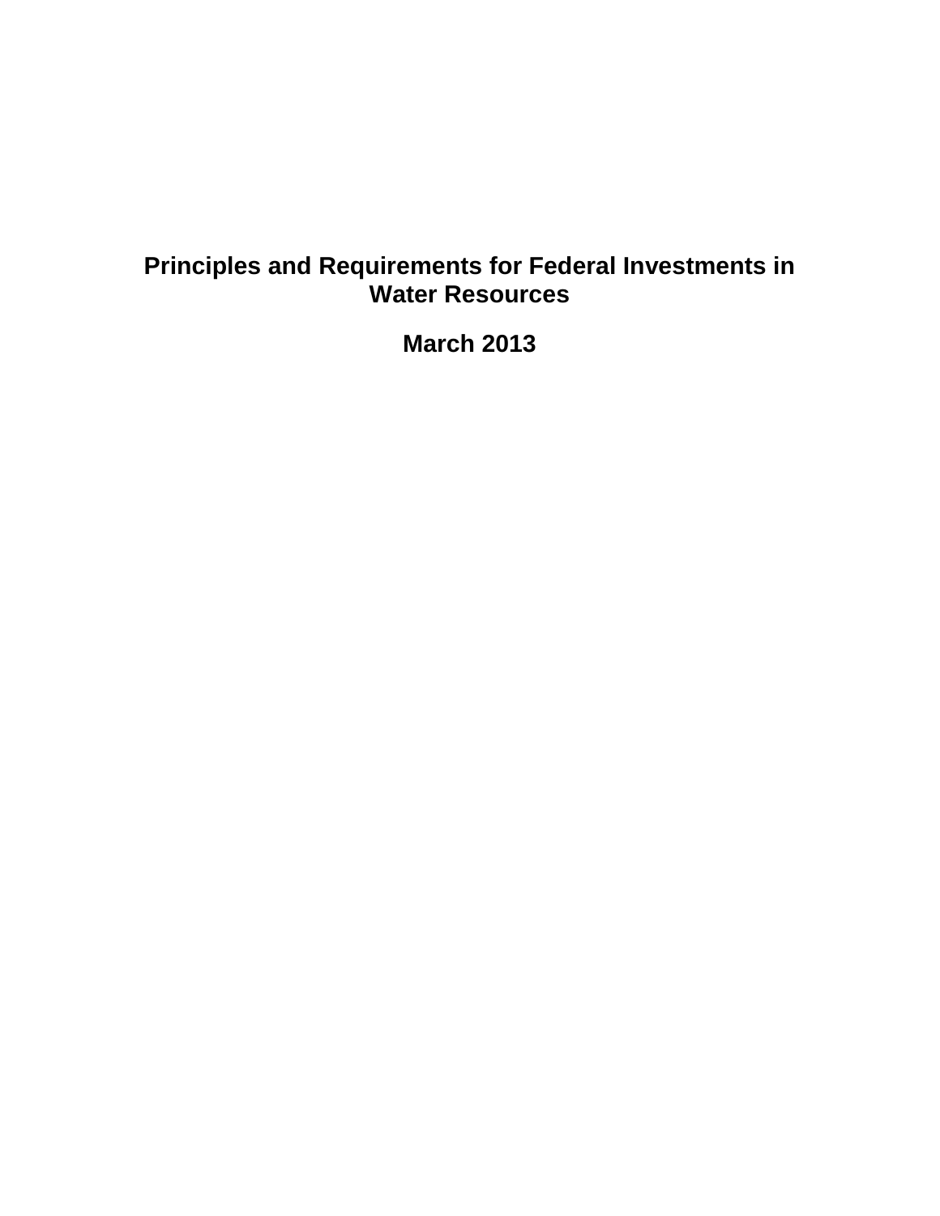# Principles and Requirements for Federal Investments in Water Resources

**March 2013**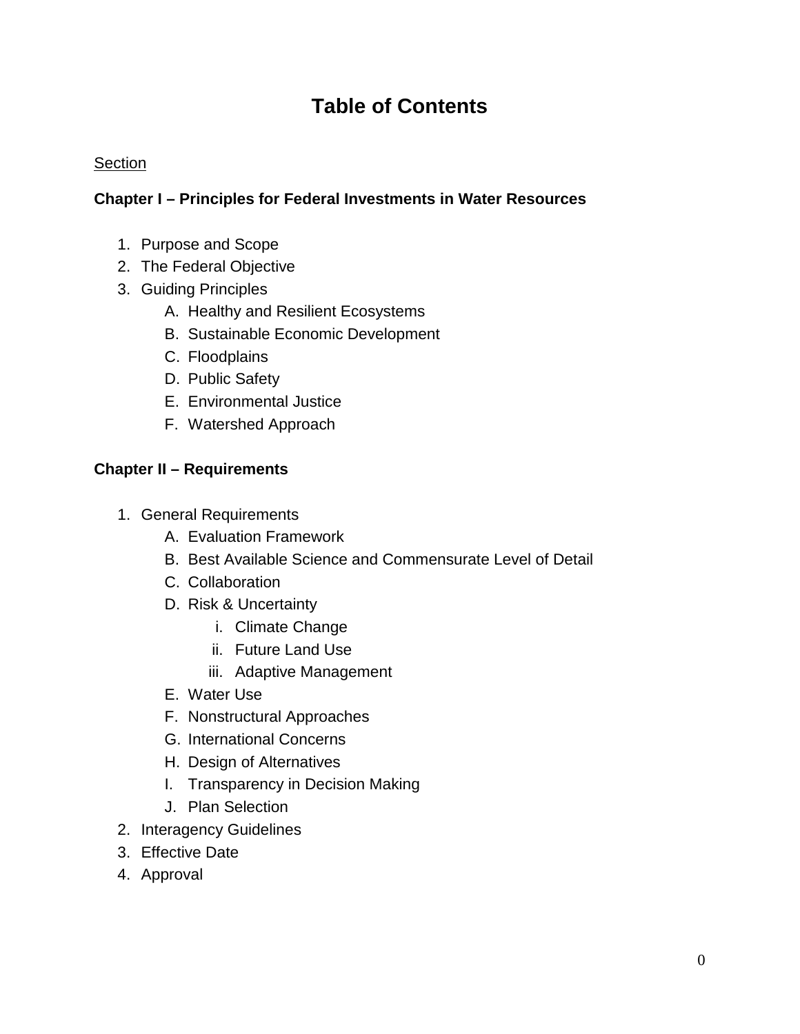# Table of Contents

Section

**Chapter I – Principles for Federal Investments in Water Resources**

1. Purpose and Scope
2. The Federal Objective
3. Guiding Principles
    - A. Healthy and Resilient Ecosystems
    - B. Sustainable Economic Development
    - C. Floodplains
    - D. Public Safety
    - E. Environmental Justice
    - F. Watershed Approach

**Chapter II – Requirements**

1. General Requirements
    - A. Evaluation Framework
    - B. Best Available Science and Commensurate Level of Detail
    - C. Collaboration
    - D. Risk & Uncertainty
        - i. Climate Change
        - ii. Future Land Use
        - iii. Adaptive Management
    - E. Water Use
    - F. Nonstructural Approaches
    - G. International Concerns
    - H. Design of Alternatives
    - I. Transparency in Decision Making
    - J. Plan Selection
2. Interagency Guidelines
3. Effective Date
4. Approval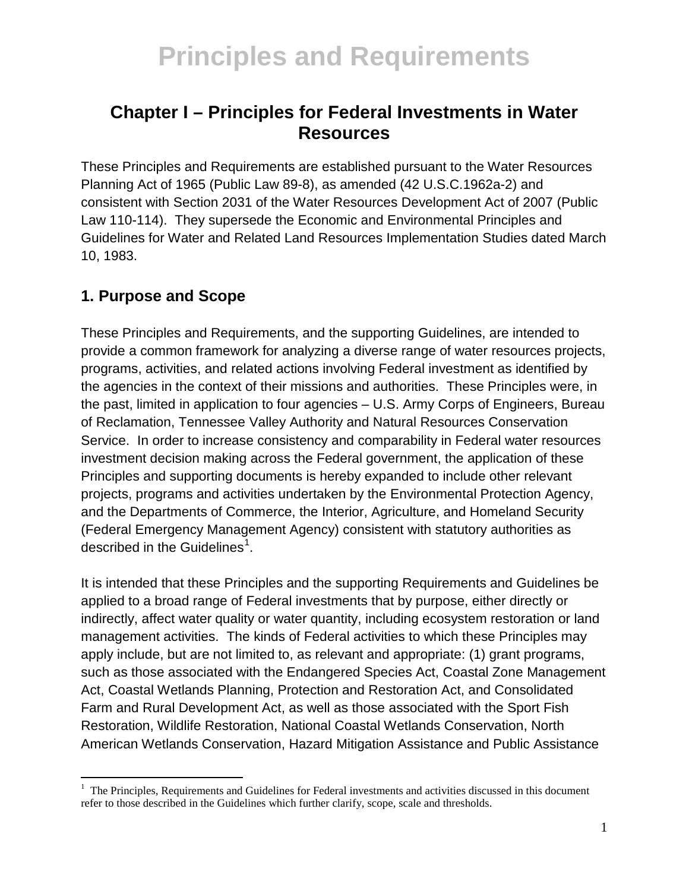# Principles and Requirements

## Chapter I – Principles for Federal Investments in Water Resources

These Principles and Requirements are established pursuant to the Water Resources Planning Act of 1965 (Public Law 89-8), as amended (42 U.S.C.1962a-2) and consistent with Section 2031 of the Water Resources Development Act of 2007 (Public Law 110-114). They supersede the Economic and Environmental Principles and Guidelines for Water and Related Land Resources Implementation Studies dated March 10, 1983.

### 1. Purpose and Scope

These Principles and Requirements, and the supporting Guidelines, are intended to provide a common framework for analyzing a diverse range of water resources projects, programs, activities, and related actions involving Federal investment as identified by the agencies in the context of their missions and authorities. These Principles were, in the past, limited in application to four agencies – U.S. Army Corps of Engineers, Bureau of Reclamation, Tennessee Valley Authority and Natural Resources Conservation Service. In order to increase consistency and comparability in Federal water resources investment decision making across the Federal government, the application of these Principles and supporting documents is hereby expanded to include other relevant projects, programs and activities undertaken by the Environmental Protection Agency, and the Departments of Commerce, the Interior, Agriculture, and Homeland Security (Federal Emergency Management Agency) consistent with statutory authorities as described in the Guidelines[1].

It is intended that these Principles and the supporting Requirements and Guidelines be applied to a broad range of Federal investments that by purpose, either directly or indirectly, affect water quality or water quantity, including ecosystem restoration or land management activities. The kinds of Federal activities to which these Principles may apply include, but are not limited to, as relevant and appropriate: (1) grant programs, such as those associated with the Endangered Species Act, Coastal Zone Management Act, Coastal Wetlands Planning, Protection and Restoration Act, and Consolidated Farm and Rural Development Act, as well as those associated with the Sport Fish Restoration, Wildlife Restoration, National Coastal Wetlands Conservation, North American Wetlands Conservation, Hazard Mitigation Assistance and Public Assistance

[1] The Principles, Requirements and Guidelines for Federal investments and activities discussed in this document refer to those described in the Guidelines which further clarify, scope, scale and thresholds.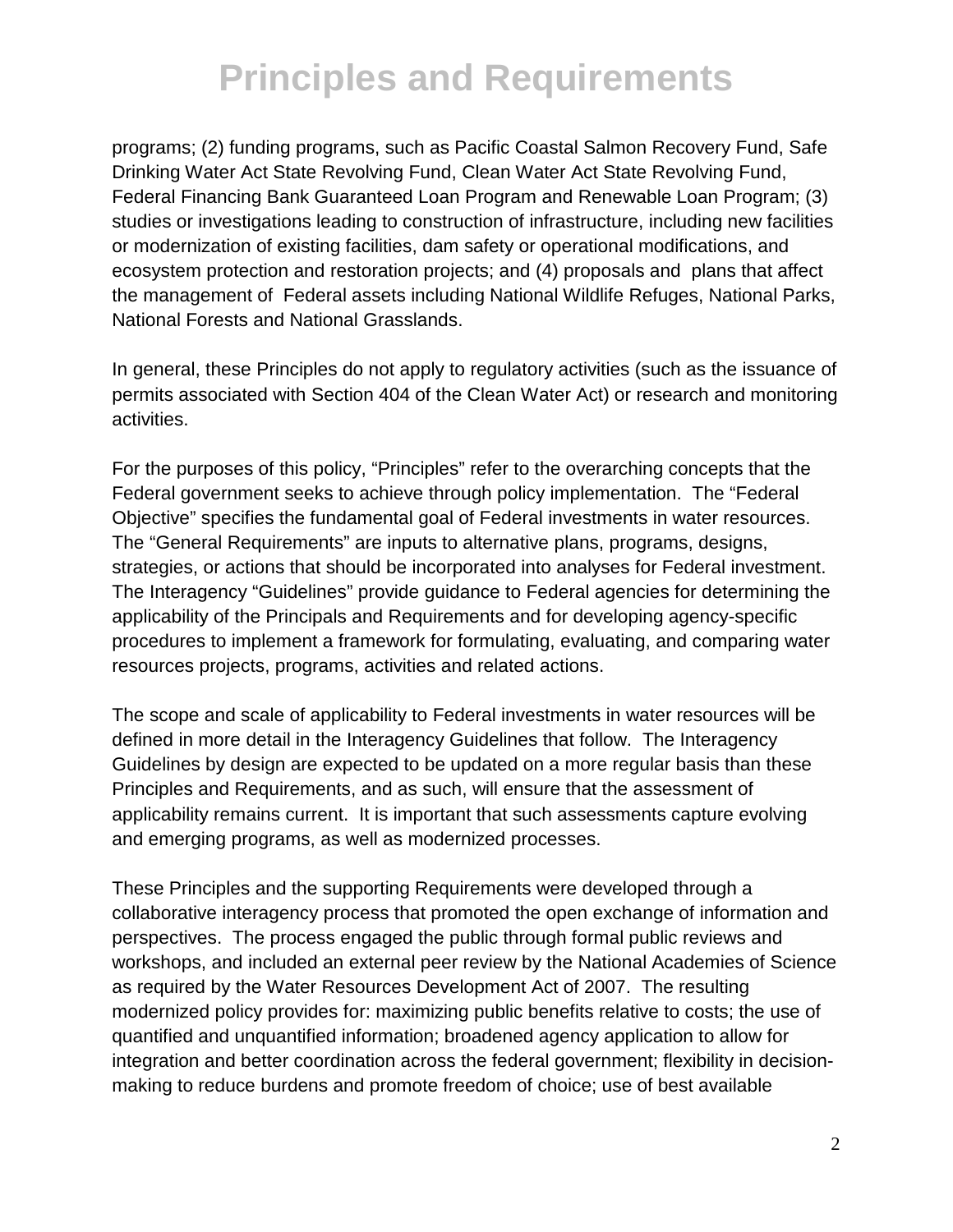programs; (2) funding programs, such as Pacific Coastal Salmon Recovery Fund, Safe Drinking Water Act State Revolving Fund, Clean Water Act State Revolving Fund, Federal Financing Bank Guaranteed Loan Program and Renewable Loan Program; (3) studies or investigations leading to construction of infrastructure, including new facilities or modernization of existing facilities, dam safety or operational modifications, and ecosystem protection and restoration projects; and (4) proposals and plans that affect the management of Federal assets including National Wildlife Refuges, National Parks, National Forests and National Grasslands.

In general, these Principles do not apply to regulatory activities (such as the issuance of permits associated with Section 404 of the Clean Water Act) or research and monitoring activities.

For the purposes of this policy, "Principles" refer to the overarching concepts that the Federal government seeks to achieve through policy implementation. The "Federal Objective" specifies the fundamental goal of Federal investments in water resources. The "General Requirements" are inputs to alternative plans, programs, designs, strategies, or actions that should be incorporated into analyses for Federal investment. The Interagency "Guidelines" provide guidance to Federal agencies for determining the applicability of the Principals and Requirements and for developing agency-specific procedures to implement a framework for formulating, evaluating, and comparing water resources projects, programs, activities and related actions.

The scope and scale of applicability to Federal investments in water resources will be defined in more detail in the Interagency Guidelines that follow. The Interagency Guidelines by design are expected to be updated on a more regular basis than these Principles and Requirements, and as such, will ensure that the assessment of applicability remains current. It is important that such assessments capture evolving and emerging programs, as well as modernized processes.

These Principles and the supporting Requirements were developed through a collaborative interagency process that promoted the open exchange of information and perspectives. The process engaged the public through formal public reviews and workshops, and included an external peer review by the National Academies of Science as required by the Water Resources Development Act of 2007. The resulting modernized policy provides for: maximizing public benefits relative to costs; the use of quantified and unquantified information; broadened agency application to allow for integration and better coordination across the federal government; flexibility in decision-making to reduce burdens and promote freedom of choice; use of best available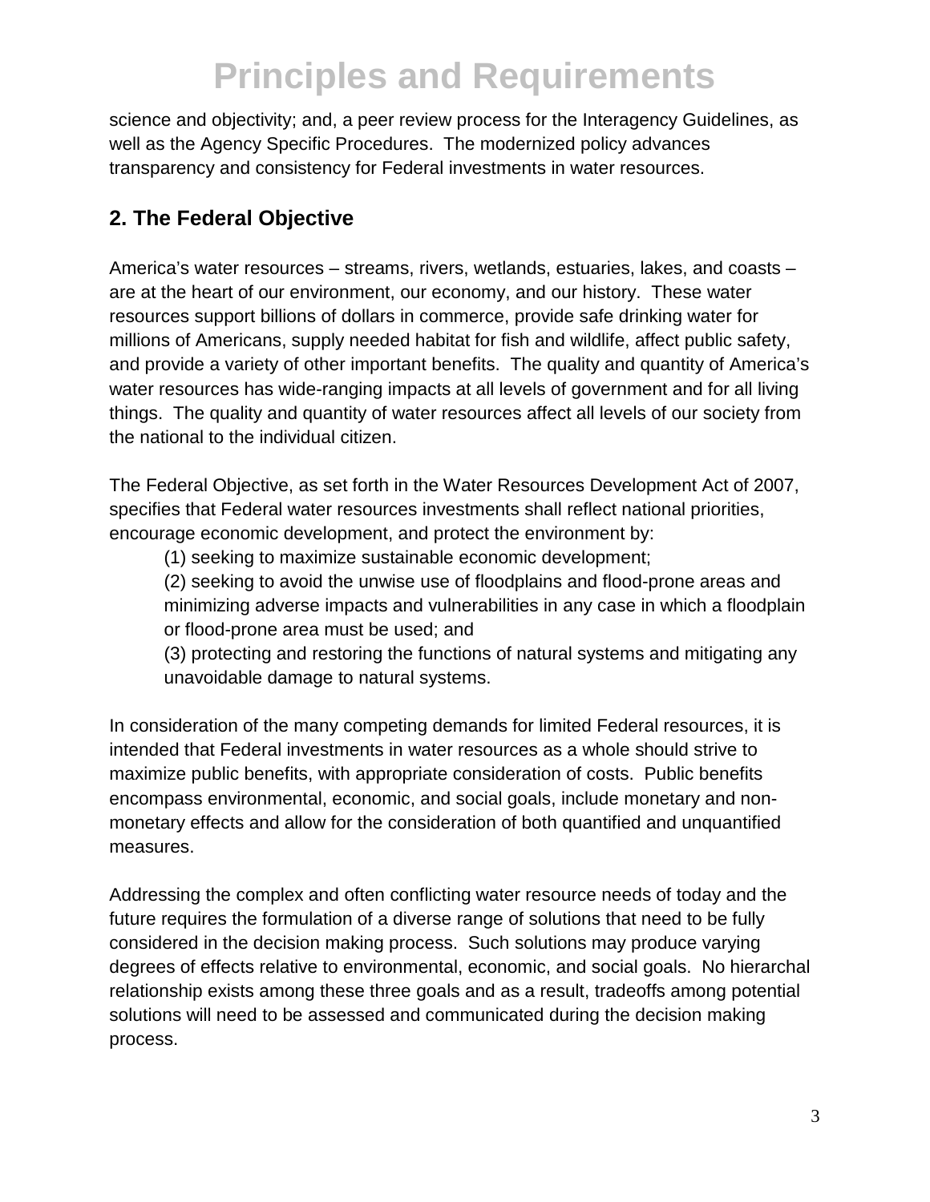science and objectivity; and, a peer review process for the Interagency Guidelines, as well as the Agency Specific Procedures. The modernized policy advances transparency and consistency for Federal investments in water resources.

## 2. The Federal Objective

America's water resources – streams, rivers, wetlands, estuaries, lakes, and coasts – are at the heart of our environment, our economy, and our history. These water resources support billions of dollars in commerce, provide safe drinking water for millions of Americans, supply needed habitat for fish and wildlife, affect public safety, and provide a variety of other important benefits. The quality and quantity of America's water resources has wide-ranging impacts at all levels of government and for all living things. The quality and quantity of water resources affect all levels of our society from the national to the individual citizen.

The Federal Objective, as set forth in the Water Resources Development Act of 2007, specifies that Federal water resources investments shall reflect national priorities, encourage economic development, and protect the environment by:

(1) seeking to maximize sustainable economic development;

(2) seeking to avoid the unwise use of floodplains and flood-prone areas and minimizing adverse impacts and vulnerabilities in any case in which a floodplain or flood-prone area must be used; and

(3) protecting and restoring the functions of natural systems and mitigating any unavoidable damage to natural systems.

In consideration of the many competing demands for limited Federal resources, it is intended that Federal investments in water resources as a whole should strive to maximize public benefits, with appropriate consideration of costs. Public benefits encompass environmental, economic, and social goals, include monetary and non-monetary effects and allow for the consideration of both quantified and unquantified measures.

Addressing the complex and often conflicting water resource needs of today and the future requires the formulation of a diverse range of solutions that need to be fully considered in the decision making process. Such solutions may produce varying degrees of effects relative to environmental, economic, and social goals. No hierarchal relationship exists among these three goals and as a result, tradeoffs among potential solutions will need to be assessed and communicated during the decision making process.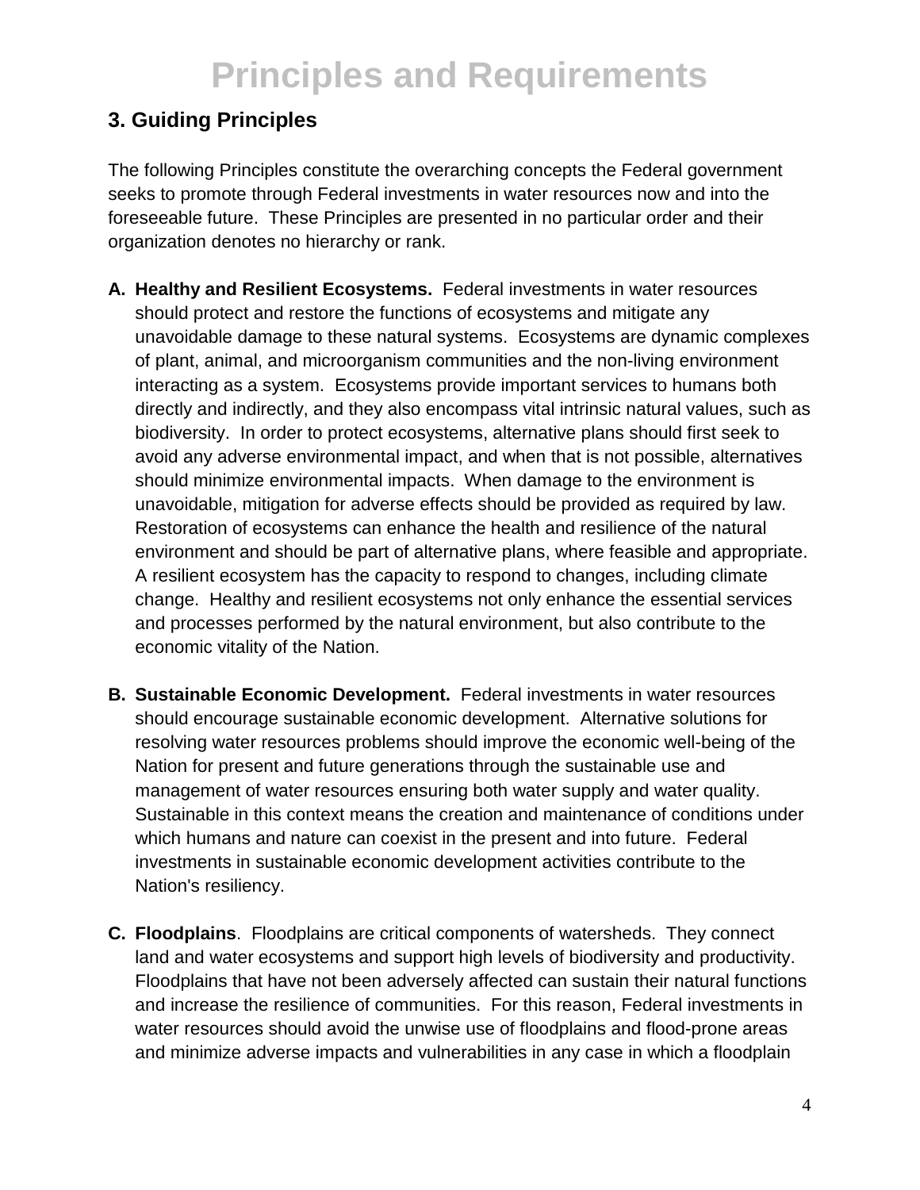# Principles and Requirements

## 3. Guiding Principles

The following Principles constitute the overarching concepts the Federal government seeks to promote through Federal investments in water resources now and into the foreseeable future. These Principles are presented in no particular order and their organization denotes no hierarchy or rank.

**A. Healthy and Resilient Ecosystems.** Federal investments in water resources should protect and restore the functions of ecosystems and mitigate any unavoidable damage to these natural systems. Ecosystems are dynamic complexes of plant, animal, and microorganism communities and the non-living environment interacting as a system. Ecosystems provide important services to humans both directly and indirectly, and they also encompass vital intrinsic natural values, such as biodiversity. In order to protect ecosystems, alternative plans should first seek to avoid any adverse environmental impact, and when that is not possible, alternatives should minimize environmental impacts. When damage to the environment is unavoidable, mitigation for adverse effects should be provided as required by law. Restoration of ecosystems can enhance the health and resilience of the natural environment and should be part of alternative plans, where feasible and appropriate. A resilient ecosystem has the capacity to respond to changes, including climate change. Healthy and resilient ecosystems not only enhance the essential services and processes performed by the natural environment, but also contribute to the economic vitality of the Nation.

**B. Sustainable Economic Development.** Federal investments in water resources should encourage sustainable economic development. Alternative solutions for resolving water resources problems should improve the economic well-being of the Nation for present and future generations through the sustainable use and management of water resources ensuring both water supply and water quality. Sustainable in this context means the creation and maintenance of conditions under which humans and nature can coexist in the present and into future. Federal investments in sustainable economic development activities contribute to the Nation's resiliency.

**C. Floodplains**. Floodplains are critical components of watersheds. They connect land and water ecosystems and support high levels of biodiversity and productivity. Floodplains that have not been adversely affected can sustain their natural functions and increase the resilience of communities. For this reason, Federal investments in water resources should avoid the unwise use of floodplains and flood-prone areas and minimize adverse impacts and vulnerabilities in any case in which a floodplain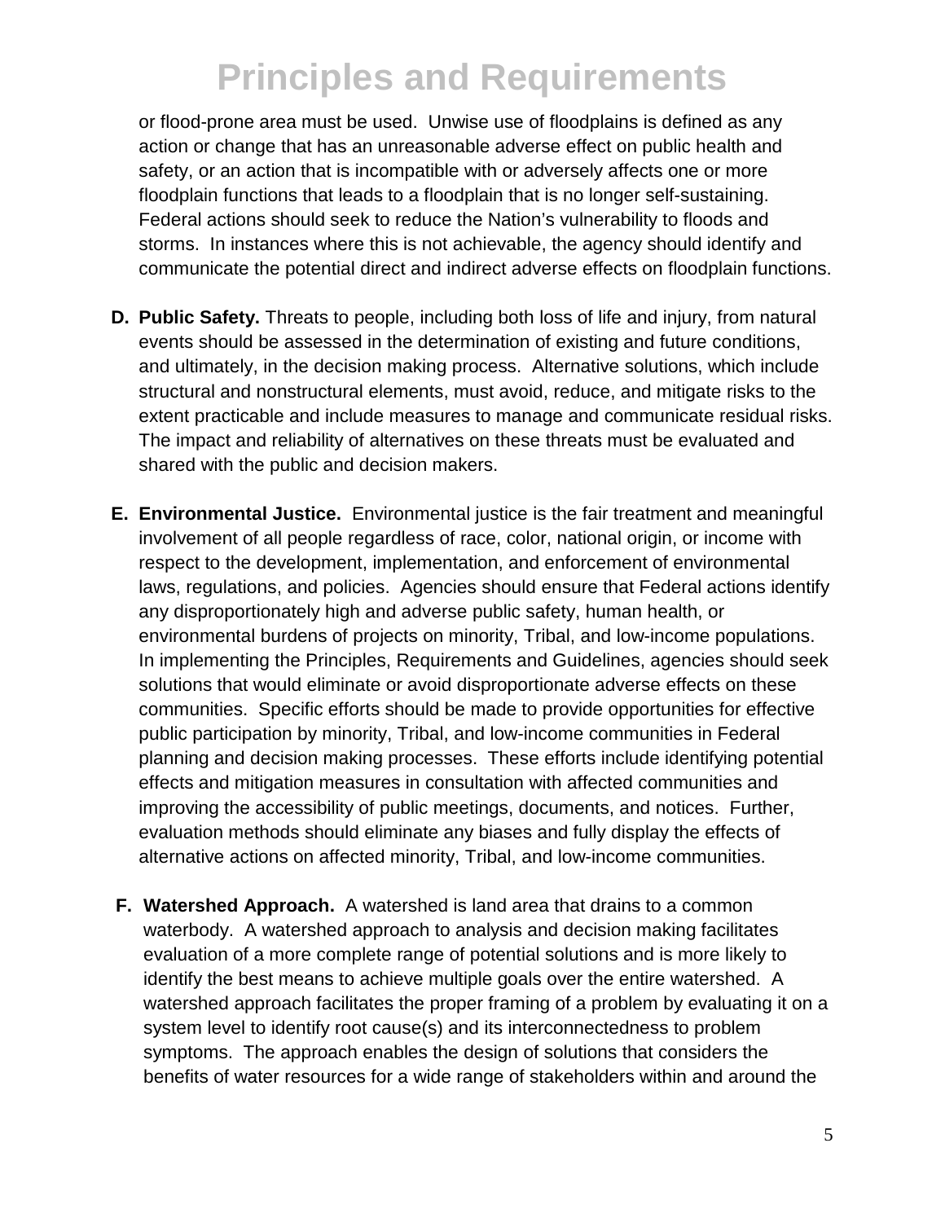or flood-prone area must be used. Unwise use of floodplains is defined as any action or change that has an unreasonable adverse effect on public health and safety, or an action that is incompatible with or adversely affects one or more floodplain functions that leads to a floodplain that is no longer self-sustaining. Federal actions should seek to reduce the Nation's vulnerability to floods and storms. In instances where this is not achievable, the agency should identify and communicate the potential direct and indirect adverse effects on floodplain functions.

**D. Public Safety.** Threats to people, including both loss of life and injury, from natural events should be assessed in the determination of existing and future conditions, and ultimately, in the decision making process. Alternative solutions, which include structural and nonstructural elements, must avoid, reduce, and mitigate risks to the extent practicable and include measures to manage and communicate residual risks. The impact and reliability of alternatives on these threats must be evaluated and shared with the public and decision makers.

**E. Environmental Justice.** Environmental justice is the fair treatment and meaningful involvement of all people regardless of race, color, national origin, or income with respect to the development, implementation, and enforcement of environmental laws, regulations, and policies. Agencies should ensure that Federal actions identify any disproportionately high and adverse public safety, human health, or environmental burdens of projects on minority, Tribal, and low-income populations. In implementing the Principles, Requirements and Guidelines, agencies should seek solutions that would eliminate or avoid disproportionate adverse effects on these communities. Specific efforts should be made to provide opportunities for effective public participation by minority, Tribal, and low-income communities in Federal planning and decision making processes. These efforts include identifying potential effects and mitigation measures in consultation with affected communities and improving the accessibility of public meetings, documents, and notices. Further, evaluation methods should eliminate any biases and fully display the effects of alternative actions on affected minority, Tribal, and low-income communities.

**F. Watershed Approach.** A watershed is land area that drains to a common waterbody. A watershed approach to analysis and decision making facilitates evaluation of a more complete range of potential solutions and is more likely to identify the best means to achieve multiple goals over the entire watershed. A watershed approach facilitates the proper framing of a problem by evaluating it on a system level to identify root cause(s) and its interconnectedness to problem symptoms. The approach enables the design of solutions that considers the benefits of water resources for a wide range of stakeholders within and around the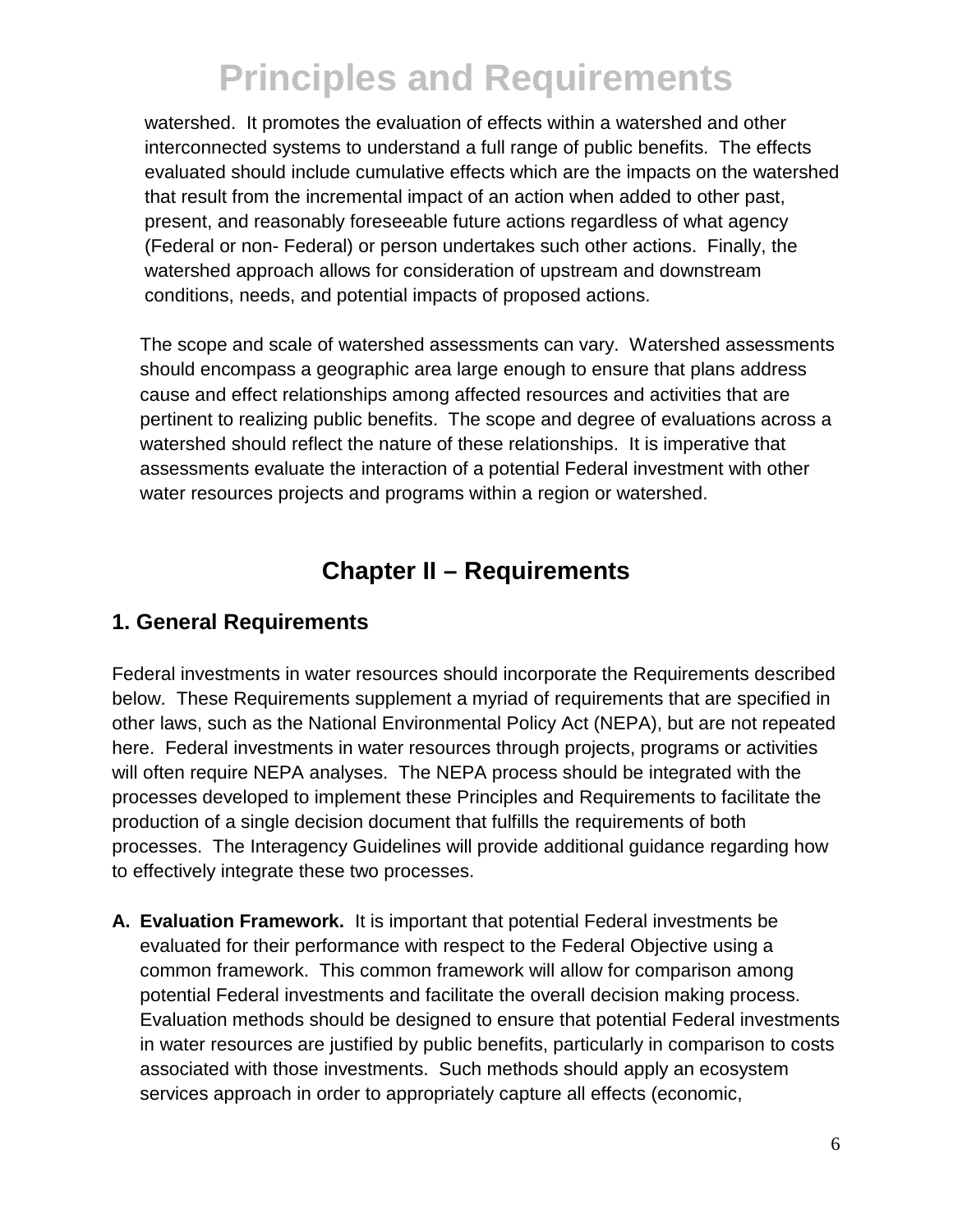watershed. It promotes the evaluation of effects within a watershed and other interconnected systems to understand a full range of public benefits. The effects evaluated should include cumulative effects which are the impacts on the watershed that result from the incremental impact of an action when added to other past, present, and reasonably foreseeable future actions regardless of what agency (Federal or non- Federal) or person undertakes such other actions. Finally, the watershed approach allows for consideration of upstream and downstream conditions, needs, and potential impacts of proposed actions.

The scope and scale of watershed assessments can vary. Watershed assessments should encompass a geographic area large enough to ensure that plans address cause and effect relationships among affected resources and activities that are pertinent to realizing public benefits. The scope and degree of evaluations across a watershed should reflect the nature of these relationships. It is imperative that assessments evaluate the interaction of a potential Federal investment with other water resources projects and programs within a region or watershed.

## Chapter II – Requirements

### 1. General Requirements

Federal investments in water resources should incorporate the Requirements described below. These Requirements supplement a myriad of requirements that are specified in other laws, such as the National Environmental Policy Act (NEPA), but are not repeated here. Federal investments in water resources through projects, programs or activities will often require NEPA analyses. The NEPA process should be integrated with the processes developed to implement these Principles and Requirements to facilitate the production of a single decision document that fulfills the requirements of both processes. The Interagency Guidelines will provide additional guidance regarding how to effectively integrate these two processes.

**A. Evaluation Framework.** It is important that potential Federal investments be evaluated for their performance with respect to the Federal Objective using a common framework. This common framework will allow for comparison among potential Federal investments and facilitate the overall decision making process. Evaluation methods should be designed to ensure that potential Federal investments in water resources are justified by public benefits, particularly in comparison to costs associated with those investments. Such methods should apply an ecosystem services approach in order to appropriately capture all effects (economic,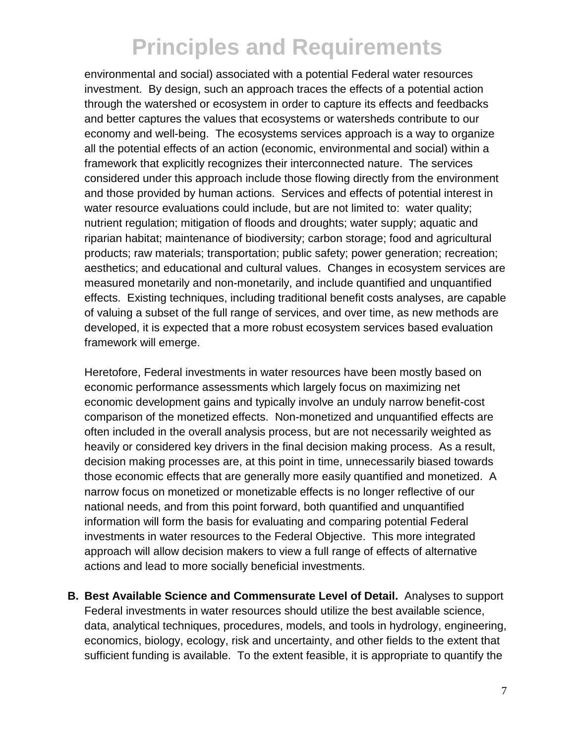environmental and social) associated with a potential Federal water resources investment. By design, such an approach traces the effects of a potential action through the watershed or ecosystem in order to capture its effects and feedbacks and better captures the values that ecosystems or watersheds contribute to our economy and well-being. The ecosystems services approach is a way to organize all the potential effects of an action (economic, environmental and social) within a framework that explicitly recognizes their interconnected nature. The services considered under this approach include those flowing directly from the environment and those provided by human actions. Services and effects of potential interest in water resource evaluations could include, but are not limited to: water quality; nutrient regulation; mitigation of floods and droughts; water supply; aquatic and riparian habitat; maintenance of biodiversity; carbon storage; food and agricultural products; raw materials; transportation; public safety; power generation; recreation; aesthetics; and educational and cultural values. Changes in ecosystem services are measured monetarily and non-monetarily, and include quantified and unquantified effects. Existing techniques, including traditional benefit costs analyses, are capable of valuing a subset of the full range of services, and over time, as new methods are developed, it is expected that a more robust ecosystem services based evaluation framework will emerge.

Heretofore, Federal investments in water resources have been mostly based on economic performance assessments which largely focus on maximizing net economic development gains and typically involve an unduly narrow benefit-cost comparison of the monetized effects. Non-monetized and unquantified effects are often included in the overall analysis process, but are not necessarily weighted as heavily or considered key drivers in the final decision making process. As a result, decision making processes are, at this point in time, unnecessarily biased towards those economic effects that are generally more easily quantified and monetized. A narrow focus on monetized or monetizable effects is no longer reflective of our national needs, and from this point forward, both quantified and unquantified information will form the basis for evaluating and comparing potential Federal investments in water resources to the Federal Objective. This more integrated approach will allow decision makers to view a full range of effects of alternative actions and lead to more socially beneficial investments.

**B. Best Available Science and Commensurate Level of Detail.** Analyses to support Federal investments in water resources should utilize the best available science, data, analytical techniques, procedures, models, and tools in hydrology, engineering, economics, biology, ecology, risk and uncertainty, and other fields to the extent that sufficient funding is available. To the extent feasible, it is appropriate to quantify the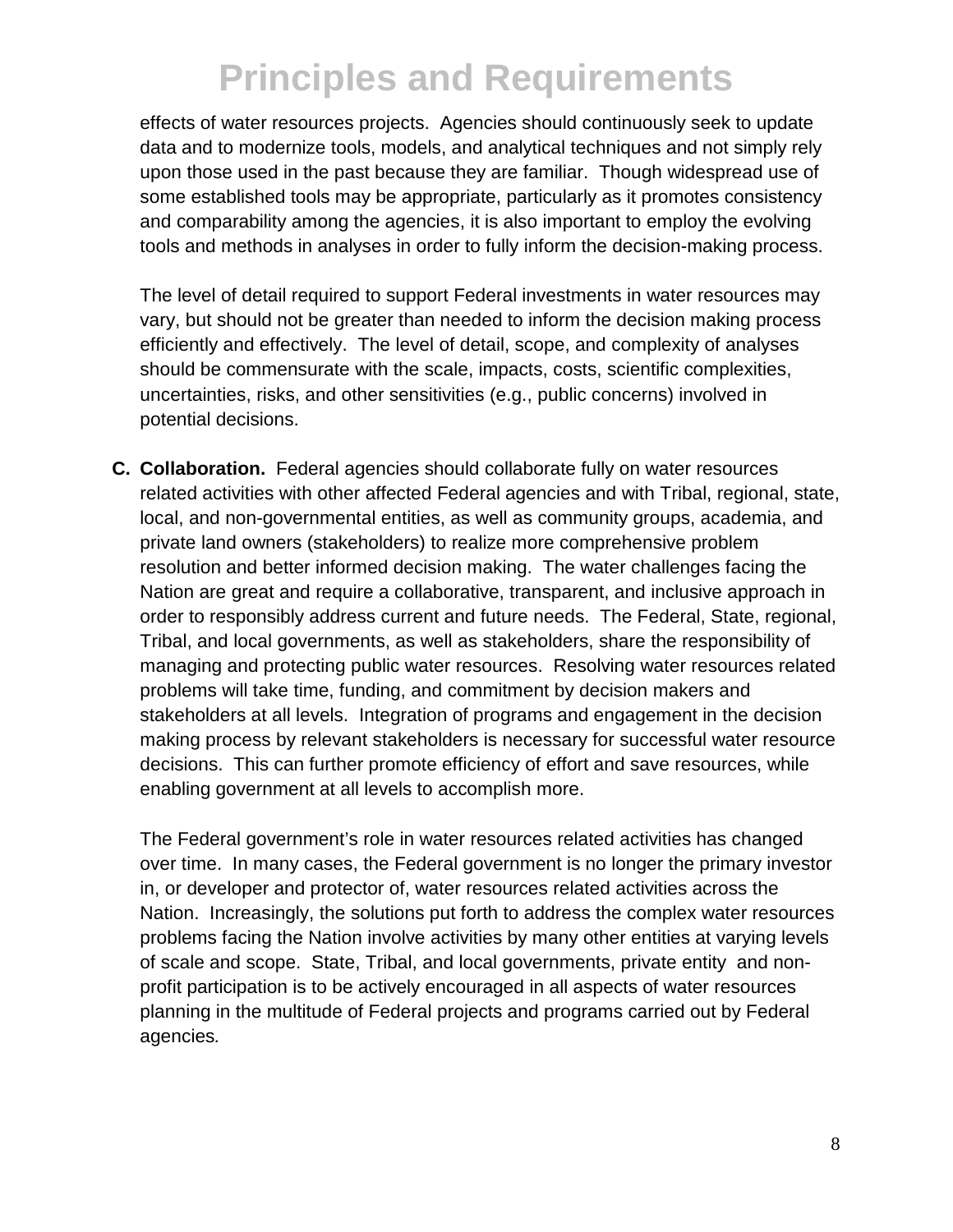effects of water resources projects. Agencies should continuously seek to update data and to modernize tools, models, and analytical techniques and not simply rely upon those used in the past because they are familiar. Though widespread use of some established tools may be appropriate, particularly as it promotes consistency and comparability among the agencies, it is also important to employ the evolving tools and methods in analyses in order to fully inform the decision-making process.

The level of detail required to support Federal investments in water resources may vary, but should not be greater than needed to inform the decision making process efficiently and effectively. The level of detail, scope, and complexity of analyses should be commensurate with the scale, impacts, costs, scientific complexities, uncertainties, risks, and other sensitivities (e.g., public concerns) involved in potential decisions.

**C. Collaboration.** Federal agencies should collaborate fully on water resources related activities with other affected Federal agencies and with Tribal, regional, state, local, and non-governmental entities, as well as community groups, academia, and private land owners (stakeholders) to realize more comprehensive problem resolution and better informed decision making. The water challenges facing the Nation are great and require a collaborative, transparent, and inclusive approach in order to responsibly address current and future needs. The Federal, State, regional, Tribal, and local governments, as well as stakeholders, share the responsibility of managing and protecting public water resources. Resolving water resources related problems will take time, funding, and commitment by decision makers and stakeholders at all levels. Integration of programs and engagement in the decision making process by relevant stakeholders is necessary for successful water resource decisions. This can further promote efficiency of effort and save resources, while enabling government at all levels to accomplish more.

The Federal government's role in water resources related activities has changed over time. In many cases, the Federal government is no longer the primary investor in, or developer and protector of, water resources related activities across the Nation. Increasingly, the solutions put forth to address the complex water resources problems facing the Nation involve activities by many other entities at varying levels of scale and scope. State, Tribal, and local governments, private entity and non-profit participation is to be actively encouraged in all aspects of water resources planning in the multitude of Federal projects and programs carried out by Federal agencies.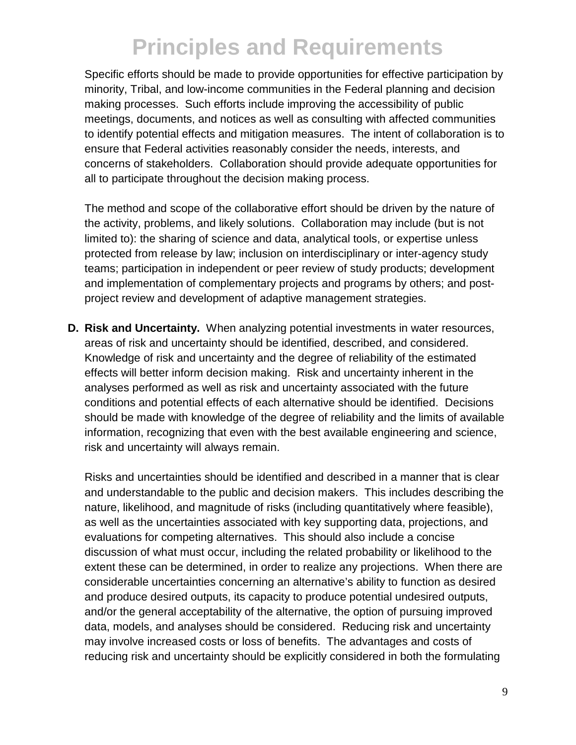Specific efforts should be made to provide opportunities for effective participation by minority, Tribal, and low-income communities in the Federal planning and decision making processes. Such efforts include improving the accessibility of public meetings, documents, and notices as well as consulting with affected communities to identify potential effects and mitigation measures. The intent of collaboration is to ensure that Federal activities reasonably consider the needs, interests, and concerns of stakeholders. Collaboration should provide adequate opportunities for all to participate throughout the decision making process.

The method and scope of the collaborative effort should be driven by the nature of the activity, problems, and likely solutions. Collaboration may include (but is not limited to): the sharing of science and data, analytical tools, or expertise unless protected from release by law; inclusion on interdisciplinary or inter-agency study teams; participation in independent or peer review of study products; development and implementation of complementary projects and programs by others; and post-project review and development of adaptive management strategies.

**D. Risk and Uncertainty.** When analyzing potential investments in water resources, areas of risk and uncertainty should be identified, described, and considered. Knowledge of risk and uncertainty and the degree of reliability of the estimated effects will better inform decision making. Risk and uncertainty inherent in the analyses performed as well as risk and uncertainty associated with the future conditions and potential effects of each alternative should be identified. Decisions should be made with knowledge of the degree of reliability and the limits of available information, recognizing that even with the best available engineering and science, risk and uncertainty will always remain.

Risks and uncertainties should be identified and described in a manner that is clear and understandable to the public and decision makers. This includes describing the nature, likelihood, and magnitude of risks (including quantitatively where feasible), as well as the uncertainties associated with key supporting data, projections, and evaluations for competing alternatives. This should also include a concise discussion of what must occur, including the related probability or likelihood to the extent these can be determined, in order to realize any projections. When there are considerable uncertainties concerning an alternative's ability to function as desired and produce desired outputs, its capacity to produce potential undesired outputs, and/or the general acceptability of the alternative, the option of pursuing improved data, models, and analyses should be considered. Reducing risk and uncertainty may involve increased costs or loss of benefits. The advantages and costs of reducing risk and uncertainty should be explicitly considered in both the formulating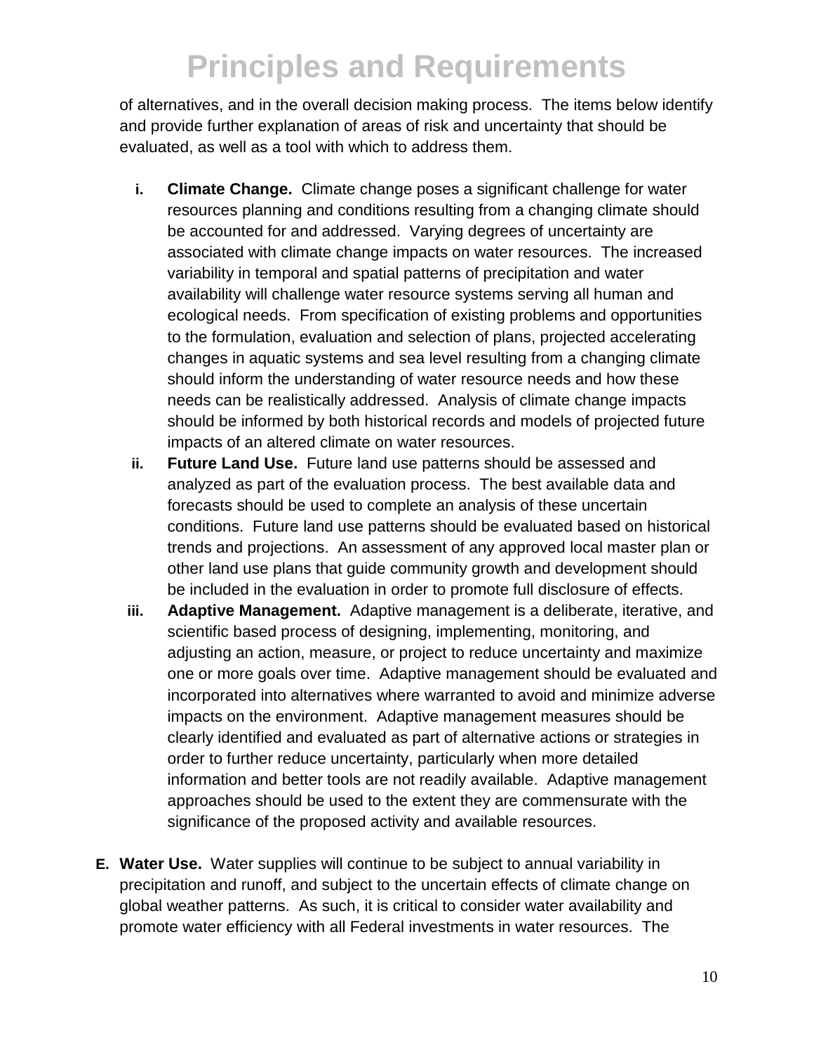of alternatives, and in the overall decision making process. The items below identify and provide further explanation of areas of risk and uncertainty that should be evaluated, as well as a tool with which to address them.

i. **Climate Change.** Climate change poses a significant challenge for water resources planning and conditions resulting from a changing climate should be accounted for and addressed. Varying degrees of uncertainty are associated with climate change impacts on water resources. The increased variability in temporal and spatial patterns of precipitation and water availability will challenge water resource systems serving all human and ecological needs. From specification of existing problems and opportunities to the formulation, evaluation and selection of plans, projected accelerating changes in aquatic systems and sea level resulting from a changing climate should inform the understanding of water resource needs and how these needs can be realistically addressed. Analysis of climate change impacts should be informed by both historical records and models of projected future impacts of an altered climate on water resources.

ii. **Future Land Use.** Future land use patterns should be assessed and analyzed as part of the evaluation process. The best available data and forecasts should be used to complete an analysis of these uncertain conditions. Future land use patterns should be evaluated based on historical trends and projections. An assessment of any approved local master plan or other land use plans that guide community growth and development should be included in the evaluation in order to promote full disclosure of effects.

iii. **Adaptive Management.** Adaptive management is a deliberate, iterative, and scientific based process of designing, implementing, monitoring, and adjusting an action, measure, or project to reduce uncertainty and maximize one or more goals over time. Adaptive management should be evaluated and incorporated into alternatives where warranted to avoid and minimize adverse impacts on the environment. Adaptive management measures should be clearly identified and evaluated as part of alternative actions or strategies in order to further reduce uncertainty, particularly when more detailed information and better tools are not readily available. Adaptive management approaches should be used to the extent they are commensurate with the significance of the proposed activity and available resources.

**E. Water Use.** Water supplies will continue to be subject to annual variability in precipitation and runoff, and subject to the uncertain effects of climate change on global weather patterns. As such, it is critical to consider water availability and promote water efficiency with all Federal investments in water resources. The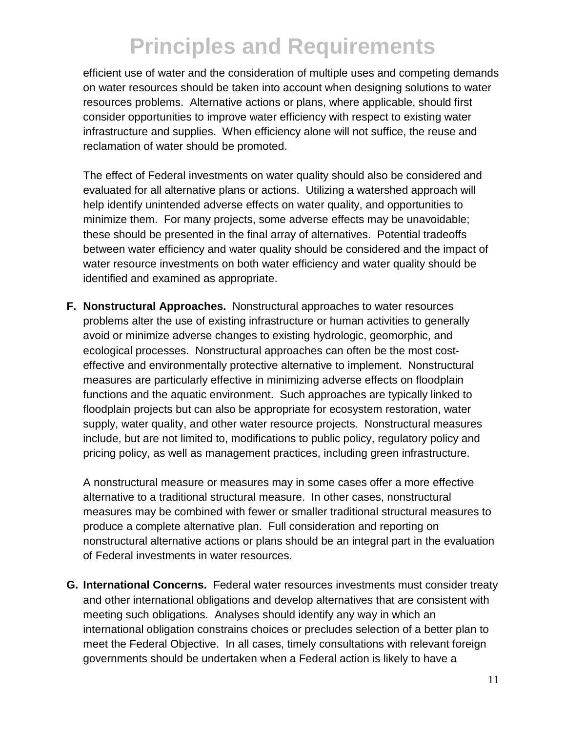efficient use of water and the consideration of multiple uses and competing demands on water resources should be taken into account when designing solutions to water resources problems. Alternative actions or plans, where applicable, should first consider opportunities to improve water efficiency with respect to existing water infrastructure and supplies. When efficiency alone will not suffice, the reuse and reclamation of water should be promoted.

The effect of Federal investments on water quality should also be considered and evaluated for all alternative plans or actions. Utilizing a watershed approach will help identify unintended adverse effects on water quality, and opportunities to minimize them. For many projects, some adverse effects may be unavoidable; these should be presented in the final array of alternatives. Potential tradeoffs between water efficiency and water quality should be considered and the impact of water resource investments on both water efficiency and water quality should be identified and examined as appropriate.

**F. Nonstructural Approaches.** Nonstructural approaches to water resources problems alter the use of existing infrastructure or human activities to generally avoid or minimize adverse changes to existing hydrologic, geomorphic, and ecological processes. Nonstructural approaches can often be the most cost-effective and environmentally protective alternative to implement. Nonstructural measures are particularly effective in minimizing adverse effects on floodplain functions and the aquatic environment. Such approaches are typically linked to floodplain projects but can also be appropriate for ecosystem restoration, water supply, water quality, and other water resource projects. Nonstructural measures include, but are not limited to, modifications to public policy, regulatory policy and pricing policy, as well as management practices, including green infrastructure.

A nonstructural measure or measures may in some cases offer a more effective alternative to a traditional structural measure. In other cases, nonstructural measures may be combined with fewer or smaller traditional structural measures to produce a complete alternative plan. Full consideration and reporting on nonstructural alternative actions or plans should be an integral part in the evaluation of Federal investments in water resources.

**G. International Concerns.** Federal water resources investments must consider treaty and other international obligations and develop alternatives that are consistent with meeting such obligations. Analyses should identify any way in which an international obligation constrains choices or precludes selection of a better plan to meet the Federal Objective. In all cases, timely consultations with relevant foreign governments should be undertaken when a Federal action is likely to have a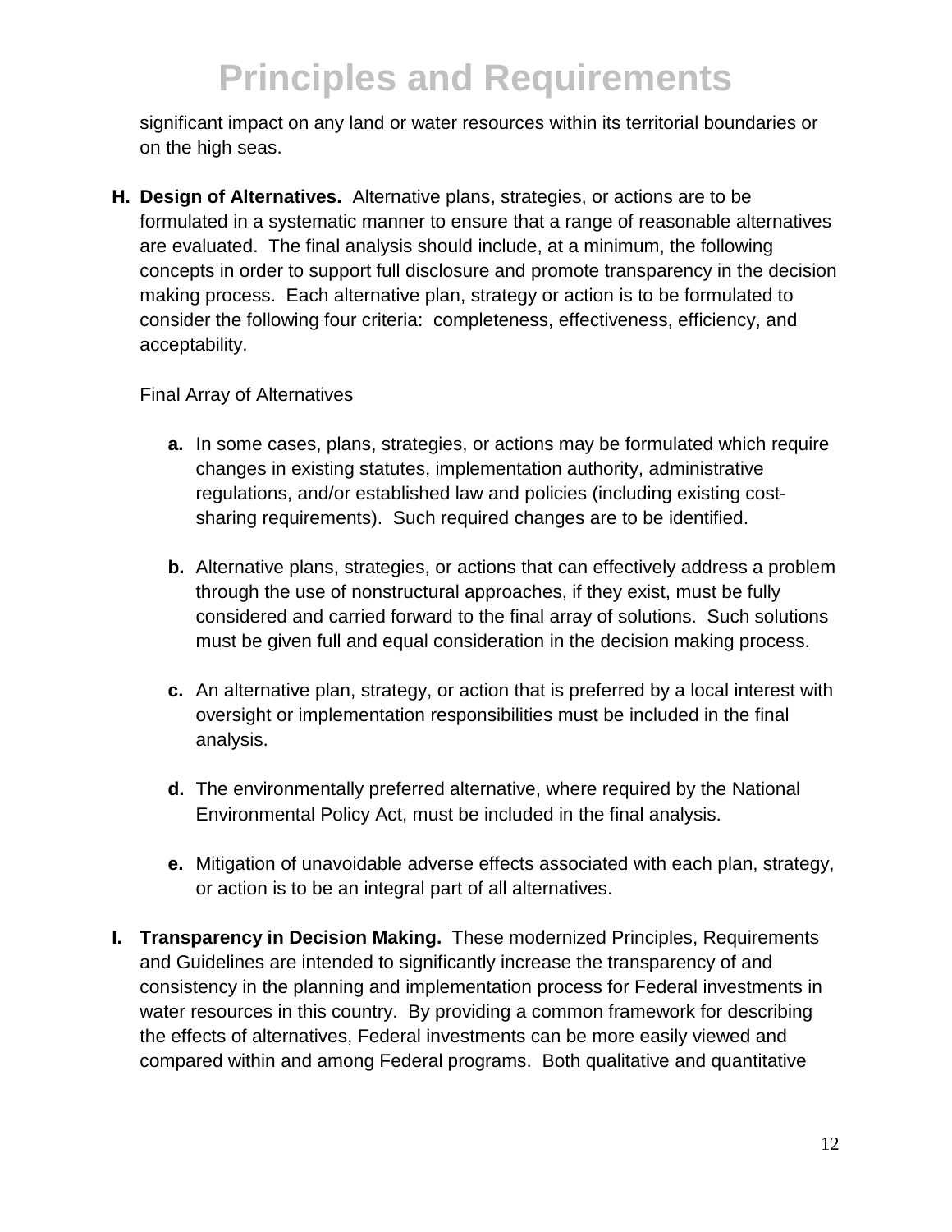significant impact on any land or water resources within its territorial boundaries or on the high seas.

**H. Design of Alternatives.** Alternative plans, strategies, or actions are to be formulated in a systematic manner to ensure that a range of reasonable alternatives are evaluated. The final analysis should include, at a minimum, the following concepts in order to support full disclosure and promote transparency in the decision making process. Each alternative plan, strategy or action is to be formulated to consider the following four criteria: completeness, effectiveness, efficiency, and acceptability.

Final Array of Alternatives

**a.** In some cases, plans, strategies, or actions may be formulated which require changes in existing statutes, implementation authority, administrative regulations, and/or established law and policies (including existing cost-sharing requirements). Such required changes are to be identified.

**b.** Alternative plans, strategies, or actions that can effectively address a problem through the use of nonstructural approaches, if they exist, must be fully considered and carried forward to the final array of solutions. Such solutions must be given full and equal consideration in the decision making process.

**c.** An alternative plan, strategy, or action that is preferred by a local interest with oversight or implementation responsibilities must be included in the final analysis.

**d.** The environmentally preferred alternative, where required by the National Environmental Policy Act, must be included in the final analysis.

**e.** Mitigation of unavoidable adverse effects associated with each plan, strategy, or action is to be an integral part of all alternatives.

**I. Transparency in Decision Making.** These modernized Principles, Requirements and Guidelines are intended to significantly increase the transparency of and consistency in the planning and implementation process for Federal investments in water resources in this country. By providing a common framework for describing the effects of alternatives, Federal investments can be more easily viewed and compared within and among Federal programs. Both qualitative and quantitative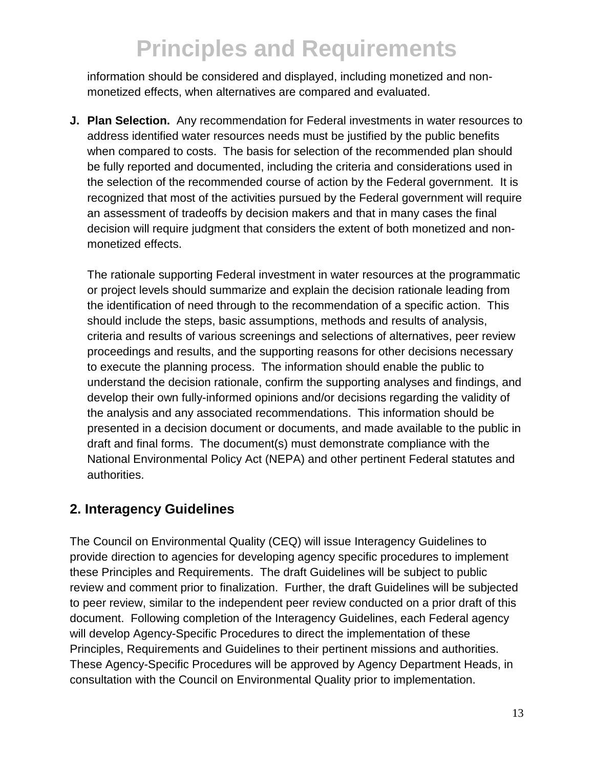information should be considered and displayed, including monetized and non-monetized effects, when alternatives are compared and evaluated.

**J. Plan Selection.** Any recommendation for Federal investments in water resources to address identified water resources needs must be justified by the public benefits when compared to costs. The basis for selection of the recommended plan should be fully reported and documented, including the criteria and considerations used in the selection of the recommended course of action by the Federal government. It is recognized that most of the activities pursued by the Federal government will require an assessment of tradeoffs by decision makers and that in many cases the final decision will require judgment that considers the extent of both monetized and non-monetized effects.

The rationale supporting Federal investment in water resources at the programmatic or project levels should summarize and explain the decision rationale leading from the identification of need through to the recommendation of a specific action. This should include the steps, basic assumptions, methods and results of analysis, criteria and results of various screenings and selections of alternatives, peer review proceedings and results, and the supporting reasons for other decisions necessary to execute the planning process. The information should enable the public to understand the decision rationale, confirm the supporting analyses and findings, and develop their own fully-informed opinions and/or decisions regarding the validity of the analysis and any associated recommendations. This information should be presented in a decision document or documents, and made available to the public in draft and final forms. The document(s) must demonstrate compliance with the National Environmental Policy Act (NEPA) and other pertinent Federal statutes and authorities.

## 2. Interagency Guidelines

The Council on Environmental Quality (CEQ) will issue Interagency Guidelines to provide direction to agencies for developing agency specific procedures to implement these Principles and Requirements. The draft Guidelines will be subject to public review and comment prior to finalization. Further, the draft Guidelines will be subjected to peer review, similar to the independent peer review conducted on a prior draft of this document. Following completion of the Interagency Guidelines, each Federal agency will develop Agency-Specific Procedures to direct the implementation of these Principles, Requirements and Guidelines to their pertinent missions and authorities. These Agency-Specific Procedures will be approved by Agency Department Heads, in consultation with the Council on Environmental Quality prior to implementation.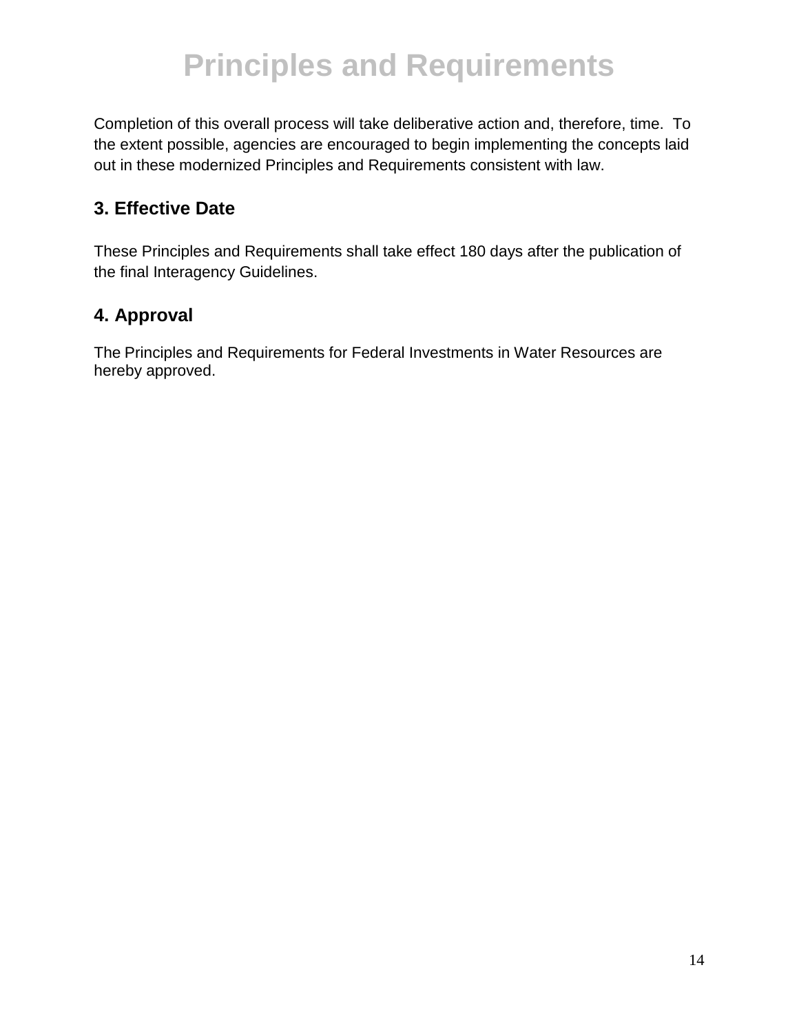Completion of this overall process will take deliberative action and, therefore, time. To the extent possible, agencies are encouraged to begin implementing the concepts laid out in these modernized Principles and Requirements consistent with law.

## 3. Effective Date

These Principles and Requirements shall take effect 180 days after the publication of the final Interagency Guidelines.

## 4. Approval

The Principles and Requirements for Federal Investments in Water Resources are hereby approved.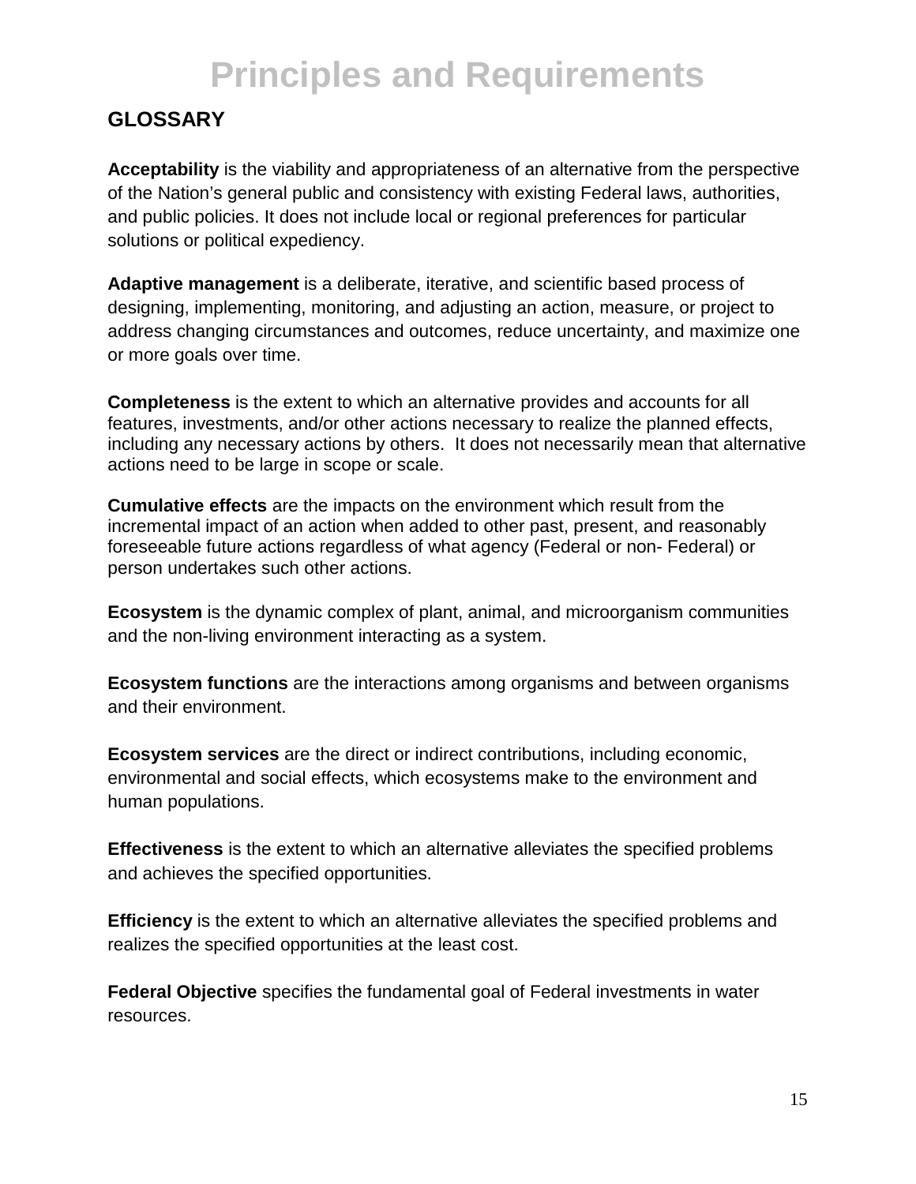# Principles and Requirements

## GLOSSARY

**Acceptability** is the viability and appropriateness of an alternative from the perspective of the Nation's general public and consistency with existing Federal laws, authorities, and public policies. It does not include local or regional preferences for particular solutions or political expediency.

**Adaptive management** is a deliberate, iterative, and scientific based process of designing, implementing, monitoring, and adjusting an action, measure, or project to address changing circumstances and outcomes, reduce uncertainty, and maximize one or more goals over time.

**Completeness** is the extent to which an alternative provides and accounts for all features, investments, and/or other actions necessary to realize the planned effects, including any necessary actions by others. It does not necessarily mean that alternative actions need to be large in scope or scale.

**Cumulative effects** are the impacts on the environment which result from the incremental impact of an action when added to other past, present, and reasonably foreseeable future actions regardless of what agency (Federal or non- Federal) or person undertakes such other actions.

**Ecosystem** is the dynamic complex of plant, animal, and microorganism communities and the non-living environment interacting as a system.

**Ecosystem functions** are the interactions among organisms and between organisms and their environment.

**Ecosystem services** are the direct or indirect contributions, including economic, environmental and social effects, which ecosystems make to the environment and human populations.

**Effectiveness** is the extent to which an alternative alleviates the specified problems and achieves the specified opportunities.

**Efficiency** is the extent to which an alternative alleviates the specified problems and realizes the specified opportunities at the least cost.

**Federal Objective** specifies the fundamental goal of Federal investments in water resources.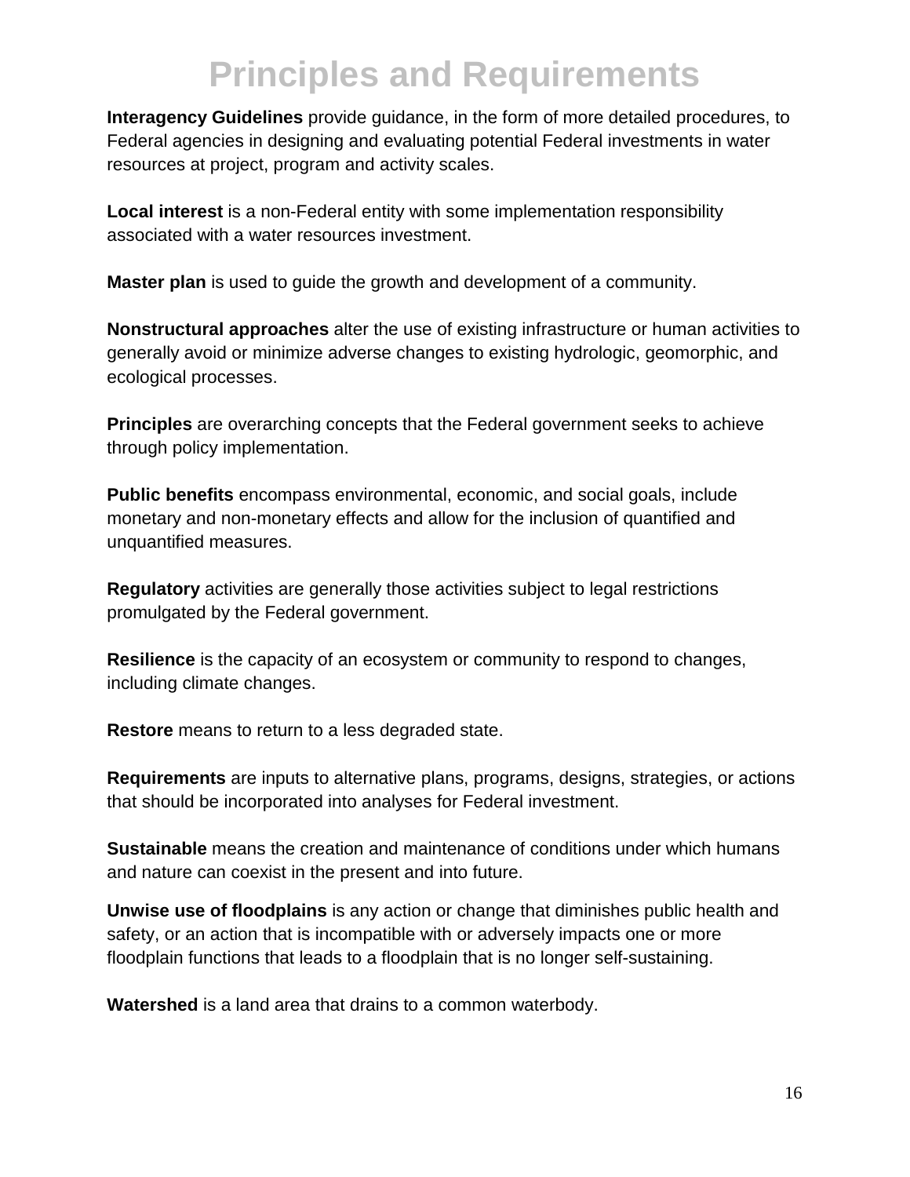# Principles and Requirements

**Interagency Guidelines** provide guidance, in the form of more detailed procedures, to Federal agencies in designing and evaluating potential Federal investments in water resources at project, program and activity scales.

**Local interest** is a non-Federal entity with some implementation responsibility associated with a water resources investment.

**Master plan** is used to guide the growth and development of a community.

**Nonstructural approaches** alter the use of existing infrastructure or human activities to generally avoid or minimize adverse changes to existing hydrologic, geomorphic, and ecological processes.

**Principles** are overarching concepts that the Federal government seeks to achieve through policy implementation.

**Public benefits** encompass environmental, economic, and social goals, include monetary and non-monetary effects and allow for the inclusion of quantified and unquantified measures.

**Regulatory** activities are generally those activities subject to legal restrictions promulgated by the Federal government.

**Resilience** is the capacity of an ecosystem or community to respond to changes, including climate changes.

**Restore** means to return to a less degraded state.

**Requirements** are inputs to alternative plans, programs, designs, strategies, or actions that should be incorporated into analyses for Federal investment.

**Sustainable** means the creation and maintenance of conditions under which humans and nature can coexist in the present and into future.

**Unwise use of floodplains** is any action or change that diminishes public health and safety, or an action that is incompatible with or adversely impacts one or more floodplain functions that leads to a floodplain that is no longer self-sustaining.

**Watershed** is a land area that drains to a common waterbody.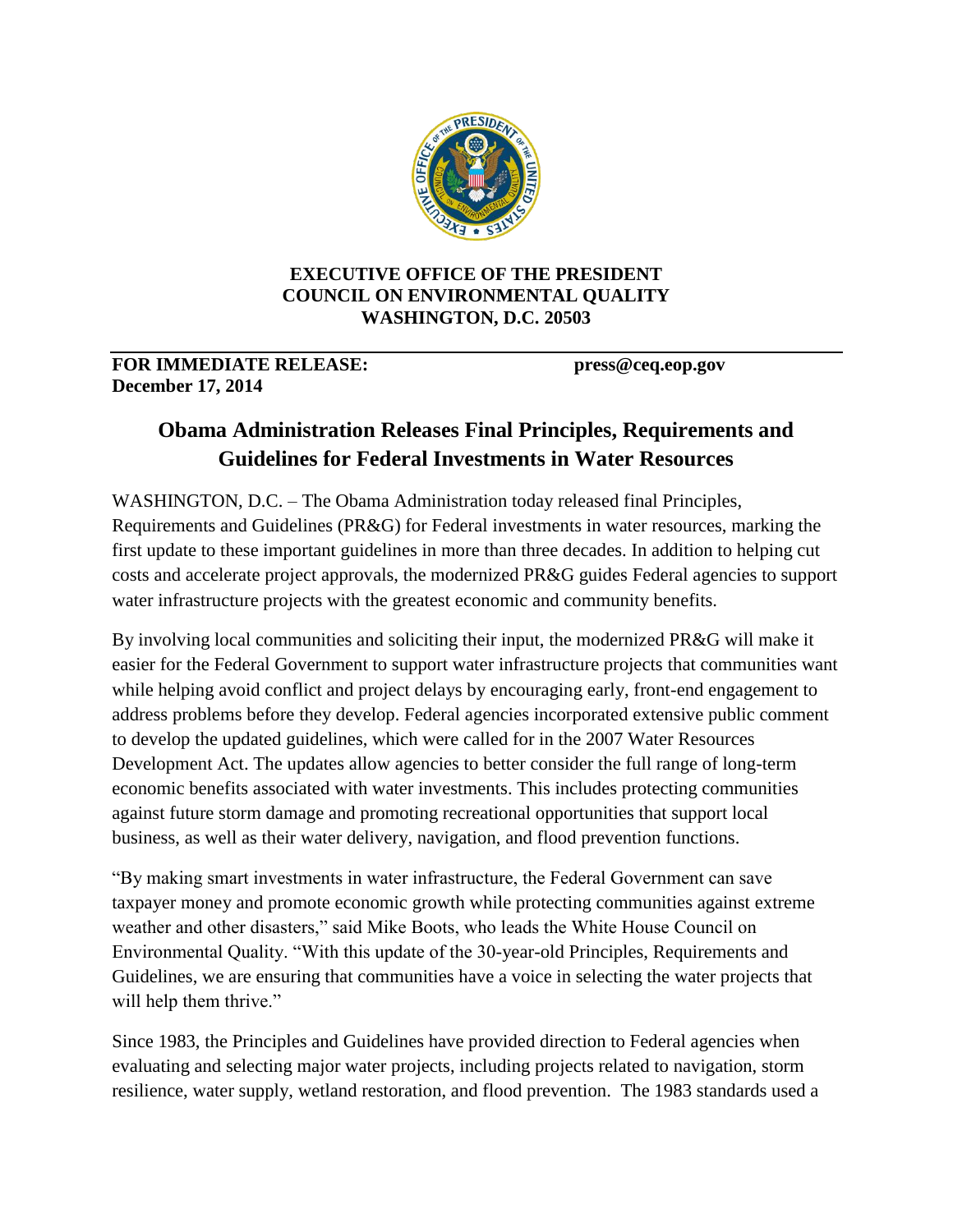**EXECUTIVE OFFICE OF THE PRESIDENT**
**COUNCIL ON ENVIRONMENTAL QUALITY**
**WASHINGTON, D.C. 20503**

---

**FOR IMMEDIATE RELEASE:** **press@ceq.eop.gov**
**December 17, 2014**

## Obama Administration Releases Final Principles, Requirements and Guidelines for Federal Investments in Water Resources

WASHINGTON, D.C. – The Obama Administration today released final Principles, Requirements and Guidelines (PR&G) for Federal investments in water resources, marking the first update to these important guidelines in more than three decades. In addition to helping cut costs and accelerate project approvals, the modernized PR&G guides Federal agencies to support water infrastructure projects with the greatest economic and community benefits.

By involving local communities and soliciting their input, the modernized PR&G will make it easier for the Federal Government to support water infrastructure projects that communities want while helping avoid conflict and project delays by encouraging early, front-end engagement to address problems before they develop. Federal agencies incorporated extensive public comment to develop the updated guidelines, which were called for in the 2007 Water Resources Development Act. The updates allow agencies to better consider the full range of long-term economic benefits associated with water investments. This includes protecting communities against future storm damage and promoting recreational opportunities that support local business, as well as their water delivery, navigation, and flood prevention functions.

"By making smart investments in water infrastructure, the Federal Government can save taxpayer money and promote economic growth while protecting communities against extreme weather and other disasters," said Mike Boots, who leads the White House Council on Environmental Quality. "With this update of the 30-year-old Principles, Requirements and Guidelines, we are ensuring that communities have a voice in selecting the water projects that will help them thrive."

Since 1983, the Principles and Guidelines have provided direction to Federal agencies when evaluating and selecting major water projects, including projects related to navigation, storm resilience, water supply, wetland restoration, and flood prevention. The 1983 standards used a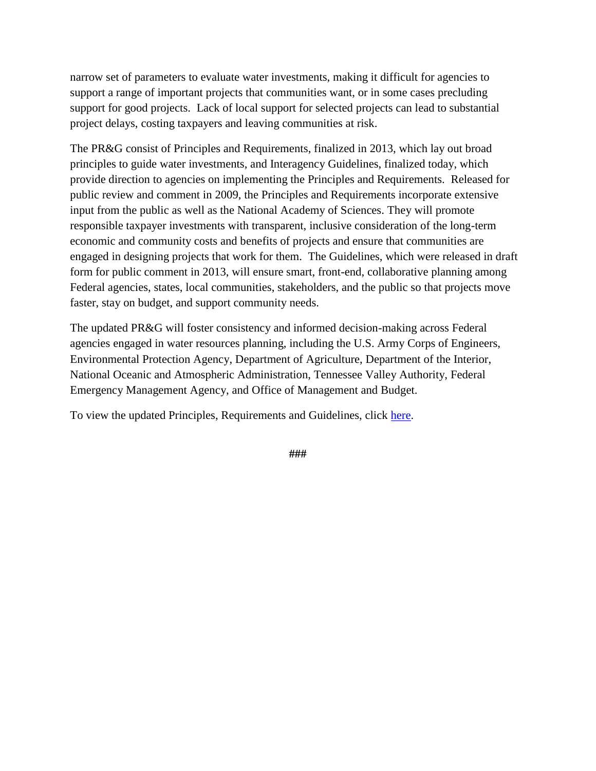narrow set of parameters to evaluate water investments, making it difficult for agencies to support a range of important projects that communities want, or in some cases precluding support for good projects. Lack of local support for selected projects can lead to substantial project delays, costing taxpayers and leaving communities at risk.

The PR&G consist of Principles and Requirements, finalized in 2013, which lay out broad principles to guide water investments, and Interagency Guidelines, finalized today, which provide direction to agencies on implementing the Principles and Requirements. Released for public review and comment in 2009, the Principles and Requirements incorporate extensive input from the public as well as the National Academy of Sciences. They will promote responsible taxpayer investments with transparent, inclusive consideration of the long-term economic and community costs and benefits of projects and ensure that communities are engaged in designing projects that work for them. The Guidelines, which were released in draft form for public comment in 2013, will ensure smart, front-end, collaborative planning among Federal agencies, states, local communities, stakeholders, and the public so that projects move faster, stay on budget, and support community needs.

The updated PR&G will foster consistency and informed decision-making across Federal agencies engaged in water resources planning, including the U.S. Army Corps of Engineers, Environmental Protection Agency, Department of Agriculture, Department of the Interior, National Oceanic and Atmospheric Administration, Tennessee Valley Authority, Federal Emergency Management Agency, and Office of Management and Budget.

To view the updated Principles, Requirements and Guidelines, click here.

###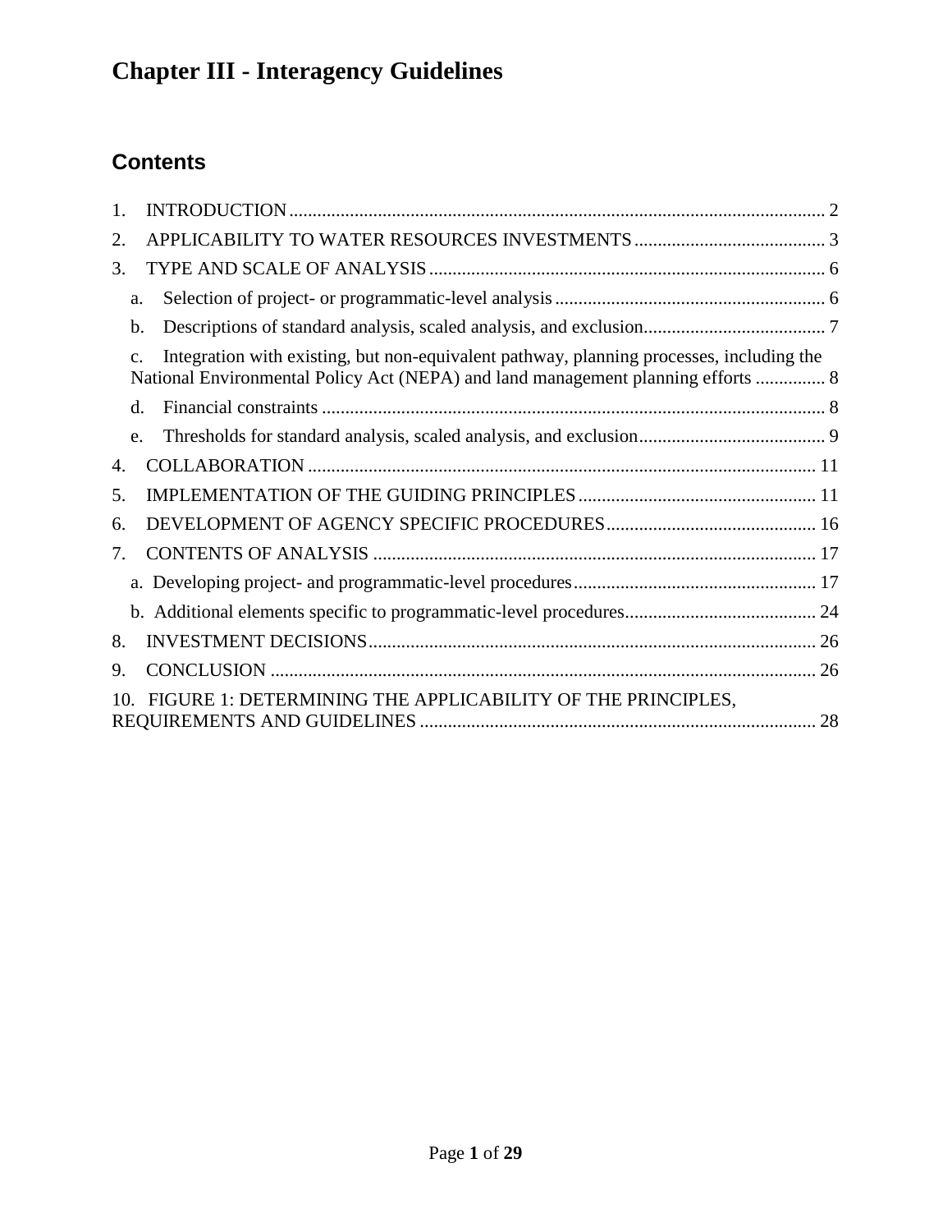# Chapter III - Interagency Guidelines

## Contents

1. INTRODUCTION ... 2
2. APPLICABILITY TO WATER RESOURCES INVESTMENTS ... 3
3. TYPE AND SCALE OF ANALYSIS ... 6
   a. Selection of project- or programmatic-level analysis ... 6
   b. Descriptions of standard analysis, scaled analysis, and exclusion ... 7
   c. Integration with existing, but non-equivalent pathway, planning processes, including the National Environmental Policy Act (NEPA) and land management planning efforts ... 8
   d. Financial constraints ... 8
   e. Thresholds for standard analysis, scaled analysis, and exclusion ... 9
4. COLLABORATION ... 11
5. IMPLEMENTATION OF THE GUIDING PRINCIPLES ... 11
6. DEVELOPMENT OF AGENCY SPECIFIC PROCEDURES ... 16
7. CONTENTS OF ANALYSIS ... 17
   a. Developing project- and programmatic-level procedures ... 17
   b. Additional elements specific to programmatic-level procedures ... 24
8. INVESTMENT DECISIONS ... 26
9. CONCLUSION ... 26
10. FIGURE 1: DETERMINING THE APPLICABILITY OF THE PRINCIPLES, REQUIREMENTS AND GUIDELINES ... 28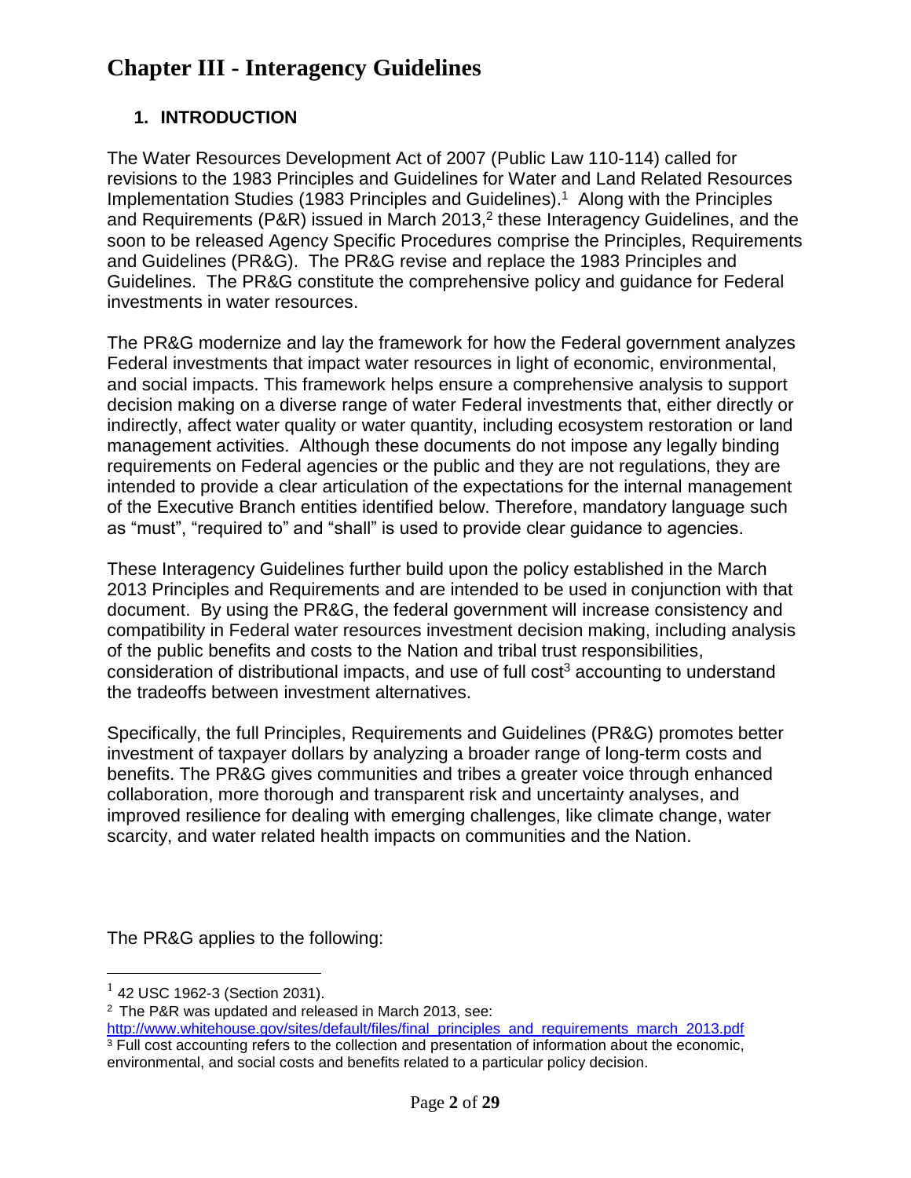# Chapter III - Interagency Guidelines

## 1. INTRODUCTION

The Water Resources Development Act of 2007 (Public Law 110-114) called for revisions to the 1983 Principles and Guidelines for Water and Land Related Resources Implementation Studies (1983 Principles and Guidelines).[1] Along with the Principles and Requirements (P&R) issued in March 2013,[2] these Interagency Guidelines, and the soon to be released Agency Specific Procedures comprise the Principles, Requirements and Guidelines (PR&G). The PR&G revise and replace the 1983 Principles and Guidelines. The PR&G constitute the comprehensive policy and guidance for Federal investments in water resources.

The PR&G modernize and lay the framework for how the Federal government analyzes Federal investments that impact water resources in light of economic, environmental, and social impacts. This framework helps ensure a comprehensive analysis to support decision making on a diverse range of water Federal investments that, either directly or indirectly, affect water quality or water quantity, including ecosystem restoration or land management activities. Although these documents do not impose any legally binding requirements on Federal agencies or the public and they are not regulations, they are intended to provide a clear articulation of the expectations for the internal management of the Executive Branch entities identified below. Therefore, mandatory language such as "must", "required to" and "shall" is used to provide clear guidance to agencies.

These Interagency Guidelines further build upon the policy established in the March 2013 Principles and Requirements and are intended to be used in conjunction with that document. By using the PR&G, the federal government will increase consistency and compatibility in Federal water resources investment decision making, including analysis of the public benefits and costs to the Nation and tribal trust responsibilities, consideration of distributional impacts, and use of full cost[3] accounting to understand the tradeoffs between investment alternatives.

Specifically, the full Principles, Requirements and Guidelines (PR&G) promotes better investment of taxpayer dollars by analyzing a broader range of long-term costs and benefits. The PR&G gives communities and tribes a greater voice through enhanced collaboration, more thorough and transparent risk and uncertainty analyses, and improved resilience for dealing with emerging challenges, like climate change, water scarcity, and water related health impacts on communities and the Nation.

The PR&G applies to the following:

---

[1] 42 USC 1962-3 (Section 2031).

[2] The P&R was updated and released in March 2013, see: http://www.whitehouse.gov/sites/default/files/final_principles_and_requirements_march_2013.pdf

[3] Full cost accounting refers to the collection and presentation of information about the economic, environmental, and social costs and benefits related to a particular policy decision.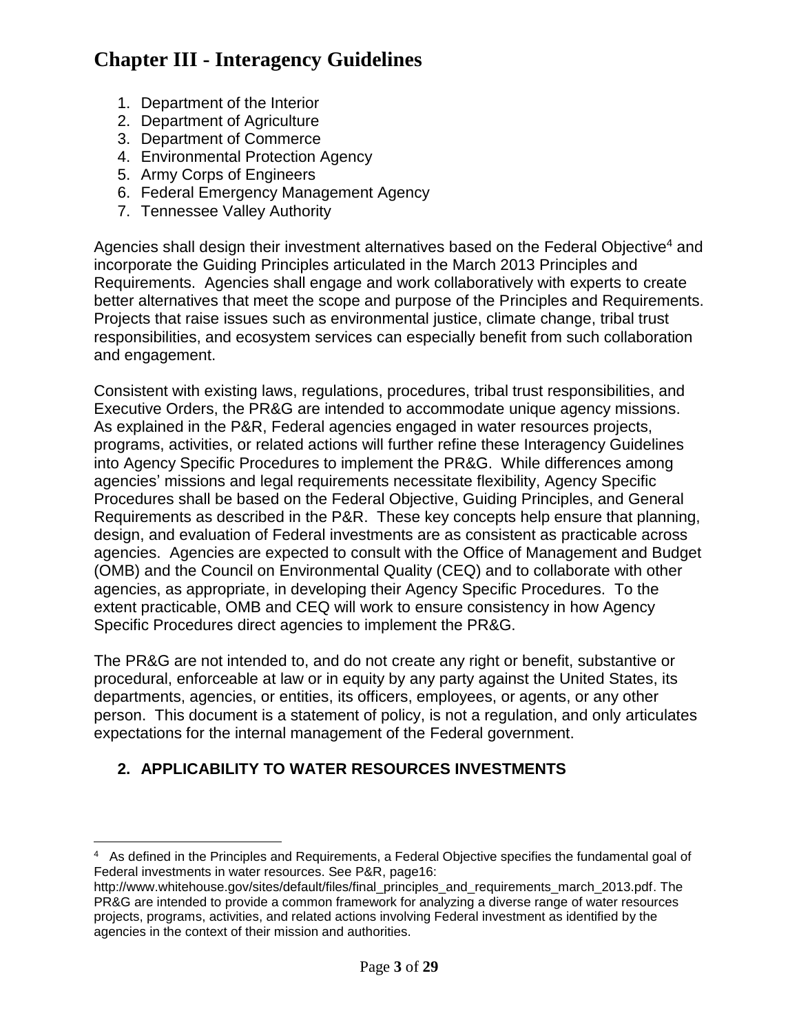# Chapter III - Interagency Guidelines

1. Department of the Interior
2. Department of Agriculture
3. Department of Commerce
4. Environmental Protection Agency
5. Army Corps of Engineers
6. Federal Emergency Management Agency
7. Tennessee Valley Authority

Agencies shall design their investment alternatives based on the Federal Objective[4] and incorporate the Guiding Principles articulated in the March 2013 Principles and Requirements. Agencies shall engage and work collaboratively with experts to create better alternatives that meet the scope and purpose of the Principles and Requirements. Projects that raise issues such as environmental justice, climate change, tribal trust responsibilities, and ecosystem services can especially benefit from such collaboration and engagement.

Consistent with existing laws, regulations, procedures, tribal trust responsibilities, and Executive Orders, the PR&G are intended to accommodate unique agency missions. As explained in the P&R, Federal agencies engaged in water resources projects, programs, activities, or related actions will further refine these Interagency Guidelines into Agency Specific Procedures to implement the PR&G. While differences among agencies' missions and legal requirements necessitate flexibility, Agency Specific Procedures shall be based on the Federal Objective, Guiding Principles, and General Requirements as described in the P&R. These key concepts help ensure that planning, design, and evaluation of Federal investments are as consistent as practicable across agencies. Agencies are expected to consult with the Office of Management and Budget (OMB) and the Council on Environmental Quality (CEQ) and to collaborate with other agencies, as appropriate, in developing their Agency Specific Procedures. To the extent practicable, OMB and CEQ will work to ensure consistency in how Agency Specific Procedures direct agencies to implement the PR&G.

The PR&G are not intended to, and do not create any right or benefit, substantive or procedural, enforceable at law or in equity by any party against the United States, its departments, agencies, or entities, its officers, employees, or agents, or any other person. This document is a statement of policy, is not a regulation, and only articulates expectations for the internal management of the Federal government.

## 2. APPLICABILITY TO WATER RESOURCES INVESTMENTS

[4] As defined in the Principles and Requirements, a Federal Objective specifies the fundamental goal of Federal investments in water resources. See P&R, page16: http://www.whitehouse.gov/sites/default/files/final_principles_and_requirements_march_2013.pdf. The PR&G are intended to provide a common framework for analyzing a diverse range of water resources projects, programs, activities, and related actions involving Federal investment as identified by the agencies in the context of their mission and authorities.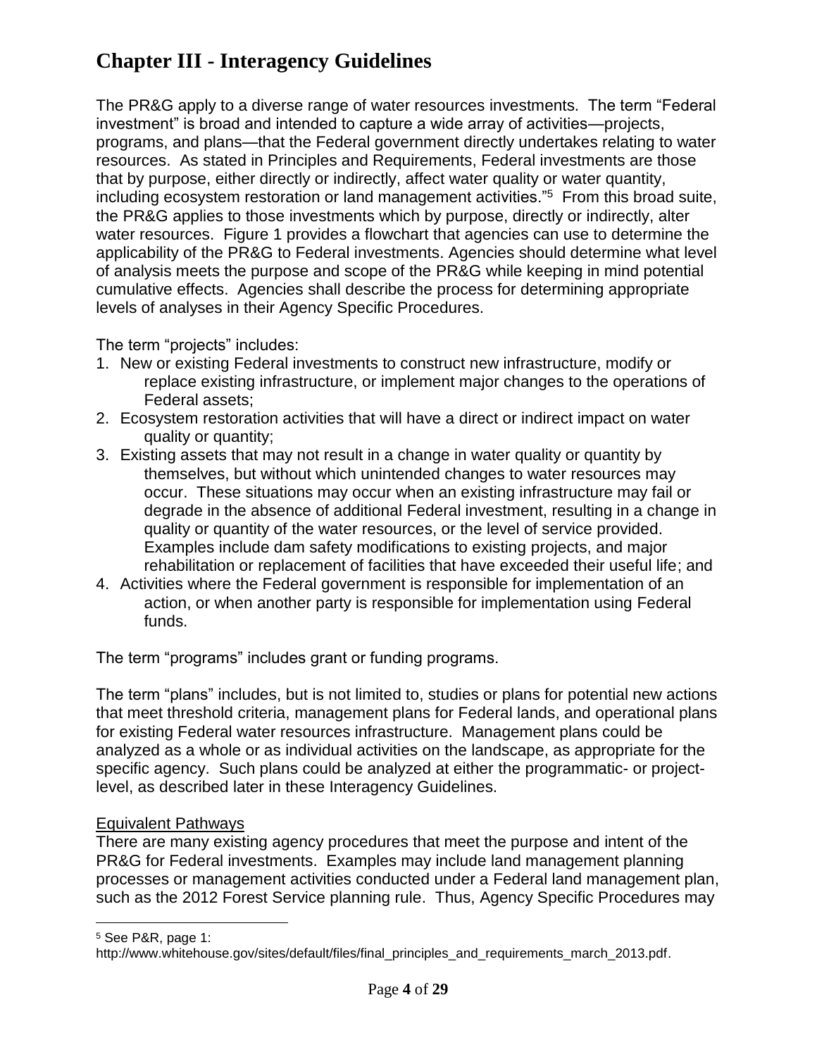# Chapter III - Interagency Guidelines

The PR&G apply to a diverse range of water resources investments. The term "Federal investment" is broad and intended to capture a wide array of activities—projects, programs, and plans—that the Federal government directly undertakes relating to water resources. As stated in Principles and Requirements, Federal investments are those that by purpose, either directly or indirectly, affect water quality or water quantity, including ecosystem restoration or land management activities."[5] From this broad suite, the PR&G applies to those investments which by purpose, directly or indirectly, alter water resources. Figure 1 provides a flowchart that agencies can use to determine the applicability of the PR&G to Federal investments. Agencies should determine what level of analysis meets the purpose and scope of the PR&G while keeping in mind potential cumulative effects. Agencies shall describe the process for determining appropriate levels of analyses in their Agency Specific Procedures.

The term "projects" includes:

1. New or existing Federal investments to construct new infrastructure, modify or replace existing infrastructure, or implement major changes to the operations of Federal assets;
2. Ecosystem restoration activities that will have a direct or indirect impact on water quality or quantity;
3. Existing assets that may not result in a change in water quality or quantity by themselves, but without which unintended changes to water resources may occur. These situations may occur when an existing infrastructure may fail or degrade in the absence of additional Federal investment, resulting in a change in quality or quantity of the water resources, or the level of service provided. Examples include dam safety modifications to existing projects, and major rehabilitation or replacement of facilities that have exceeded their useful life; and
4. Activities where the Federal government is responsible for implementation of an action, or when another party is responsible for implementation using Federal funds.

The term "programs" includes grant or funding programs.

The term "plans" includes, but is not limited to, studies or plans for potential new actions that meet threshold criteria, management plans for Federal lands, and operational plans for existing Federal water resources infrastructure. Management plans could be analyzed as a whole or as individual activities on the landscape, as appropriate for the specific agency. Such plans could be analyzed at either the programmatic- or project-level, as described later in these Interagency Guidelines.

Equivalent Pathways

There are many existing agency procedures that meet the purpose and intent of the PR&G for Federal investments. Examples may include land management planning processes or management activities conducted under a Federal land management plan, such as the 2012 Forest Service planning rule. Thus, Agency Specific Procedures may

[5] See P&R, page 1: http://www.whitehouse.gov/sites/default/files/final_principles_and_requirements_march_2013.pdf.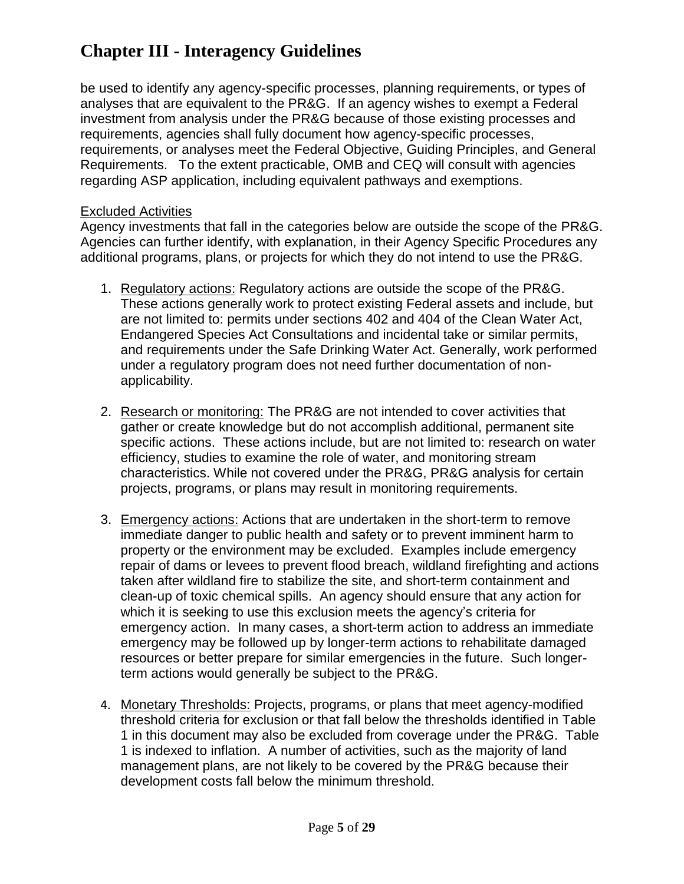be used to identify any agency-specific processes, planning requirements, or types of analyses that are equivalent to the PR&G. If an agency wishes to exempt a Federal investment from analysis under the PR&G because of those existing processes and requirements, agencies shall fully document how agency-specific processes, requirements, or analyses meet the Federal Objective, Guiding Principles, and General Requirements. To the extent practicable, OMB and CEQ will consult with agencies regarding ASP application, including equivalent pathways and exemptions.

Excluded Activities

Agency investments that fall in the categories below are outside the scope of the PR&G. Agencies can further identify, with explanation, in their Agency Specific Procedures any additional programs, plans, or projects for which they do not intend to use the PR&G.

1. Regulatory actions: Regulatory actions are outside the scope of the PR&G. These actions generally work to protect existing Federal assets and include, but are not limited to: permits under sections 402 and 404 of the Clean Water Act, Endangered Species Act Consultations and incidental take or similar permits, and requirements under the Safe Drinking Water Act. Generally, work performed under a regulatory program does not need further documentation of non-applicability.

2. Research or monitoring: The PR&G are not intended to cover activities that gather or create knowledge but do not accomplish additional, permanent site specific actions. These actions include, but are not limited to: research on water efficiency, studies to examine the role of water, and monitoring stream characteristics. While not covered under the PR&G, PR&G analysis for certain projects, programs, or plans may result in monitoring requirements.

3. Emergency actions: Actions that are undertaken in the short-term to remove immediate danger to public health and safety or to prevent imminent harm to property or the environment may be excluded. Examples include emergency repair of dams or levees to prevent flood breach, wildland firefighting and actions taken after wildland fire to stabilize the site, and short-term containment and clean-up of toxic chemical spills. An agency should ensure that any action for which it is seeking to use this exclusion meets the agency's criteria for emergency action. In many cases, a short-term action to address an immediate emergency may be followed up by longer-term actions to rehabilitate damaged resources or better prepare for similar emergencies in the future. Such longer-term actions would generally be subject to the PR&G.

4. Monetary Thresholds: Projects, programs, or plans that meet agency-modified threshold criteria for exclusion or that fall below the thresholds identified in Table 1 in this document may also be excluded from coverage under the PR&G. Table 1 is indexed to inflation. A number of activities, such as the majority of land management plans, are not likely to be covered by the PR&G because their development costs fall below the minimum threshold.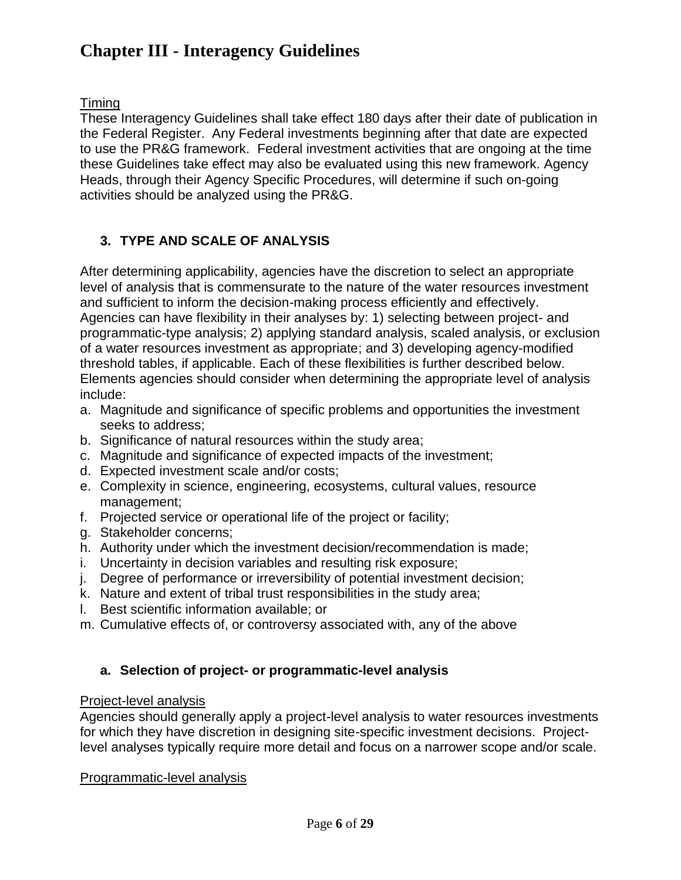# Chapter III - Interagency Guidelines

Timing

These Interagency Guidelines shall take effect 180 days after their date of publication in the Federal Register. Any Federal investments beginning after that date are expected to use the PR&G framework. Federal investment activities that are ongoing at the time these Guidelines take effect may also be evaluated using this new framework. Agency Heads, through their Agency Specific Procedures, will determine if such on-going activities should be analyzed using the PR&G.

## 3. TYPE AND SCALE OF ANALYSIS

After determining applicability, agencies have the discretion to select an appropriate level of analysis that is commensurate to the nature of the water resources investment and sufficient to inform the decision-making process efficiently and effectively. Agencies can have flexibility in their analyses by: 1) selecting between project- and programmatic-type analysis; 2) applying standard analysis, scaled analysis, or exclusion of a water resources investment as appropriate; and 3) developing agency-modified threshold tables, if applicable. Each of these flexibilities is further described below. Elements agencies should consider when determining the appropriate level of analysis include:

a. Magnitude and significance of specific problems and opportunities the investment seeks to address;
b. Significance of natural resources within the study area;
c. Magnitude and significance of expected impacts of the investment;
d. Expected investment scale and/or costs;
e. Complexity in science, engineering, ecosystems, cultural values, resource management;
f. Projected service or operational life of the project or facility;
g. Stakeholder concerns;
h. Authority under which the investment decision/recommendation is made;
i. Uncertainty in decision variables and resulting risk exposure;
j. Degree of performance or irreversibility of potential investment decision;
k. Nature and extent of tribal trust responsibilities in the study area;
l. Best scientific information available; or
m. Cumulative effects of, or controversy associated with, any of the above

### a. Selection of project- or programmatic-level analysis

Project-level analysis

Agencies should generally apply a project-level analysis to water resources investments for which they have discretion in designing site-specific investment decisions. Project-level analyses typically require more detail and focus on a narrower scope and/or scale.

Programmatic-level analysis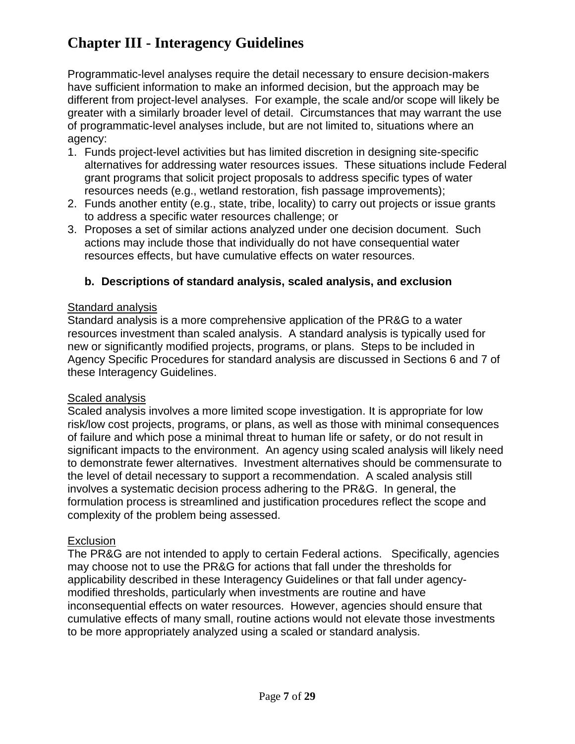# Chapter III - Interagency Guidelines

Programmatic-level analyses require the detail necessary to ensure decision-makers have sufficient information to make an informed decision, but the approach may be different from project-level analyses. For example, the scale and/or scope will likely be greater with a similarly broader level of detail. Circumstances that may warrant the use of programmatic-level analyses include, but are not limited to, situations where an agency:

1. Funds project-level activities but has limited discretion in designing site-specific alternatives for addressing water resources issues. These situations include Federal grant programs that solicit project proposals to address specific types of water resources needs (e.g., wetland restoration, fish passage improvements);
2. Funds another entity (e.g., state, tribe, locality) to carry out projects or issue grants to address a specific water resources challenge; or
3. Proposes a set of similar actions analyzed under one decision document. Such actions may include those that individually do not have consequential water resources effects, but have cumulative effects on water resources.

### b. Descriptions of standard analysis, scaled analysis, and exclusion

Standard analysis

Standard analysis is a more comprehensive application of the PR&G to a water resources investment than scaled analysis. A standard analysis is typically used for new or significantly modified projects, programs, or plans. Steps to be included in Agency Specific Procedures for standard analysis are discussed in Sections 6 and 7 of these Interagency Guidelines.

Scaled analysis

Scaled analysis involves a more limited scope investigation. It is appropriate for low risk/low cost projects, programs, or plans, as well as those with minimal consequences of failure and which pose a minimal threat to human life or safety, or do not result in significant impacts to the environment. An agency using scaled analysis will likely need to demonstrate fewer alternatives. Investment alternatives should be commensurate to the level of detail necessary to support a recommendation. A scaled analysis still involves a systematic decision process adhering to the PR&G. In general, the formulation process is streamlined and justification procedures reflect the scope and complexity of the problem being assessed.

Exclusion

The PR&G are not intended to apply to certain Federal actions. Specifically, agencies may choose not to use the PR&G for actions that fall under the thresholds for applicability described in these Interagency Guidelines or that fall under agency-modified thresholds, particularly when investments are routine and have inconsequential effects on water resources. However, agencies should ensure that cumulative effects of many small, routine actions would not elevate those investments to be more appropriately analyzed using a scaled or standard analysis.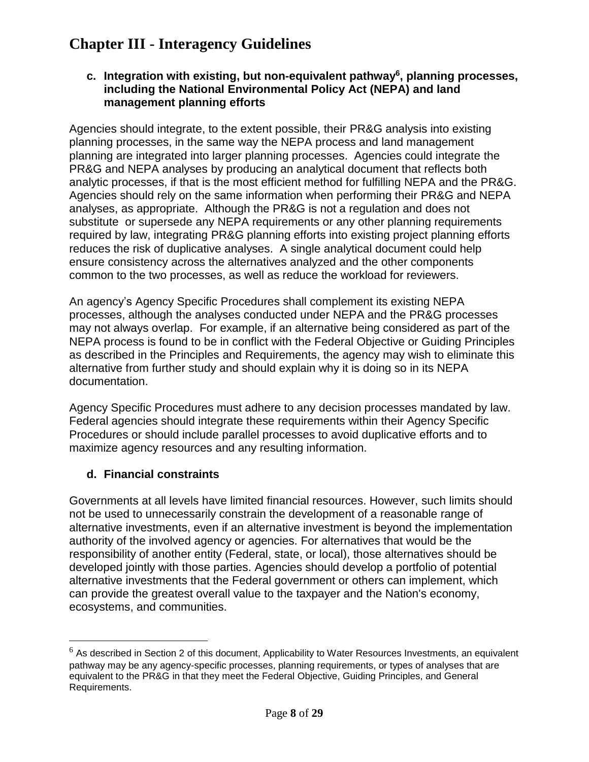# Chapter III - Interagency Guidelines

**c. Integration with existing, but non-equivalent pathway[6], planning processes, including the National Environmental Policy Act (NEPA) and land management planning efforts**

Agencies should integrate, to the extent possible, their PR&G analysis into existing planning processes, in the same way the NEPA process and land management planning are integrated into larger planning processes. Agencies could integrate the PR&G and NEPA analyses by producing an analytical document that reflects both analytic processes, if that is the most efficient method for fulfilling NEPA and the PR&G. Agencies should rely on the same information when performing their PR&G and NEPA analyses, as appropriate. Although the PR&G is not a regulation and does not substitute or supersede any NEPA requirements or any other planning requirements required by law, integrating PR&G planning efforts into existing project planning efforts reduces the risk of duplicative analyses. A single analytical document could help ensure consistency across the alternatives analyzed and the other components common to the two processes, as well as reduce the workload for reviewers.

An agency's Agency Specific Procedures shall complement its existing NEPA processes, although the analyses conducted under NEPA and the PR&G processes may not always overlap. For example, if an alternative being considered as part of the NEPA process is found to be in conflict with the Federal Objective or Guiding Principles as described in the Principles and Requirements, the agency may wish to eliminate this alternative from further study and should explain why it is doing so in its NEPA documentation.

Agency Specific Procedures must adhere to any decision processes mandated by law. Federal agencies should integrate these requirements within their Agency Specific Procedures or should include parallel processes to avoid duplicative efforts and to maximize agency resources and any resulting information.

**d. Financial constraints**

Governments at all levels have limited financial resources. However, such limits should not be used to unnecessarily constrain the development of a reasonable range of alternative investments, even if an alternative investment is beyond the implementation authority of the involved agency or agencies. For alternatives that would be the responsibility of another entity (Federal, state, or local), those alternatives should be developed jointly with those parties. Agencies should develop a portfolio of potential alternative investments that the Federal government or others can implement, which can provide the greatest overall value to the taxpayer and the Nation's economy, ecosystems, and communities.

---

[6] As described in Section 2 of this document, Applicability to Water Resources Investments, an equivalent pathway may be any agency-specific processes, planning requirements, or types of analyses that are equivalent to the PR&G in that they meet the Federal Objective, Guiding Principles, and General Requirements.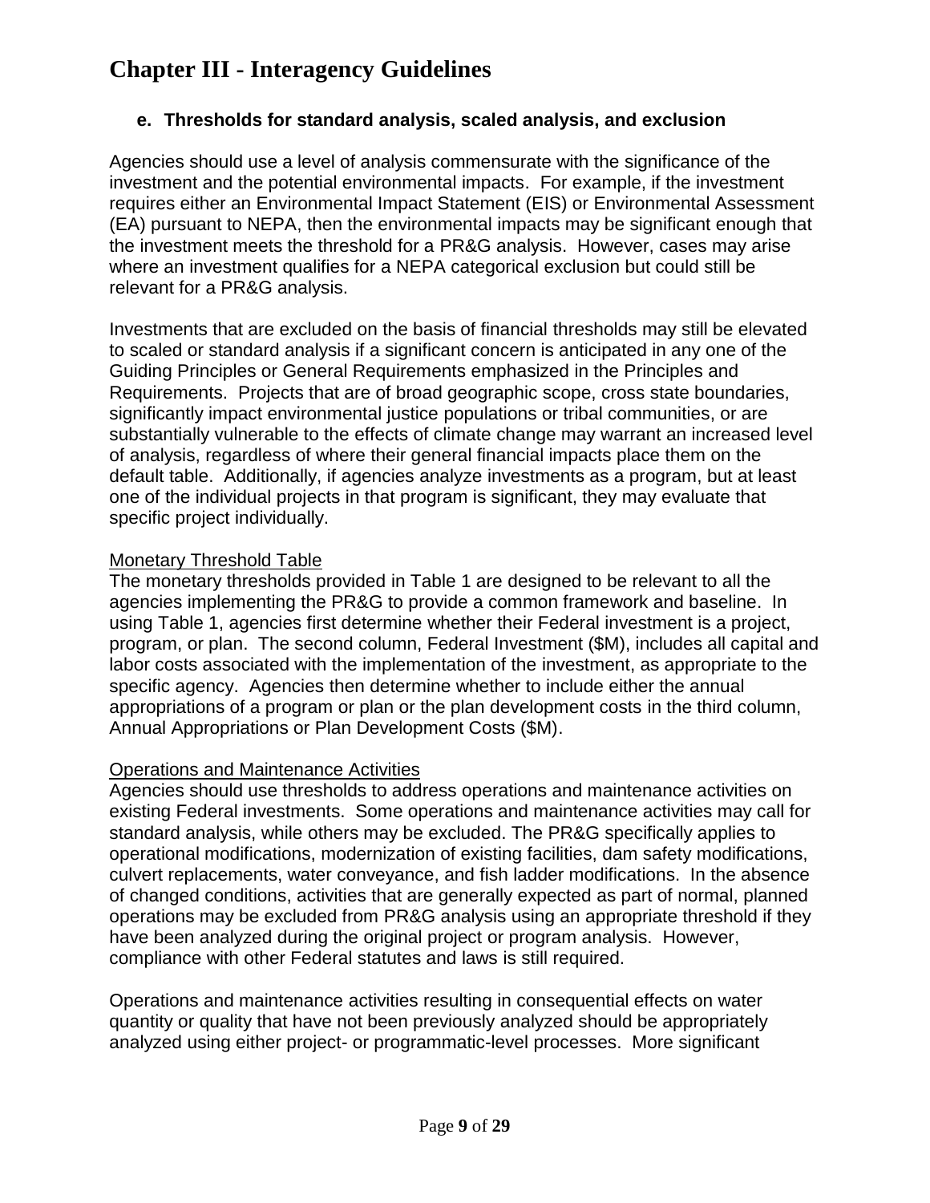# Chapter III - Interagency Guidelines

### e. Thresholds for standard analysis, scaled analysis, and exclusion

Agencies should use a level of analysis commensurate with the significance of the investment and the potential environmental impacts. For example, if the investment requires either an Environmental Impact Statement (EIS) or Environmental Assessment (EA) pursuant to NEPA, then the environmental impacts may be significant enough that the investment meets the threshold for a PR&G analysis. However, cases may arise where an investment qualifies for a NEPA categorical exclusion but could still be relevant for a PR&G analysis.

Investments that are excluded on the basis of financial thresholds may still be elevated to scaled or standard analysis if a significant concern is anticipated in any one of the Guiding Principles or General Requirements emphasized in the Principles and Requirements. Projects that are of broad geographic scope, cross state boundaries, significantly impact environmental justice populations or tribal communities, or are substantially vulnerable to the effects of climate change may warrant an increased level of analysis, regardless of where their general financial impacts place them on the default table. Additionally, if agencies analyze investments as a program, but at least one of the individual projects in that program is significant, they may evaluate that specific project individually.

<u>Monetary Threshold Table</u>

The monetary thresholds provided in Table 1 are designed to be relevant to all the agencies implementing the PR&G to provide a common framework and baseline. In using Table 1, agencies first determine whether their Federal investment is a project, program, or plan. The second column, Federal Investment ($M), includes all capital and labor costs associated with the implementation of the investment, as appropriate to the specific agency. Agencies then determine whether to include either the annual appropriations of a program or plan or the plan development costs in the third column, Annual Appropriations or Plan Development Costs ($M).

<u>Operations and Maintenance Activities</u>

Agencies should use thresholds to address operations and maintenance activities on existing Federal investments. Some operations and maintenance activities may call for standard analysis, while others may be excluded. The PR&G specifically applies to operational modifications, modernization of existing facilities, dam safety modifications, culvert replacements, water conveyance, and fish ladder modifications. In the absence of changed conditions, activities that are generally expected as part of normal, planned operations may be excluded from PR&G analysis using an appropriate threshold if they have been analyzed during the original project or program analysis. However, compliance with other Federal statutes and laws is still required.

Operations and maintenance activities resulting in consequential effects on water quantity or quality that have not been previously analyzed should be appropriately analyzed using either project- or programmatic-level processes. More significant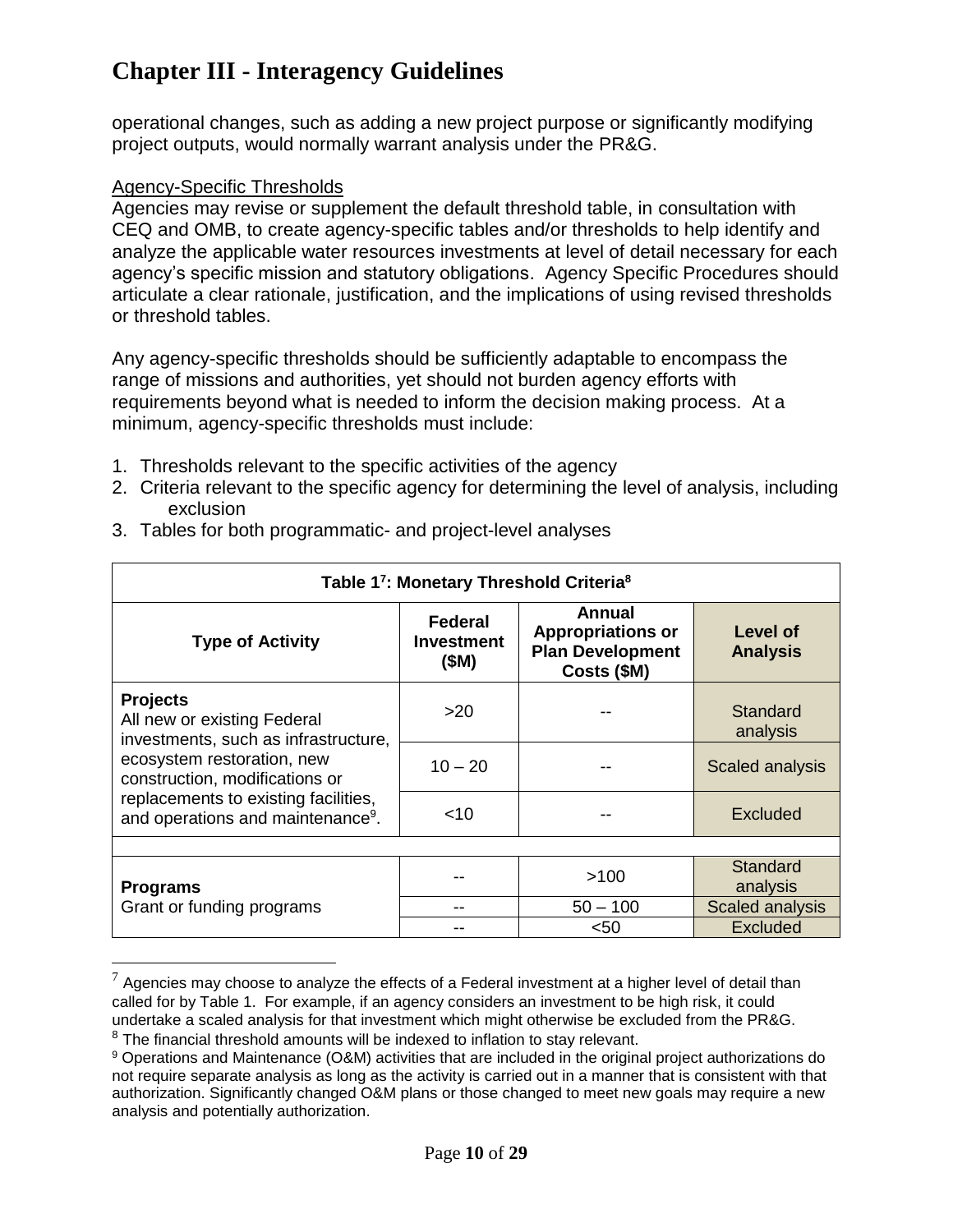# Chapter III - Interagency Guidelines

operational changes, such as adding a new project purpose or significantly modifying project outputs, would normally warrant analysis under the PR&G.

Agency-Specific Thresholds

Agencies may revise or supplement the default threshold table, in consultation with CEQ and OMB, to create agency-specific tables and/or thresholds to help identify and analyze the applicable water resources investments at level of detail necessary for each agency's specific mission and statutory obligations. Agency Specific Procedures should articulate a clear rationale, justification, and the implications of using revised thresholds or threshold tables.

Any agency-specific thresholds should be sufficiently adaptable to encompass the range of missions and authorities, yet should not burden agency efforts with requirements beyond what is needed to inform the decision making process. At a minimum, agency-specific thresholds must include:

1. Thresholds relevant to the specific activities of the agency
2. Criteria relevant to the specific agency for determining the level of analysis, including exclusion
3. Tables for both programmatic- and project-level analyses

**Table 1[7]: Monetary Threshold Criteria[8]**

| Type of Activity | Federal Investment ($M) | Annual Appropriations or Plan Development Costs ($M) | Level of Analysis |
|---|---|---|---|
| **Projects** All new or existing Federal investments, such as infrastructure, ecosystem restoration, new construction, modifications or replacements to existing facilities, and operations and maintenance[9]. | >20 | -- | Standard analysis |
| | 10 – 20 | -- | Scaled analysis |
| | <10 | -- | Excluded |
| | | | |
| **Programs** Grant or funding programs | -- | >100 | Standard analysis |
| | -- | 50 – 100 | Scaled analysis |
| | -- | <50 | Excluded |

[7] Agencies may choose to analyze the effects of a Federal investment at a higher level of detail than called for by Table 1. For example, if an agency considers an investment to be high risk, it could undertake a scaled analysis for that investment which might otherwise be excluded from the PR&G.

[8] The financial threshold amounts will be indexed to inflation to stay relevant.

[9] Operations and Maintenance (O&M) activities that are included in the original project authorizations do not require separate analysis as long as the activity is carried out in a manner that is consistent with that authorization. Significantly changed O&M plans or those changed to meet new goals may require a new analysis and potentially authorization.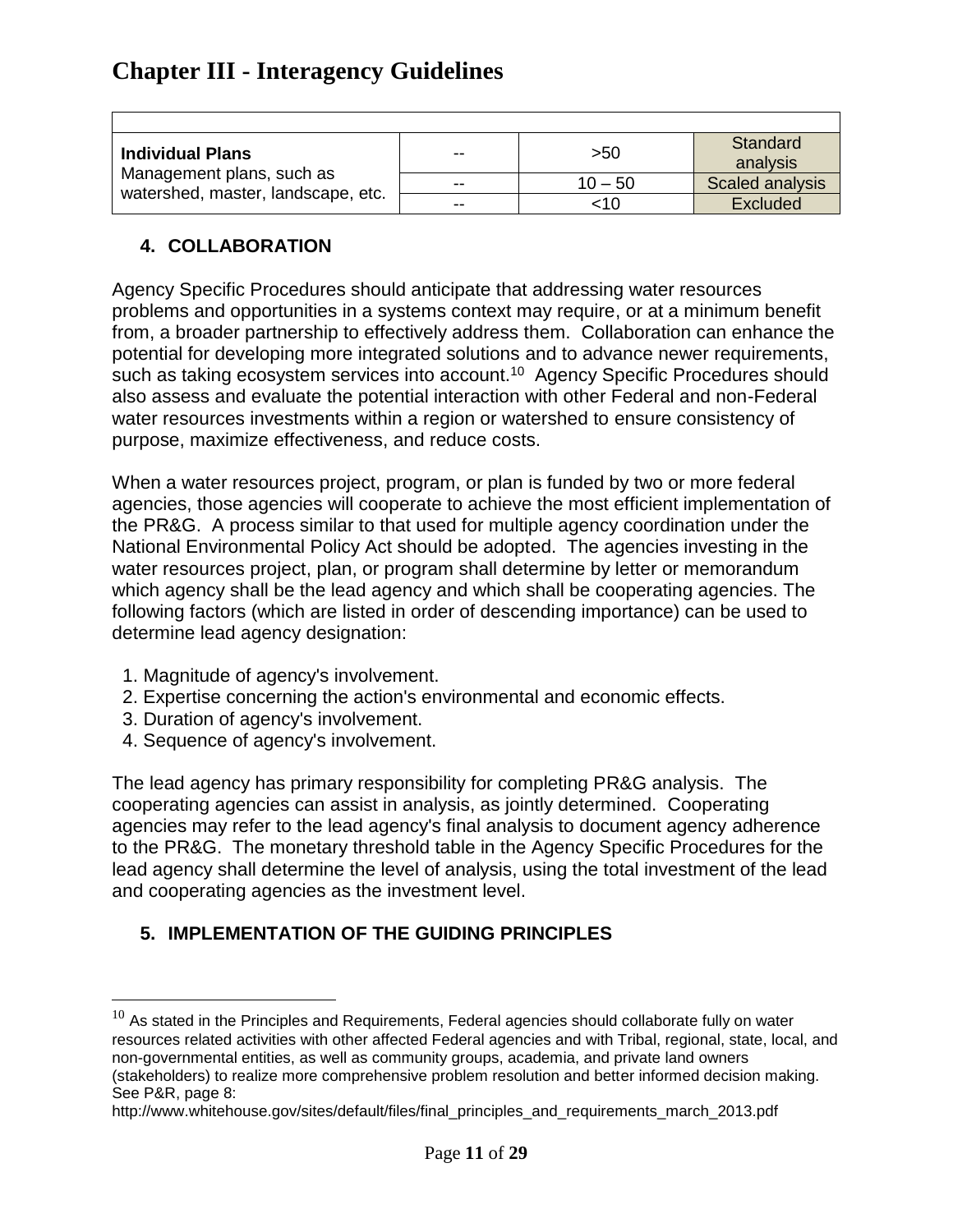## Chapter III - Interagency Guidelines

| | | | |
|---|---|---|---|
| **Individual Plans** Management plans, such as watershed, master, landscape, etc. | -- | >50 | Standard analysis |
| | -- | 10 – 50 | Scaled analysis |
| | -- | <10 | Excluded |

### 4. COLLABORATION

Agency Specific Procedures should anticipate that addressing water resources problems and opportunities in a systems context may require, or at a minimum benefit from, a broader partnership to effectively address them. Collaboration can enhance the potential for developing more integrated solutions and to advance newer requirements, such as taking ecosystem services into account.[10] Agency Specific Procedures should also assess and evaluate the potential interaction with other Federal and non-Federal water resources investments within a region or watershed to ensure consistency of purpose, maximize effectiveness, and reduce costs.

When a water resources project, program, or plan is funded by two or more federal agencies, those agencies will cooperate to achieve the most efficient implementation of the PR&G. A process similar to that used for multiple agency coordination under the National Environmental Policy Act should be adopted. The agencies investing in the water resources project, plan, or program shall determine by letter or memorandum which agency shall be the lead agency and which shall be cooperating agencies. The following factors (which are listed in order of descending importance) can be used to determine lead agency designation:

1. Magnitude of agency's involvement.
2. Expertise concerning the action's environmental and economic effects.
3. Duration of agency's involvement.
4. Sequence of agency's involvement.

The lead agency has primary responsibility for completing PR&G analysis. The cooperating agencies can assist in analysis, as jointly determined. Cooperating agencies may refer to the lead agency's final analysis to document agency adherence to the PR&G. The monetary threshold table in the Agency Specific Procedures for the lead agency shall determine the level of analysis, using the total investment of the lead and cooperating agencies as the investment level.

### 5. IMPLEMENTATION OF THE GUIDING PRINCIPLES

[10] As stated in the Principles and Requirements, Federal agencies should collaborate fully on water resources related activities with other affected Federal agencies and with Tribal, regional, state, local, and non-governmental entities, as well as community groups, academia, and private land owners (stakeholders) to realize more comprehensive problem resolution and better informed decision making. See P&R, page 8: http://www.whitehouse.gov/sites/default/files/final_principles_and_requirements_march_2013.pdf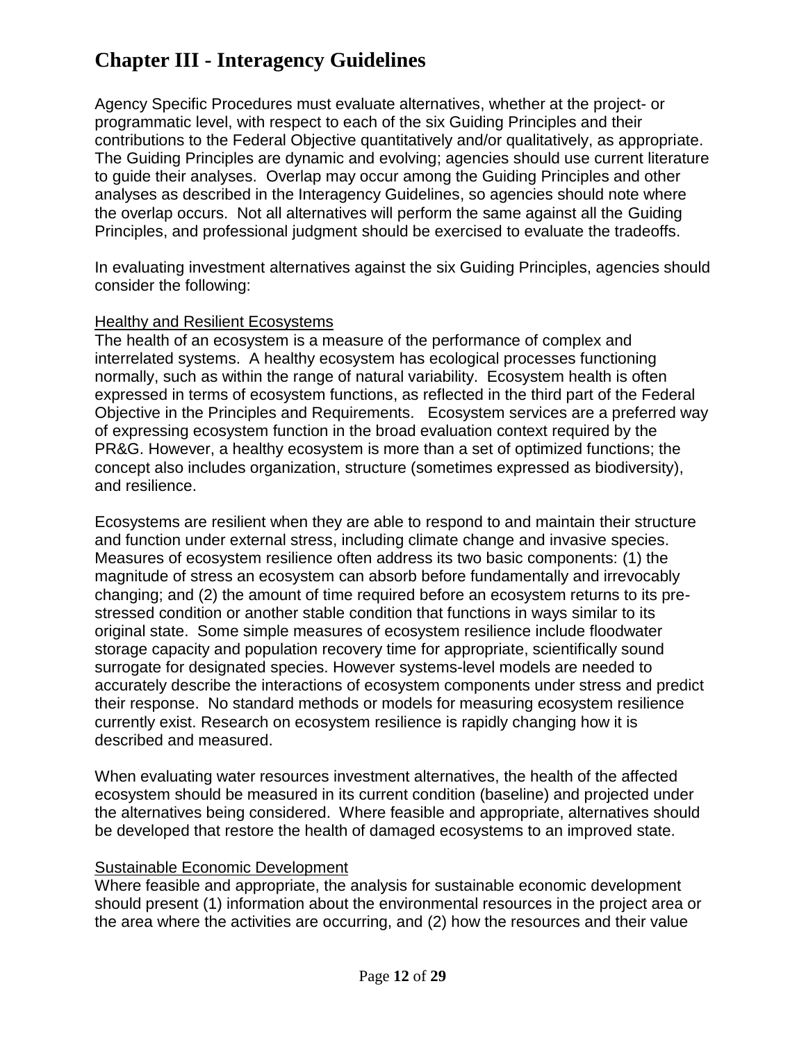# Chapter III - Interagency Guidelines

Agency Specific Procedures must evaluate alternatives, whether at the project- or programmatic level, with respect to each of the six Guiding Principles and their contributions to the Federal Objective quantitatively and/or qualitatively, as appropriate. The Guiding Principles are dynamic and evolving; agencies should use current literature to guide their analyses. Overlap may occur among the Guiding Principles and other analyses as described in the Interagency Guidelines, so agencies should note where the overlap occurs. Not all alternatives will perform the same against all the Guiding Principles, and professional judgment should be exercised to evaluate the tradeoffs.

In evaluating investment alternatives against the six Guiding Principles, agencies should consider the following:

<u>Healthy and Resilient Ecosystems</u>

The health of an ecosystem is a measure of the performance of complex and interrelated systems. A healthy ecosystem has ecological processes functioning normally, such as within the range of natural variability. Ecosystem health is often expressed in terms of ecosystem functions, as reflected in the third part of the Federal Objective in the Principles and Requirements. Ecosystem services are a preferred way of expressing ecosystem function in the broad evaluation context required by the PR&G. However, a healthy ecosystem is more than a set of optimized functions; the concept also includes organization, structure (sometimes expressed as biodiversity), and resilience.

Ecosystems are resilient when they are able to respond to and maintain their structure and function under external stress, including climate change and invasive species. Measures of ecosystem resilience often address its two basic components: (1) the magnitude of stress an ecosystem can absorb before fundamentally and irrevocably changing; and (2) the amount of time required before an ecosystem returns to its pre-stressed condition or another stable condition that functions in ways similar to its original state. Some simple measures of ecosystem resilience include floodwater storage capacity and population recovery time for appropriate, scientifically sound surrogate for designated species. However systems-level models are needed to accurately describe the interactions of ecosystem components under stress and predict their response. No standard methods or models for measuring ecosystem resilience currently exist. Research on ecosystem resilience is rapidly changing how it is described and measured.

When evaluating water resources investment alternatives, the health of the affected ecosystem should be measured in its current condition (baseline) and projected under the alternatives being considered. Where feasible and appropriate, alternatives should be developed that restore the health of damaged ecosystems to an improved state.

<u>Sustainable Economic Development</u>

Where feasible and appropriate, the analysis for sustainable economic development should present (1) information about the environmental resources in the project area or the area where the activities are occurring, and (2) how the resources and their value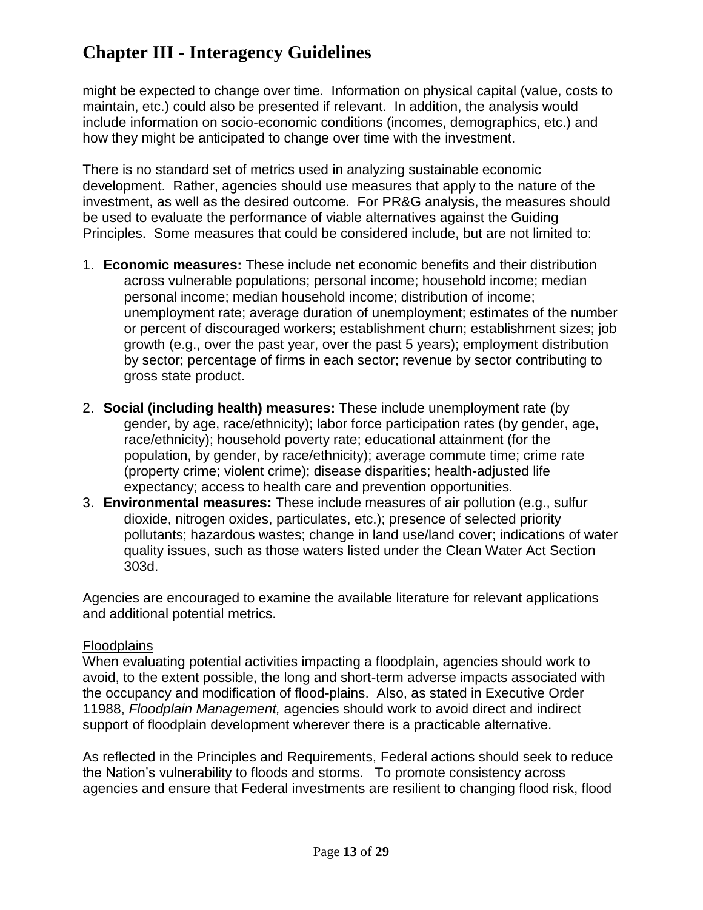might be expected to change over time. Information on physical capital (value, costs to maintain, etc.) could also be presented if relevant. In addition, the analysis would include information on socio-economic conditions (incomes, demographics, etc.) and how they might be anticipated to change over time with the investment.

There is no standard set of metrics used in analyzing sustainable economic development. Rather, agencies should use measures that apply to the nature of the investment, as well as the desired outcome. For PR&G analysis, the measures should be used to evaluate the performance of viable alternatives against the Guiding Principles. Some measures that could be considered include, but are not limited to:

1. **Economic measures:** These include net economic benefits and their distribution across vulnerable populations; personal income; household income; median personal income; median household income; distribution of income; unemployment rate; average duration of unemployment; estimates of the number or percent of discouraged workers; establishment churn; establishment sizes; job growth (e.g., over the past year, over the past 5 years); employment distribution by sector; percentage of firms in each sector; revenue by sector contributing to gross state product.

2. **Social (including health) measures:** These include unemployment rate (by gender, by age, race/ethnicity); labor force participation rates (by gender, age, race/ethnicity); household poverty rate; educational attainment (for the population, by gender, by race/ethnicity); average commute time; crime rate (property crime; violent crime); disease disparities; health-adjusted life expectancy; access to health care and prevention opportunities.
3. **Environmental measures:** These include measures of air pollution (e.g., sulfur dioxide, nitrogen oxides, particulates, etc.); presence of selected priority pollutants; hazardous wastes; change in land use/land cover; indications of water quality issues, such as those waters listed under the Clean Water Act Section 303d.

Agencies are encouraged to examine the available literature for relevant applications and additional potential metrics.

Floodplains

When evaluating potential activities impacting a floodplain, agencies should work to avoid, to the extent possible, the long and short-term adverse impacts associated with the occupancy and modification of flood-plains. Also, as stated in Executive Order 11988, *Floodplain Management,* agencies should work to avoid direct and indirect support of floodplain development wherever there is a practicable alternative.

As reflected in the Principles and Requirements, Federal actions should seek to reduce the Nation's vulnerability to floods and storms. To promote consistency across agencies and ensure that Federal investments are resilient to changing flood risk, flood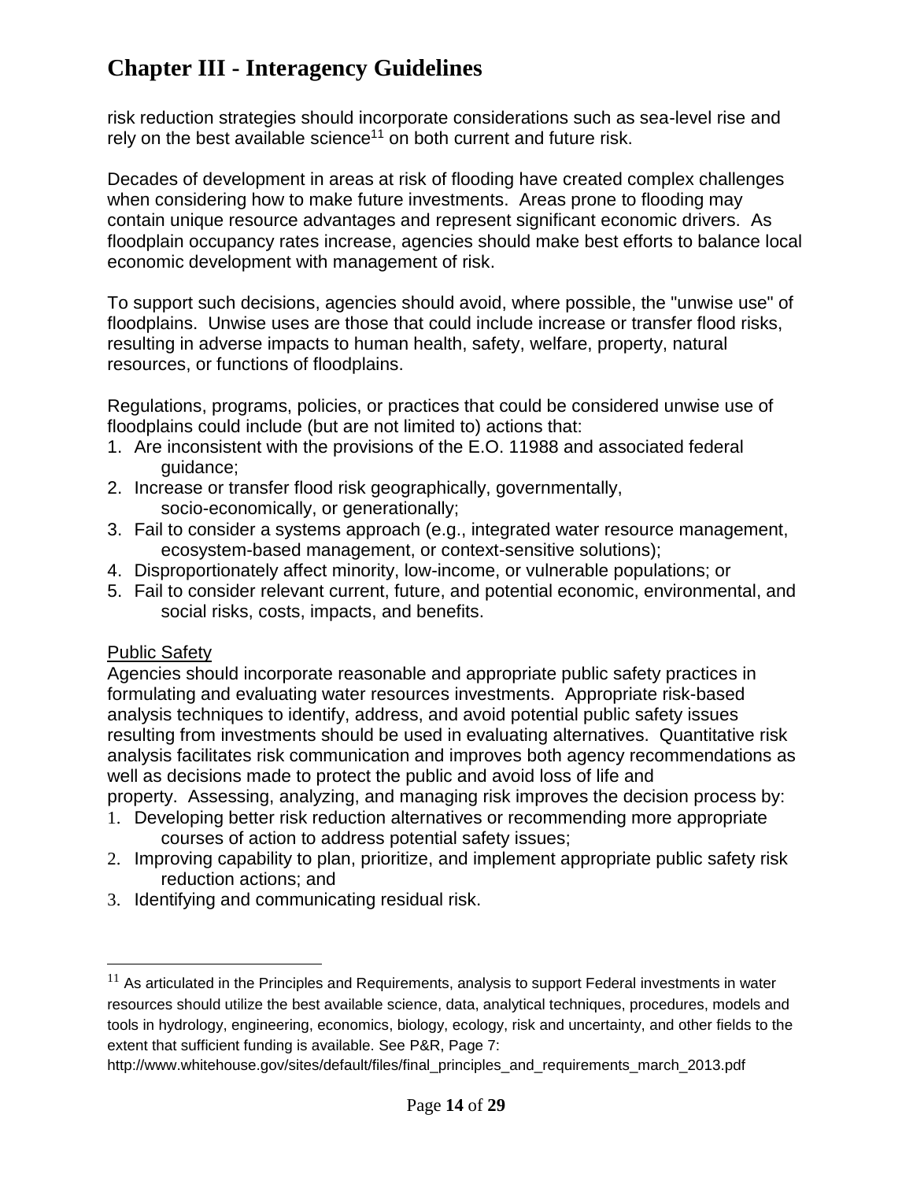# Chapter III - Interagency Guidelines

risk reduction strategies should incorporate considerations such as sea-level rise and rely on the best available science[11] on both current and future risk.

Decades of development in areas at risk of flooding have created complex challenges when considering how to make future investments. Areas prone to flooding may contain unique resource advantages and represent significant economic drivers. As floodplain occupancy rates increase, agencies should make best efforts to balance local economic development with management of risk.

To support such decisions, agencies should avoid, where possible, the "unwise use" of floodplains. Unwise uses are those that could include increase or transfer flood risks, resulting in adverse impacts to human health, safety, welfare, property, natural resources, or functions of floodplains.

Regulations, programs, policies, or practices that could be considered unwise use of floodplains could include (but are not limited to) actions that:

1. Are inconsistent with the provisions of the E.O. 11988 and associated federal guidance;
2. Increase or transfer flood risk geographically, governmentally, socio-economically, or generationally;
3. Fail to consider a systems approach (e.g., integrated water resource management, ecosystem-based management, or context-sensitive solutions);
4. Disproportionately affect minority, low-income, or vulnerable populations; or
5. Fail to consider relevant current, future, and potential economic, environmental, and social risks, costs, impacts, and benefits.

<u>Public Safety</u>

Agencies should incorporate reasonable and appropriate public safety practices in formulating and evaluating water resources investments. Appropriate risk-based analysis techniques to identify, address, and avoid potential public safety issues resulting from investments should be used in evaluating alternatives. Quantitative risk analysis facilitates risk communication and improves both agency recommendations as well as decisions made to protect the public and avoid loss of life and property. Assessing, analyzing, and managing risk improves the decision process by:

1. Developing better risk reduction alternatives or recommending more appropriate courses of action to address potential safety issues;
2. Improving capability to plan, prioritize, and implement appropriate public safety risk reduction actions; and
3. Identifying and communicating residual risk.

---

[11] As articulated in the Principles and Requirements, analysis to support Federal investments in water resources should utilize the best available science, data, analytical techniques, procedures, models and tools in hydrology, engineering, economics, biology, ecology, risk and uncertainty, and other fields to the extent that sufficient funding is available. See P&R, Page 7: http://www.whitehouse.gov/sites/default/files/final_principles_and_requirements_march_2013.pdf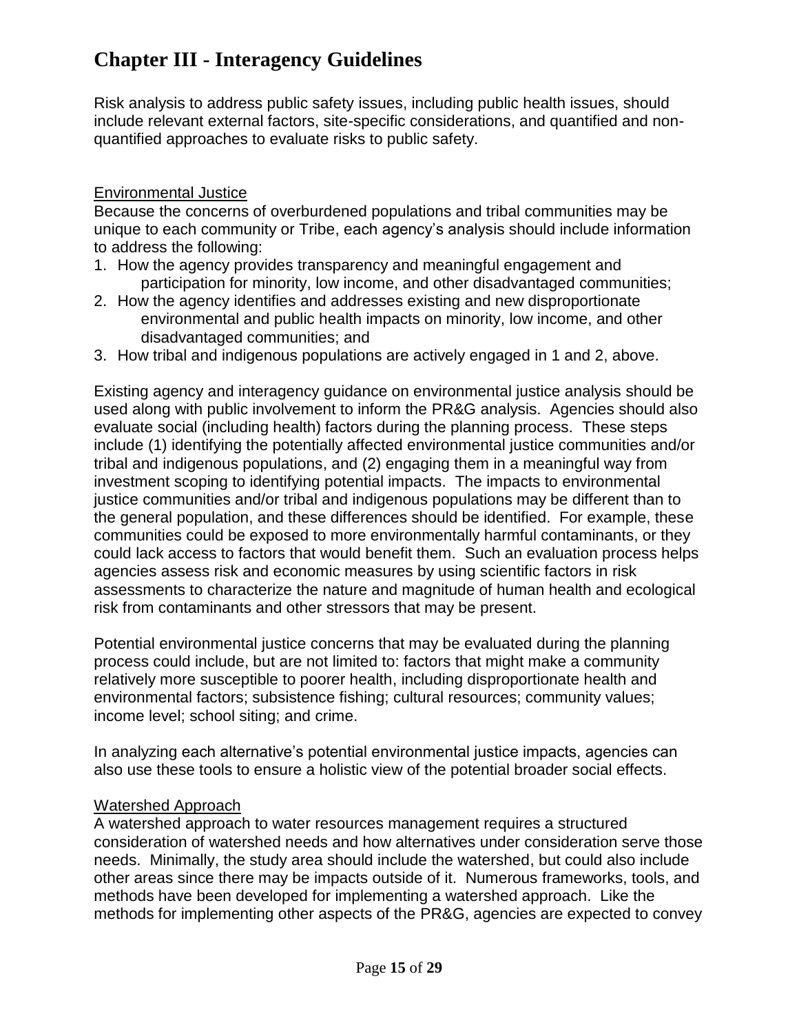# Chapter III - Interagency Guidelines

Risk analysis to address public safety issues, including public health issues, should include relevant external factors, site-specific considerations, and quantified and non-quantified approaches to evaluate risks to public safety.

## Environmental Justice

Because the concerns of overburdened populations and tribal communities may be unique to each community or Tribe, each agency's analysis should include information to address the following:

1. How the agency provides transparency and meaningful engagement and participation for minority, low income, and other disadvantaged communities;
2. How the agency identifies and addresses existing and new disproportionate environmental and public health impacts on minority, low income, and other disadvantaged communities; and
3. How tribal and indigenous populations are actively engaged in 1 and 2, above.

Existing agency and interagency guidance on environmental justice analysis should be used along with public involvement to inform the PR&G analysis. Agencies should also evaluate social (including health) factors during the planning process. These steps include (1) identifying the potentially affected environmental justice communities and/or tribal and indigenous populations, and (2) engaging them in a meaningful way from investment scoping to identifying potential impacts. The impacts to environmental justice communities and/or tribal and indigenous populations may be different than to the general population, and these differences should be identified. For example, these communities could be exposed to more environmentally harmful contaminants, or they could lack access to factors that would benefit them. Such an evaluation process helps agencies assess risk and economic measures by using scientific factors in risk assessments to characterize the nature and magnitude of human health and ecological risk from contaminants and other stressors that may be present.

Potential environmental justice concerns that may be evaluated during the planning process could include, but are not limited to: factors that might make a community relatively more susceptible to poorer health, including disproportionate health and environmental factors; subsistence fishing; cultural resources; community values; income level; school siting; and crime.

In analyzing each alternative's potential environmental justice impacts, agencies can also use these tools to ensure a holistic view of the potential broader social effects.

## Watershed Approach

A watershed approach to water resources management requires a structured consideration of watershed needs and how alternatives under consideration serve those needs. Minimally, the study area should include the watershed, but could also include other areas since there may be impacts outside of it. Numerous frameworks, tools, and methods have been developed for implementing a watershed approach. Like the methods for implementing other aspects of the PR&G, agencies are expected to convey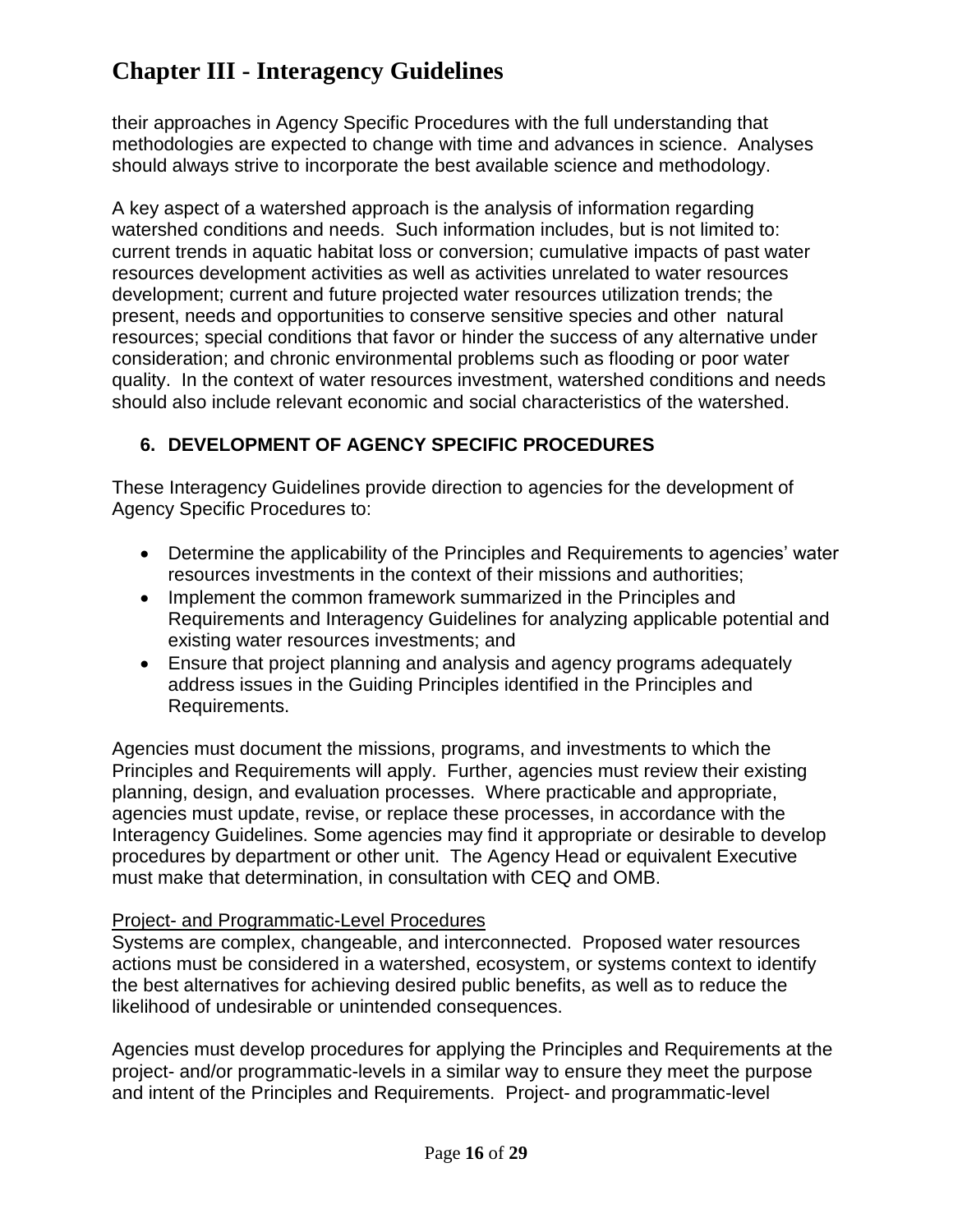their approaches in Agency Specific Procedures with the full understanding that methodologies are expected to change with time and advances in science. Analyses should always strive to incorporate the best available science and methodology.

A key aspect of a watershed approach is the analysis of information regarding watershed conditions and needs. Such information includes, but is not limited to: current trends in aquatic habitat loss or conversion; cumulative impacts of past water resources development activities as well as activities unrelated to water resources development; current and future projected water resources utilization trends; the present, needs and opportunities to conserve sensitive species and other natural resources; special conditions that favor or hinder the success of any alternative under consideration; and chronic environmental problems such as flooding or poor water quality. In the context of water resources investment, watershed conditions and needs should also include relevant economic and social characteristics of the watershed.

## 6. DEVELOPMENT OF AGENCY SPECIFIC PROCEDURES

These Interagency Guidelines provide direction to agencies for the development of Agency Specific Procedures to:

- Determine the applicability of the Principles and Requirements to agencies' water resources investments in the context of their missions and authorities;
- Implement the common framework summarized in the Principles and Requirements and Interagency Guidelines for analyzing applicable potential and existing water resources investments; and
- Ensure that project planning and analysis and agency programs adequately address issues in the Guiding Principles identified in the Principles and Requirements.

Agencies must document the missions, programs, and investments to which the Principles and Requirements will apply. Further, agencies must review their existing planning, design, and evaluation processes. Where practicable and appropriate, agencies must update, revise, or replace these processes, in accordance with the Interagency Guidelines. Some agencies may find it appropriate or desirable to develop procedures by department or other unit. The Agency Head or equivalent Executive must make that determination, in consultation with CEQ and OMB.

Project- and Programmatic-Level Procedures

Systems are complex, changeable, and interconnected. Proposed water resources actions must be considered in a watershed, ecosystem, or systems context to identify the best alternatives for achieving desired public benefits, as well as to reduce the likelihood of undesirable or unintended consequences.

Agencies must develop procedures for applying the Principles and Requirements at the project- and/or programmatic-levels in a similar way to ensure they meet the purpose and intent of the Principles and Requirements. Project- and programmatic-level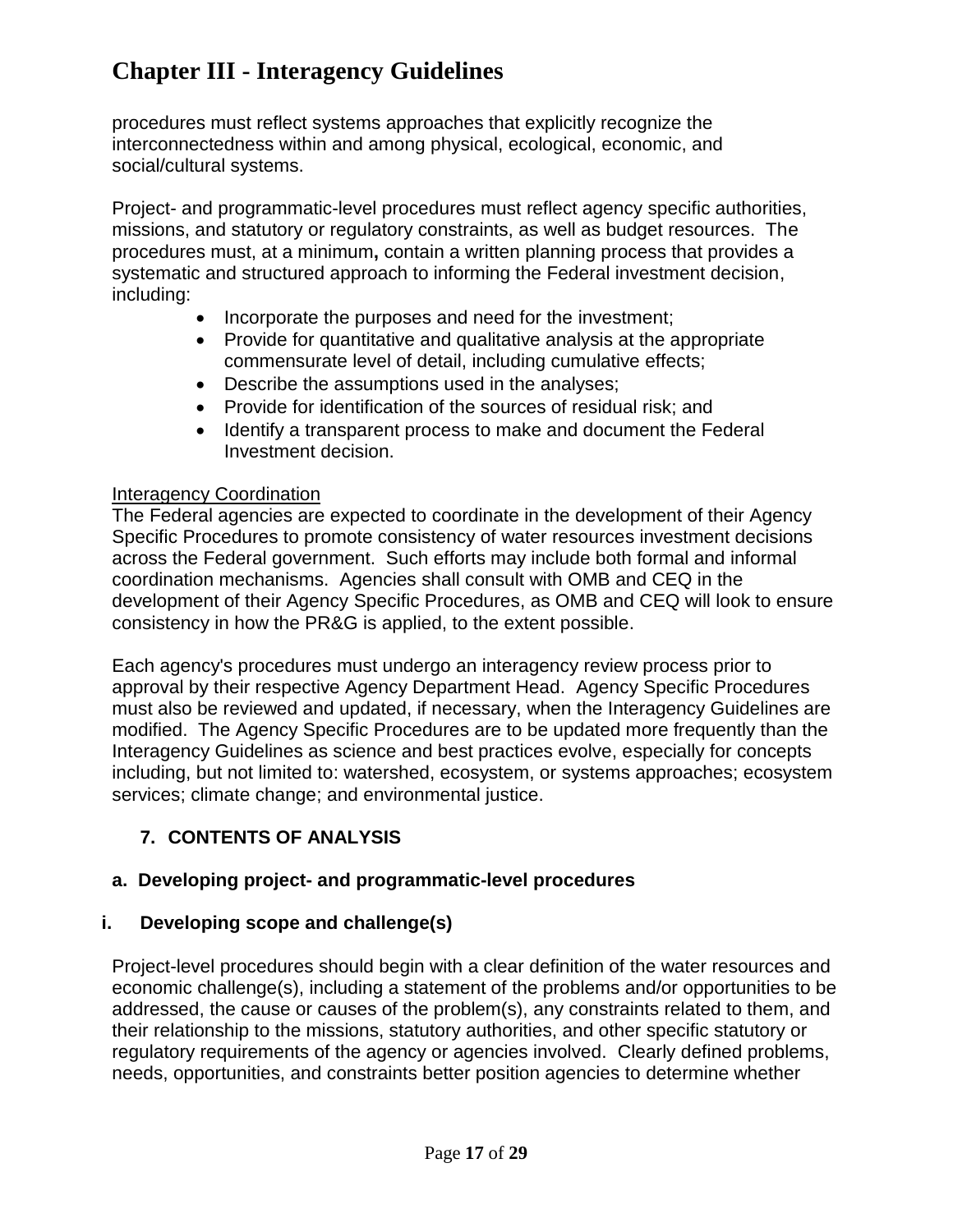procedures must reflect systems approaches that explicitly recognize the interconnectedness within and among physical, ecological, economic, and social/cultural systems.

Project- and programmatic-level procedures must reflect agency specific authorities, missions, and statutory or regulatory constraints, as well as budget resources. The procedures must, at a minimum**,** contain a written planning process that provides a systematic and structured approach to informing the Federal investment decision, including:

- Incorporate the purposes and need for the investment;
- Provide for quantitative and qualitative analysis at the appropriate commensurate level of detail, including cumulative effects;
- Describe the assumptions used in the analyses;
- Provide for identification of the sources of residual risk; and
- Identify a transparent process to make and document the Federal Investment decision.

Interagency Coordination

The Federal agencies are expected to coordinate in the development of their Agency Specific Procedures to promote consistency of water resources investment decisions across the Federal government. Such efforts may include both formal and informal coordination mechanisms. Agencies shall consult with OMB and CEQ in the development of their Agency Specific Procedures, as OMB and CEQ will look to ensure consistency in how the PR&G is applied, to the extent possible.

Each agency's procedures must undergo an interagency review process prior to approval by their respective Agency Department Head. Agency Specific Procedures must also be reviewed and updated, if necessary, when the Interagency Guidelines are modified. The Agency Specific Procedures are to be updated more frequently than the Interagency Guidelines as science and best practices evolve, especially for concepts including, but not limited to: watershed, ecosystem, or systems approaches; ecosystem services; climate change; and environmental justice.

## 7. CONTENTS OF ANALYSIS

### a. Developing project- and programmatic-level procedures

#### i. Developing scope and challenge(s)

Project-level procedures should begin with a clear definition of the water resources and economic challenge(s), including a statement of the problems and/or opportunities to be addressed, the cause or causes of the problem(s), any constraints related to them, and their relationship to the missions, statutory authorities, and other specific statutory or regulatory requirements of the agency or agencies involved. Clearly defined problems, needs, opportunities, and constraints better position agencies to determine whether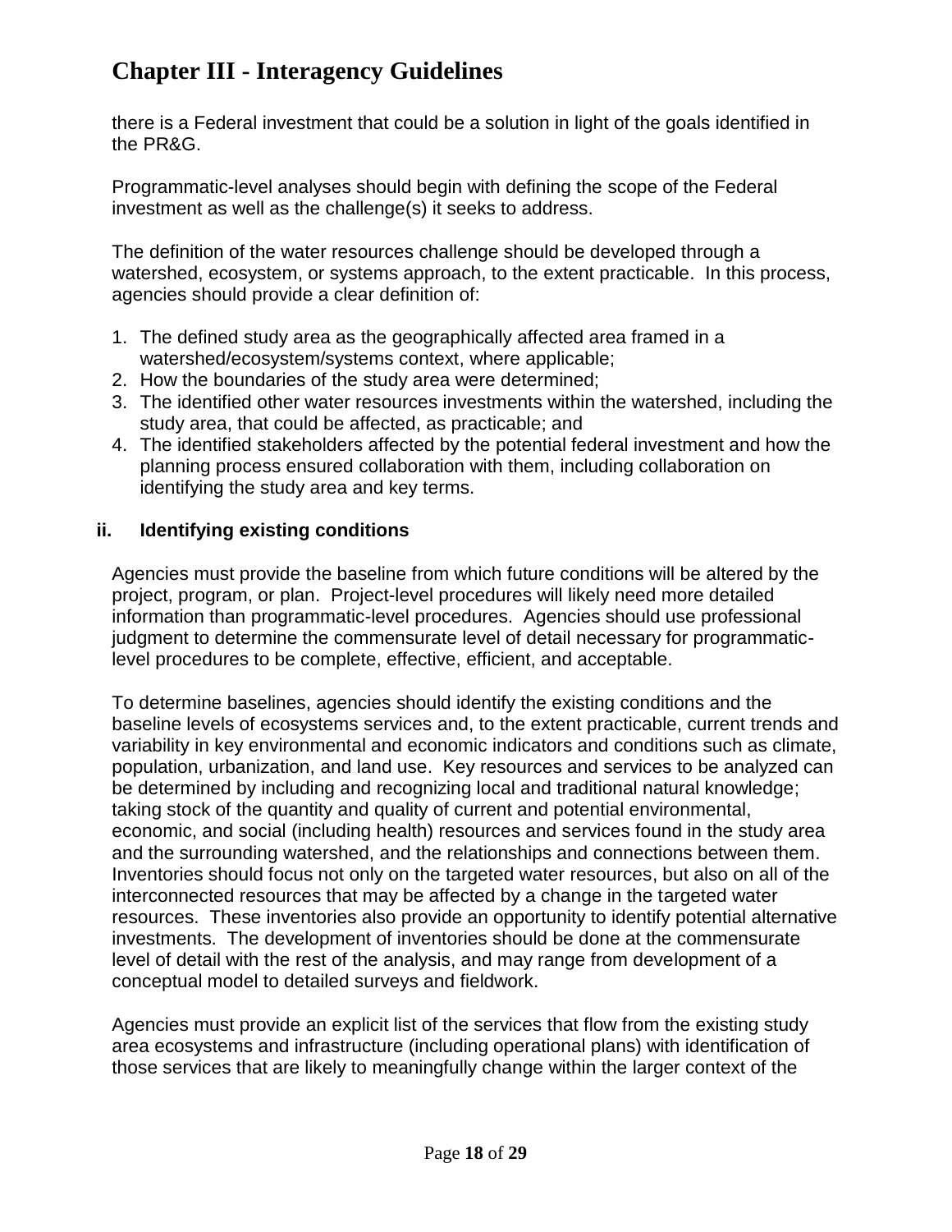there is a Federal investment that could be a solution in light of the goals identified in the PR&G.

Programmatic-level analyses should begin with defining the scope of the Federal investment as well as the challenge(s) it seeks to address.

The definition of the water resources challenge should be developed through a watershed, ecosystem, or systems approach, to the extent practicable. In this process, agencies should provide a clear definition of:

1. The defined study area as the geographically affected area framed in a watershed/ecosystem/systems context, where applicable;
2. How the boundaries of the study area were determined;
3. The identified other water resources investments within the watershed, including the study area, that could be affected, as practicable; and
4. The identified stakeholders affected by the potential federal investment and how the planning process ensured collaboration with them, including collaboration on identifying the study area and key terms.

### ii. Identifying existing conditions

Agencies must provide the baseline from which future conditions will be altered by the project, program, or plan. Project-level procedures will likely need more detailed information than programmatic-level procedures. Agencies should use professional judgment to determine the commensurate level of detail necessary for programmatic-level procedures to be complete, effective, efficient, and acceptable.

To determine baselines, agencies should identify the existing conditions and the baseline levels of ecosystems services and, to the extent practicable, current trends and variability in key environmental and economic indicators and conditions such as climate, population, urbanization, and land use. Key resources and services to be analyzed can be determined by including and recognizing local and traditional natural knowledge; taking stock of the quantity and quality of current and potential environmental, economic, and social (including health) resources and services found in the study area and the surrounding watershed, and the relationships and connections between them. Inventories should focus not only on the targeted water resources, but also on all of the interconnected resources that may be affected by a change in the targeted water resources. These inventories also provide an opportunity to identify potential alternative investments. The development of inventories should be done at the commensurate level of detail with the rest of the analysis, and may range from development of a conceptual model to detailed surveys and fieldwork.

Agencies must provide an explicit list of the services that flow from the existing study area ecosystems and infrastructure (including operational plans) with identification of those services that are likely to meaningfully change within the larger context of the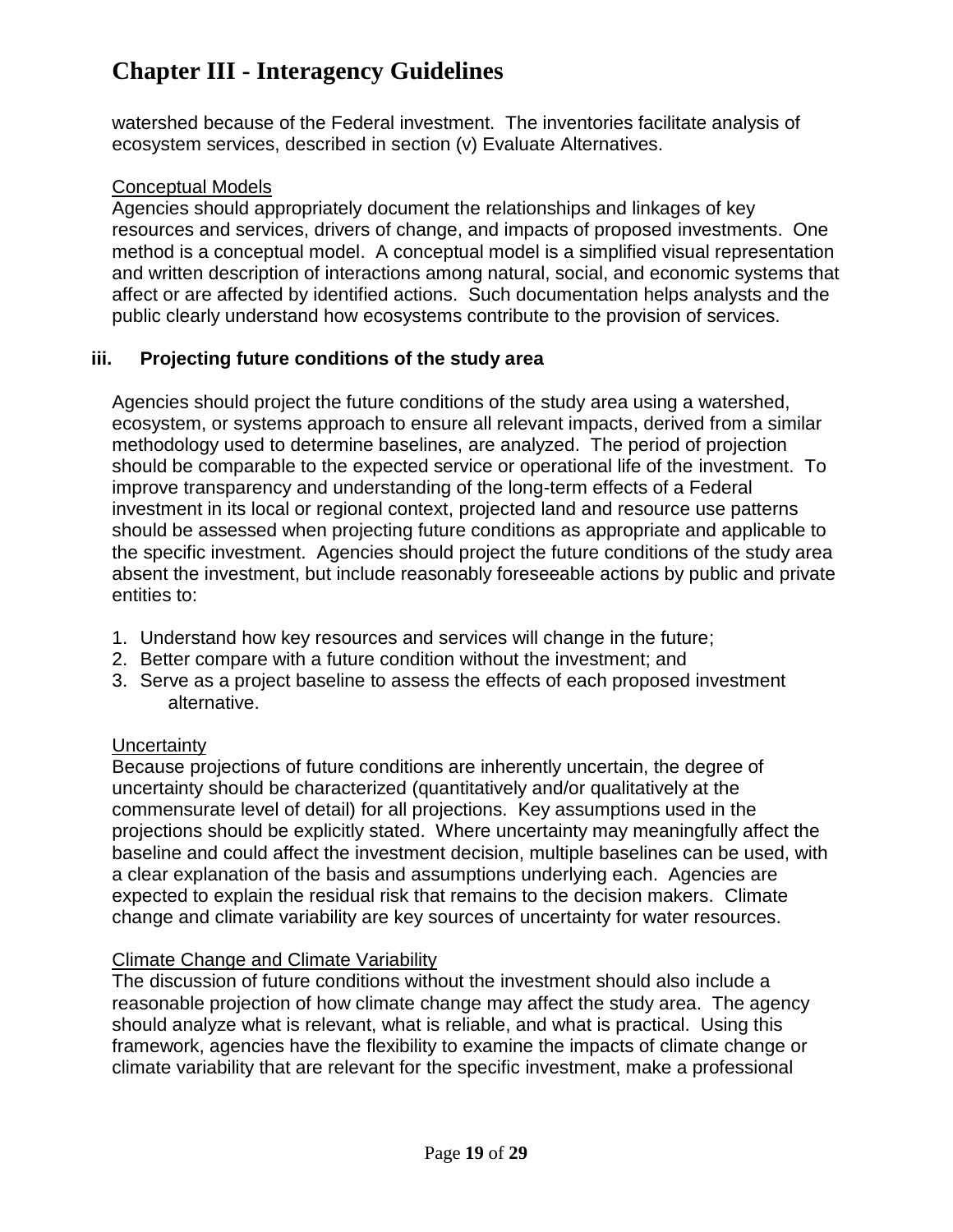watershed because of the Federal investment. The inventories facilitate analysis of ecosystem services, described in section (v) Evaluate Alternatives.

Conceptual Models

Agencies should appropriately document the relationships and linkages of key resources and services, drivers of change, and impacts of proposed investments. One method is a conceptual model. A conceptual model is a simplified visual representation and written description of interactions among natural, social, and economic systems that affect or are affected by identified actions. Such documentation helps analysts and the public clearly understand how ecosystems contribute to the provision of services.

### iii. Projecting future conditions of the study area

Agencies should project the future conditions of the study area using a watershed, ecosystem, or systems approach to ensure all relevant impacts, derived from a similar methodology used to determine baselines, are analyzed. The period of projection should be comparable to the expected service or operational life of the investment. To improve transparency and understanding of the long-term effects of a Federal investment in its local or regional context, projected land and resource use patterns should be assessed when projecting future conditions as appropriate and applicable to the specific investment. Agencies should project the future conditions of the study area absent the investment, but include reasonably foreseeable actions by public and private entities to:

1. Understand how key resources and services will change in the future;
2. Better compare with a future condition without the investment; and
3. Serve as a project baseline to assess the effects of each proposed investment alternative.

Uncertainty

Because projections of future conditions are inherently uncertain, the degree of uncertainty should be characterized (quantitatively and/or qualitatively at the commensurate level of detail) for all projections. Key assumptions used in the projections should be explicitly stated. Where uncertainty may meaningfully affect the baseline and could affect the investment decision, multiple baselines can be used, with a clear explanation of the basis and assumptions underlying each. Agencies are expected to explain the residual risk that remains to the decision makers. Climate change and climate variability are key sources of uncertainty for water resources.

Climate Change and Climate Variability

The discussion of future conditions without the investment should also include a reasonable projection of how climate change may affect the study area. The agency should analyze what is relevant, what is reliable, and what is practical. Using this framework, agencies have the flexibility to examine the impacts of climate change or climate variability that are relevant for the specific investment, make a professional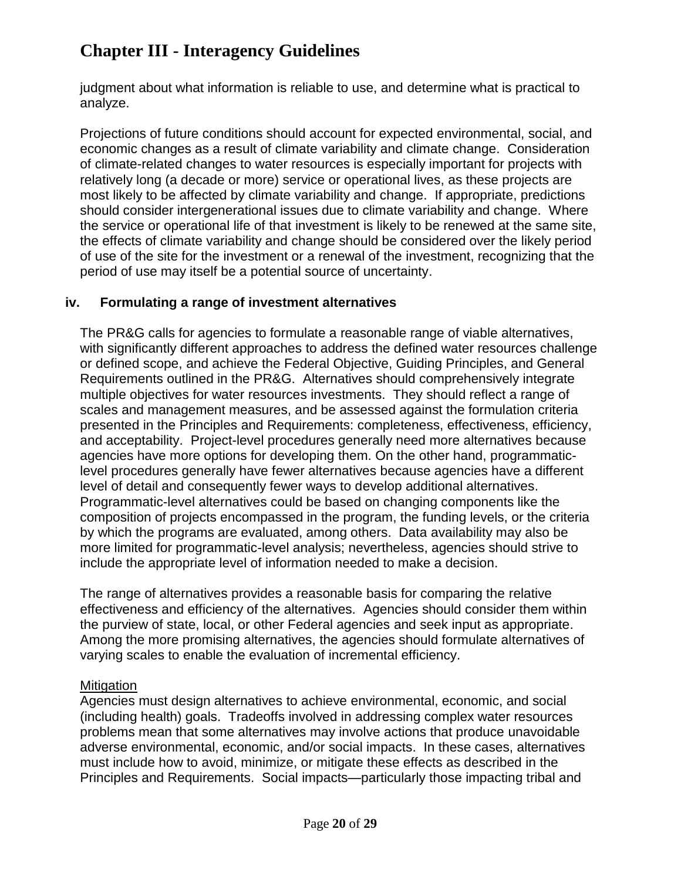judgment about what information is reliable to use, and determine what is practical to analyze.

Projections of future conditions should account for expected environmental, social, and economic changes as a result of climate variability and climate change. Consideration of climate-related changes to water resources is especially important for projects with relatively long (a decade or more) service or operational lives, as these projects are most likely to be affected by climate variability and change. If appropriate, predictions should consider intergenerational issues due to climate variability and change. Where the service or operational life of that investment is likely to be renewed at the same site, the effects of climate variability and change should be considered over the likely period of use of the site for the investment or a renewal of the investment, recognizing that the period of use may itself be a potential source of uncertainty.

### iv. Formulating a range of investment alternatives

The PR&G calls for agencies to formulate a reasonable range of viable alternatives, with significantly different approaches to address the defined water resources challenge or defined scope, and achieve the Federal Objective, Guiding Principles, and General Requirements outlined in the PR&G. Alternatives should comprehensively integrate multiple objectives for water resources investments. They should reflect a range of scales and management measures, and be assessed against the formulation criteria presented in the Principles and Requirements: completeness, effectiveness, efficiency, and acceptability. Project-level procedures generally need more alternatives because agencies have more options for developing them. On the other hand, programmatic-level procedures generally have fewer alternatives because agencies have a different level of detail and consequently fewer ways to develop additional alternatives. Programmatic-level alternatives could be based on changing components like the composition of projects encompassed in the program, the funding levels, or the criteria by which the programs are evaluated, among others. Data availability may also be more limited for programmatic-level analysis; nevertheless, agencies should strive to include the appropriate level of information needed to make a decision.

The range of alternatives provides a reasonable basis for comparing the relative effectiveness and efficiency of the alternatives. Agencies should consider them within the purview of state, local, or other Federal agencies and seek input as appropriate. Among the more promising alternatives, the agencies should formulate alternatives of varying scales to enable the evaluation of incremental efficiency.

<u>Mitigation</u>

Agencies must design alternatives to achieve environmental, economic, and social (including health) goals. Tradeoffs involved in addressing complex water resources problems mean that some alternatives may involve actions that produce unavoidable adverse environmental, economic, and/or social impacts. In these cases, alternatives must include how to avoid, minimize, or mitigate these effects as described in the Principles and Requirements. Social impacts—particularly those impacting tribal and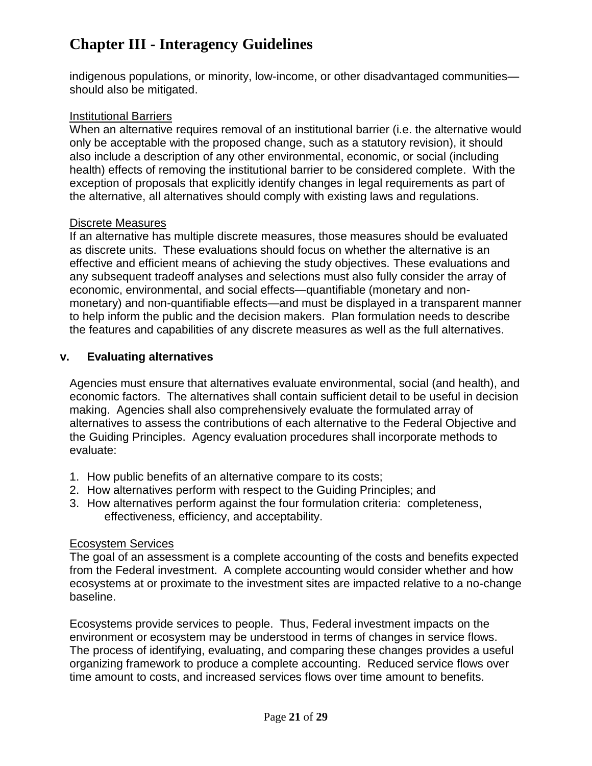indigenous populations, or minority, low-income, or other disadvantaged communities—should also be mitigated.

Institutional Barriers

When an alternative requires removal of an institutional barrier (i.e. the alternative would only be acceptable with the proposed change, such as a statutory revision), it should also include a description of any other environmental, economic, or social (including health) effects of removing the institutional barrier to be considered complete. With the exception of proposals that explicitly identify changes in legal requirements as part of the alternative, all alternatives should comply with existing laws and regulations.

Discrete Measures

If an alternative has multiple discrete measures, those measures should be evaluated as discrete units. These evaluations should focus on whether the alternative is an effective and efficient means of achieving the study objectives. These evaluations and any subsequent tradeoff analyses and selections must also fully consider the array of economic, environmental, and social effects—quantifiable (monetary and non-monetary) and non-quantifiable effects—and must be displayed in a transparent manner to help inform the public and the decision makers. Plan formulation needs to describe the features and capabilities of any discrete measures as well as the full alternatives.

### v. Evaluating alternatives

Agencies must ensure that alternatives evaluate environmental, social (and health), and economic factors. The alternatives shall contain sufficient detail to be useful in decision making. Agencies shall also comprehensively evaluate the formulated array of alternatives to assess the contributions of each alternative to the Federal Objective and the Guiding Principles. Agency evaluation procedures shall incorporate methods to evaluate:

1. How public benefits of an alternative compare to its costs;
2. How alternatives perform with respect to the Guiding Principles; and
3. How alternatives perform against the four formulation criteria: completeness, effectiveness, efficiency, and acceptability.

Ecosystem Services

The goal of an assessment is a complete accounting of the costs and benefits expected from the Federal investment. A complete accounting would consider whether and how ecosystems at or proximate to the investment sites are impacted relative to a no-change baseline.

Ecosystems provide services to people. Thus, Federal investment impacts on the environment or ecosystem may be understood in terms of changes in service flows. The process of identifying, evaluating, and comparing these changes provides a useful organizing framework to produce a complete accounting. Reduced service flows over time amount to costs, and increased services flows over time amount to benefits.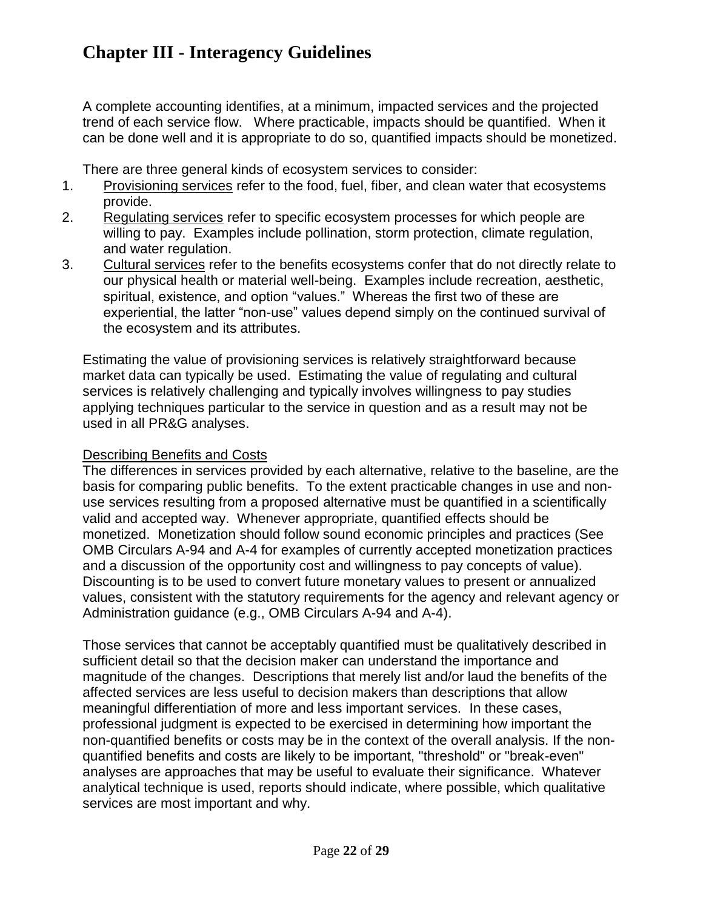# Chapter III - Interagency Guidelines

A complete accounting identifies, at a minimum, impacted services and the projected trend of each service flow. Where practicable, impacts should be quantified. When it can be done well and it is appropriate to do so, quantified impacts should be monetized.

There are three general kinds of ecosystem services to consider:

1. Provisioning services refer to the food, fuel, fiber, and clean water that ecosystems provide.
2. Regulating services refer to specific ecosystem processes for which people are willing to pay. Examples include pollination, storm protection, climate regulation, and water regulation.
3. Cultural services refer to the benefits ecosystems confer that do not directly relate to our physical health or material well-being. Examples include recreation, aesthetic, spiritual, existence, and option "values." Whereas the first two of these are experiential, the latter "non-use" values depend simply on the continued survival of the ecosystem and its attributes.

Estimating the value of provisioning services is relatively straightforward because market data can typically be used. Estimating the value of regulating and cultural services is relatively challenging and typically involves willingness to pay studies applying techniques particular to the service in question and as a result may not be used in all PR&G analyses.

Describing Benefits and Costs

The differences in services provided by each alternative, relative to the baseline, are the basis for comparing public benefits. To the extent practicable changes in use and non-use services resulting from a proposed alternative must be quantified in a scientifically valid and accepted way. Whenever appropriate, quantified effects should be monetized. Monetization should follow sound economic principles and practices (See OMB Circulars A-94 and A-4 for examples of currently accepted monetization practices and a discussion of the opportunity cost and willingness to pay concepts of value). Discounting is to be used to convert future monetary values to present or annualized values, consistent with the statutory requirements for the agency and relevant agency or Administration guidance (e.g., OMB Circulars A-94 and A-4).

Those services that cannot be acceptably quantified must be qualitatively described in sufficient detail so that the decision maker can understand the importance and magnitude of the changes. Descriptions that merely list and/or laud the benefits of the affected services are less useful to decision makers than descriptions that allow meaningful differentiation of more and less important services. In these cases, professional judgment is expected to be exercised in determining how important the non-quantified benefits or costs may be in the context of the overall analysis. If the non-quantified benefits and costs are likely to be important, "threshold" or "break-even" analyses are approaches that may be useful to evaluate their significance. Whatever analytical technique is used, reports should indicate, where possible, which qualitative services are most important and why.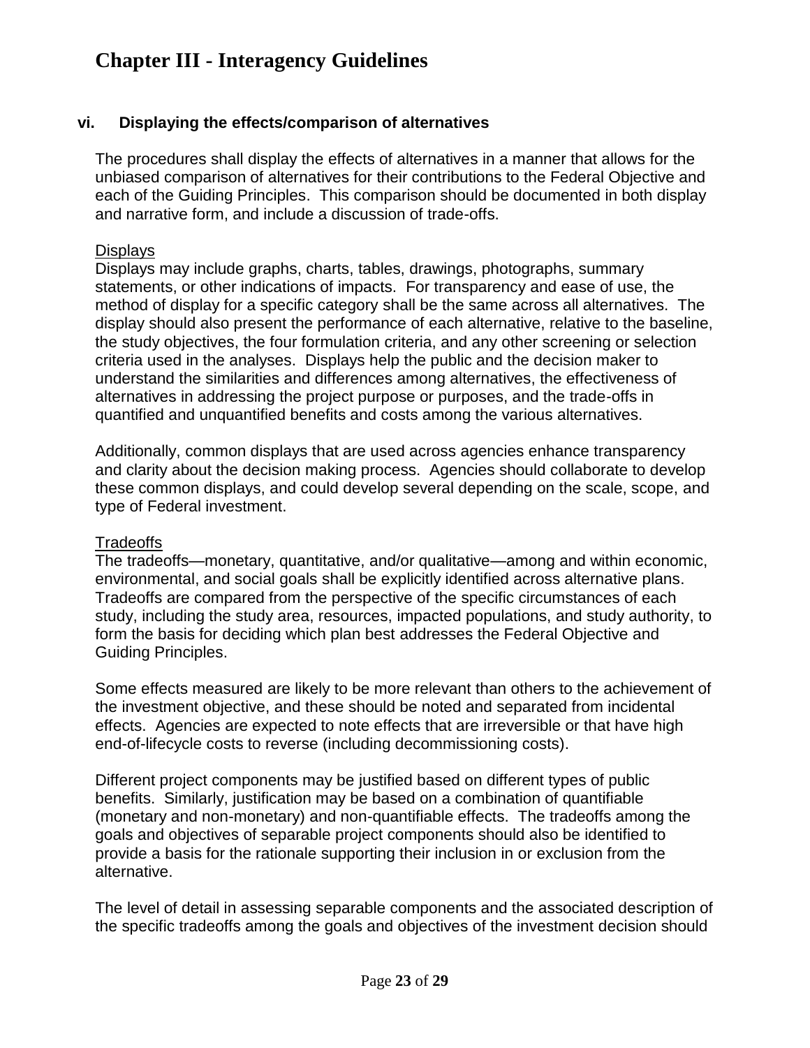# Chapter III - Interagency Guidelines

### vi. Displaying the effects/comparison of alternatives

The procedures shall display the effects of alternatives in a manner that allows for the unbiased comparison of alternatives for their contributions to the Federal Objective and each of the Guiding Principles. This comparison should be documented in both display and narrative form, and include a discussion of trade-offs.

Displays

Displays may include graphs, charts, tables, drawings, photographs, summary statements, or other indications of impacts. For transparency and ease of use, the method of display for a specific category shall be the same across all alternatives. The display should also present the performance of each alternative, relative to the baseline, the study objectives, the four formulation criteria, and any other screening or selection criteria used in the analyses. Displays help the public and the decision maker to understand the similarities and differences among alternatives, the effectiveness of alternatives in addressing the project purpose or purposes, and the trade-offs in quantified and unquantified benefits and costs among the various alternatives.

Additionally, common displays that are used across agencies enhance transparency and clarity about the decision making process. Agencies should collaborate to develop these common displays, and could develop several depending on the scale, scope, and type of Federal investment.

Tradeoffs

The tradeoffs—monetary, quantitative, and/or qualitative—among and within economic, environmental, and social goals shall be explicitly identified across alternative plans. Tradeoffs are compared from the perspective of the specific circumstances of each study, including the study area, resources, impacted populations, and study authority, to form the basis for deciding which plan best addresses the Federal Objective and Guiding Principles.

Some effects measured are likely to be more relevant than others to the achievement of the investment objective, and these should be noted and separated from incidental effects. Agencies are expected to note effects that are irreversible or that have high end-of-lifecycle costs to reverse (including decommissioning costs).

Different project components may be justified based on different types of public benefits. Similarly, justification may be based on a combination of quantifiable (monetary and non-monetary) and non-quantifiable effects. The tradeoffs among the goals and objectives of separable project components should also be identified to provide a basis for the rationale supporting their inclusion in or exclusion from the alternative.

The level of detail in assessing separable components and the associated description of the specific tradeoffs among the goals and objectives of the investment decision should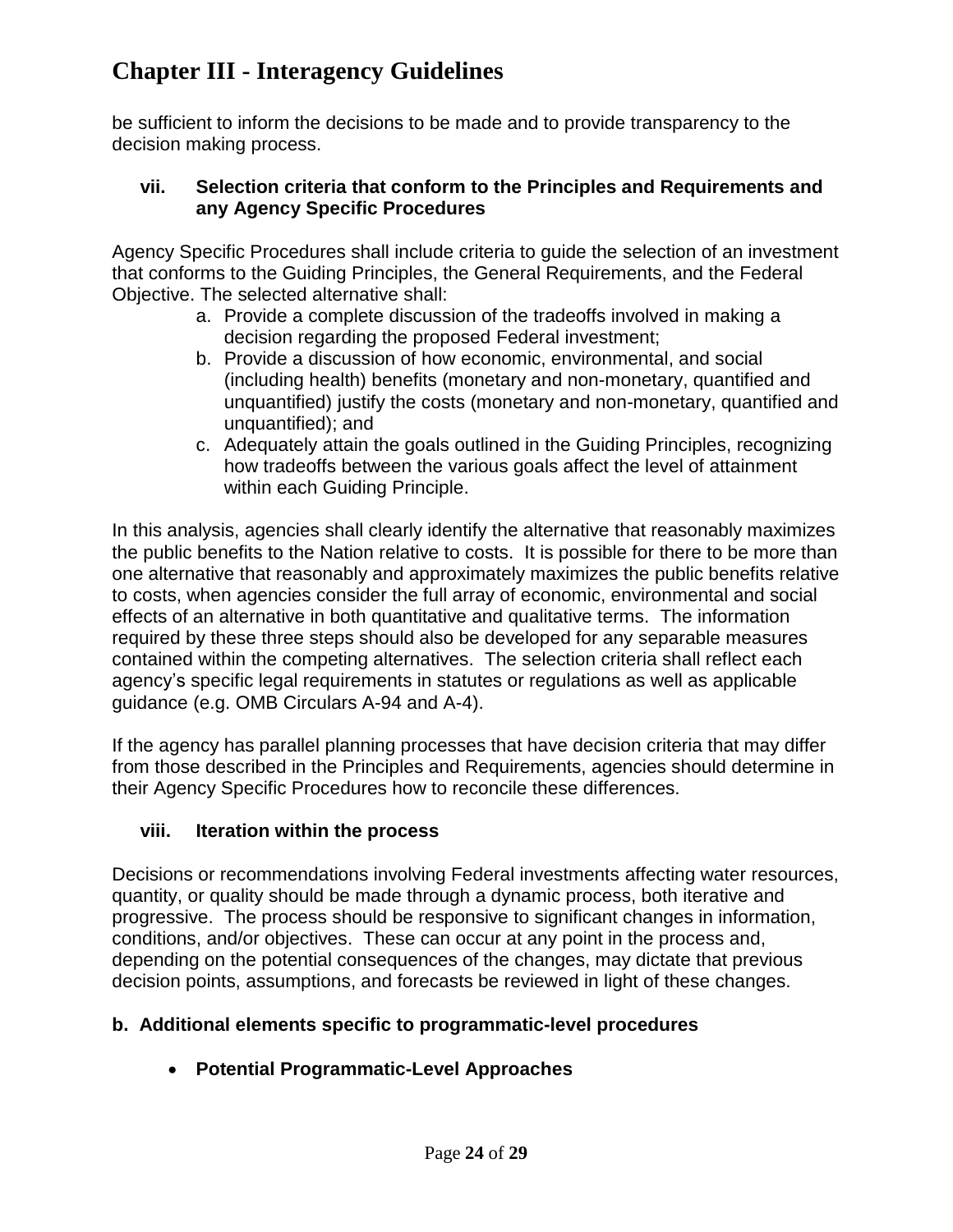be sufficient to inform the decisions to be made and to provide transparency to the decision making process.

### vii. Selection criteria that conform to the Principles and Requirements and any Agency Specific Procedures

Agency Specific Procedures shall include criteria to guide the selection of an investment that conforms to the Guiding Principles, the General Requirements, and the Federal Objective. The selected alternative shall:

a. Provide a complete discussion of the tradeoffs involved in making a decision regarding the proposed Federal investment;
b. Provide a discussion of how economic, environmental, and social (including health) benefits (monetary and non-monetary, quantified and unquantified) justify the costs (monetary and non-monetary, quantified and unquantified); and
c. Adequately attain the goals outlined in the Guiding Principles, recognizing how tradeoffs between the various goals affect the level of attainment within each Guiding Principle.

In this analysis, agencies shall clearly identify the alternative that reasonably maximizes the public benefits to the Nation relative to costs. It is possible for there to be more than one alternative that reasonably and approximately maximizes the public benefits relative to costs, when agencies consider the full array of economic, environmental and social effects of an alternative in both quantitative and qualitative terms. The information required by these three steps should also be developed for any separable measures contained within the competing alternatives. The selection criteria shall reflect each agency's specific legal requirements in statutes or regulations as well as applicable guidance (e.g. OMB Circulars A-94 and A-4).

If the agency has parallel planning processes that have decision criteria that may differ from those described in the Principles and Requirements, agencies should determine in their Agency Specific Procedures how to reconcile these differences.

### viii. Iteration within the process

Decisions or recommendations involving Federal investments affecting water resources, quantity, or quality should be made through a dynamic process, both iterative and progressive. The process should be responsive to significant changes in information, conditions, and/or objectives. These can occur at any point in the process and, depending on the potential consequences of the changes, may dictate that previous decision points, assumptions, and forecasts be reviewed in light of these changes.

## b. Additional elements specific to programmatic-level procedures

- **Potential Programmatic-Level Approaches**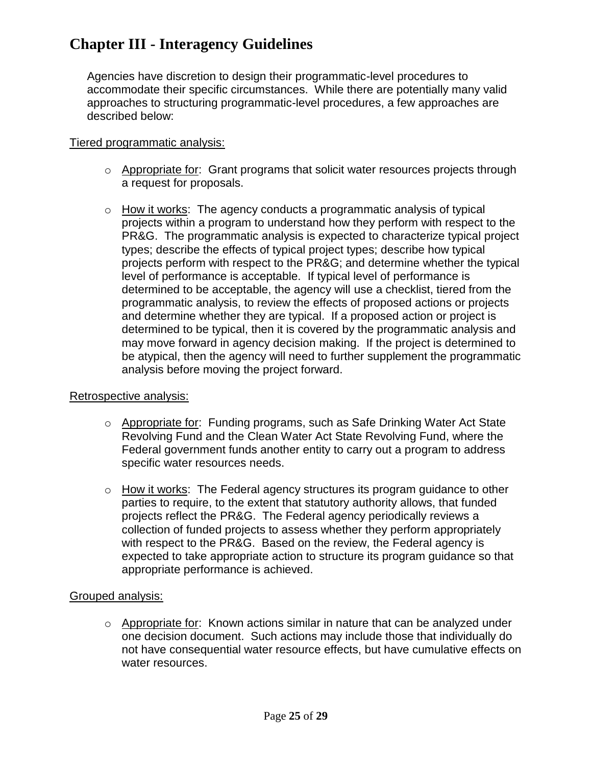# Chapter III - Interagency Guidelines

Agencies have discretion to design their programmatic-level procedures to accommodate their specific circumstances. While there are potentially many valid approaches to structuring programmatic-level procedures, a few approaches are described below:

<u>Tiered programmatic analysis:</u>

- <u>Appropriate for</u>: Grant programs that solicit water resources projects through a request for proposals.
- <u>How it works</u>: The agency conducts a programmatic analysis of typical projects within a program to understand how they perform with respect to the PR&G. The programmatic analysis is expected to characterize typical project types; describe the effects of typical project types; describe how typical projects perform with respect to the PR&G; and determine whether the typical level of performance is acceptable. If typical level of performance is determined to be acceptable, the agency will use a checklist, tiered from the programmatic analysis, to review the effects of proposed actions or projects and determine whether they are typical. If a proposed action or project is determined to be typical, then it is covered by the programmatic analysis and may move forward in agency decision making. If the project is determined to be atypical, then the agency will need to further supplement the programmatic analysis before moving the project forward.

<u>Retrospective analysis:</u>

- <u>Appropriate for</u>: Funding programs, such as Safe Drinking Water Act State Revolving Fund and the Clean Water Act State Revolving Fund, where the Federal government funds another entity to carry out a program to address specific water resources needs.
- <u>How it works</u>: The Federal agency structures its program guidance to other parties to require, to the extent that statutory authority allows, that funded projects reflect the PR&G. The Federal agency periodically reviews a collection of funded projects to assess whether they perform appropriately with respect to the PR&G. Based on the review, the Federal agency is expected to take appropriate action to structure its program guidance so that appropriate performance is achieved.

<u>Grouped analysis:</u>

- <u>Appropriate for</u>: Known actions similar in nature that can be analyzed under one decision document. Such actions may include those that individually do not have consequential water resource effects, but have cumulative effects on water resources.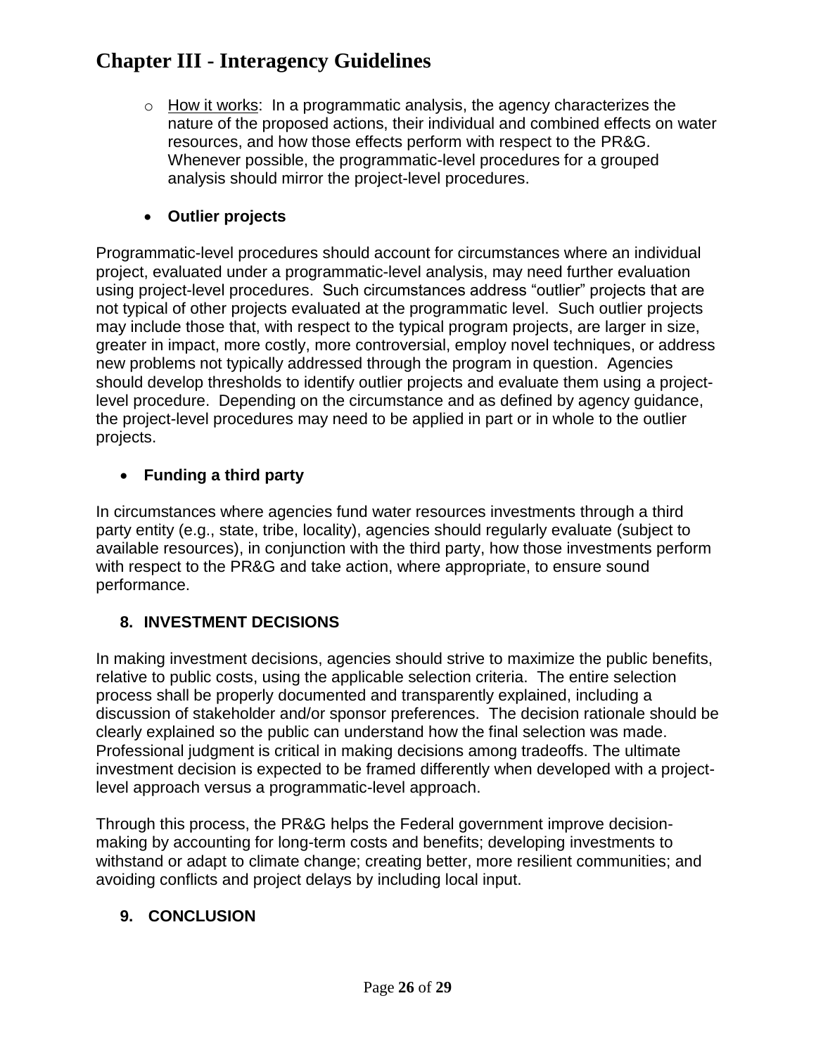- How it works: In a programmatic analysis, the agency characterizes the nature of the proposed actions, their individual and combined effects on water resources, and how those effects perform with respect to the PR&G. Whenever possible, the programmatic-level procedures for a grouped analysis should mirror the project-level procedures.

- **Outlier projects**

Programmatic-level procedures should account for circumstances where an individual project, evaluated under a programmatic-level analysis, may need further evaluation using project-level procedures. Such circumstances address "outlier" projects that are not typical of other projects evaluated at the programmatic level. Such outlier projects may include those that, with respect to the typical program projects, are larger in size, greater in impact, more costly, more controversial, employ novel techniques, or address new problems not typically addressed through the program in question. Agencies should develop thresholds to identify outlier projects and evaluate them using a project-level procedure. Depending on the circumstance and as defined by agency guidance, the project-level procedures may need to be applied in part or in whole to the outlier projects.

- **Funding a third party**

In circumstances where agencies fund water resources investments through a third party entity (e.g., state, tribe, locality), agencies should regularly evaluate (subject to available resources), in conjunction with the third party, how those investments perform with respect to the PR&G and take action, where appropriate, to ensure sound performance.

## 8. INVESTMENT DECISIONS

In making investment decisions, agencies should strive to maximize the public benefits, relative to public costs, using the applicable selection criteria. The entire selection process shall be properly documented and transparently explained, including a discussion of stakeholder and/or sponsor preferences. The decision rationale should be clearly explained so the public can understand how the final selection was made. Professional judgment is critical in making decisions among tradeoffs. The ultimate investment decision is expected to be framed differently when developed with a project-level approach versus a programmatic-level approach.

Through this process, the PR&G helps the Federal government improve decision-making by accounting for long-term costs and benefits; developing investments to withstand or adapt to climate change; creating better, more resilient communities; and avoiding conflicts and project delays by including local input.

## 9. CONCLUSION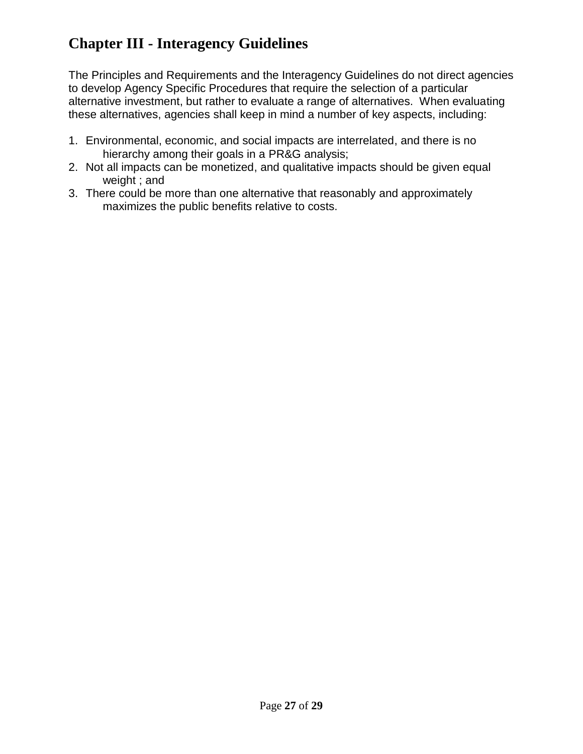## Chapter III - Interagency Guidelines

The Principles and Requirements and the Interagency Guidelines do not direct agencies to develop Agency Specific Procedures that require the selection of a particular alternative investment, but rather to evaluate a range of alternatives. When evaluating these alternatives, agencies shall keep in mind a number of key aspects, including:

1. Environmental, economic, and social impacts are interrelated, and there is no hierarchy among their goals in a PR&G analysis;
2. Not all impacts can be monetized, and qualitative impacts should be given equal weight ; and
3. There could be more than one alternative that reasonably and approximately maximizes the public benefits relative to costs.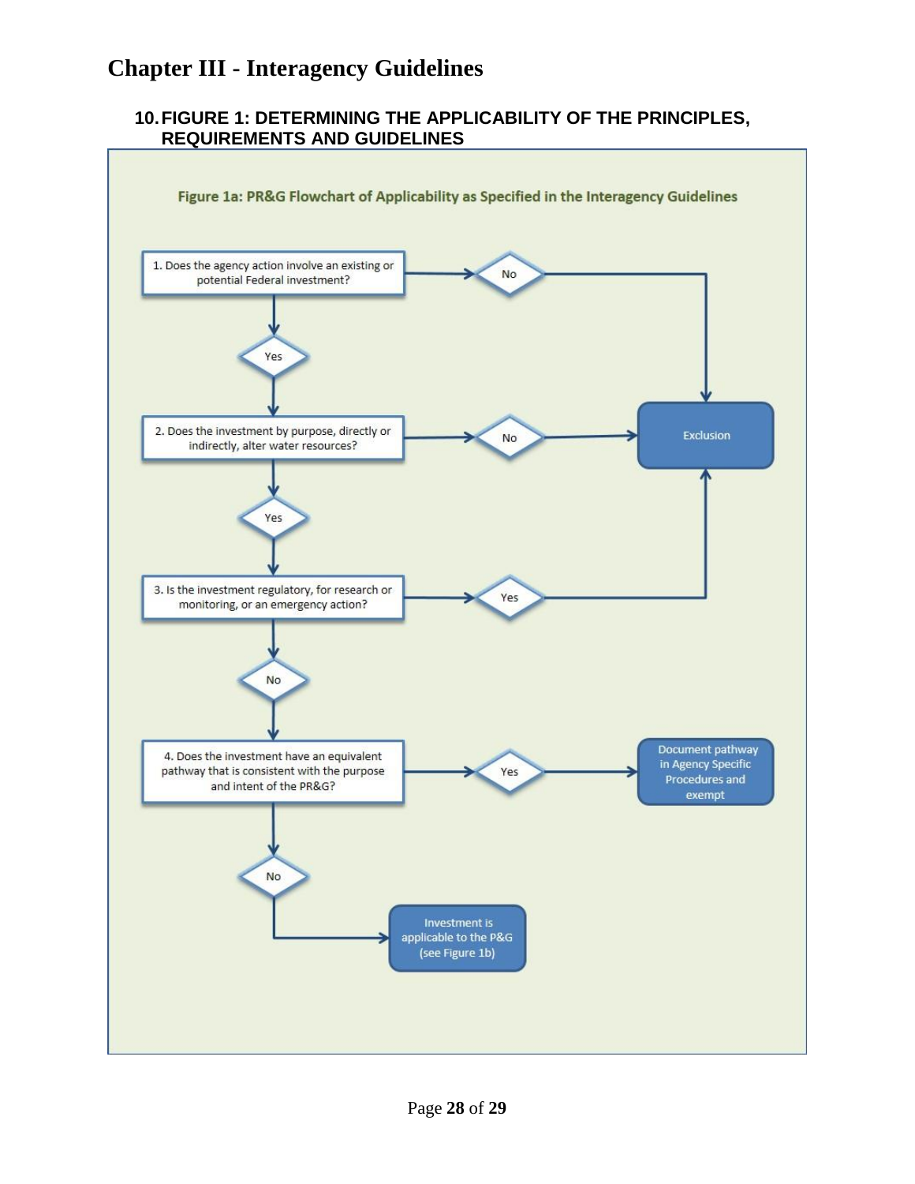# Chapter III - Interagency Guidelines

## 10. FIGURE 1: DETERMINING THE APPLICABILITY OF THE PRINCIPLES, REQUIREMENTS AND GUIDELINES

**Figure 1a: PR&G Flowchart of Applicability as Specified in the Interagency Guidelines**

1. Does the agency action involve an existing or potential Federal investment?
   - No → Exclusion
   - Yes → 2
2. Does the investment by purpose, directly or indirectly, alter water resources?
   - No → Exclusion
   - Yes → 3
3. Is the investment regulatory, for research or monitoring, or an emergency action?
   - Yes → Exclusion
   - No → 4
4. Does the investment have an equivalent pathway that is consistent with the purpose and intent of the PR&G?
   - Yes → Document pathway in Agency Specific Procedures and exempt
   - No → Investment is applicable to the P&G (see Figure 1b)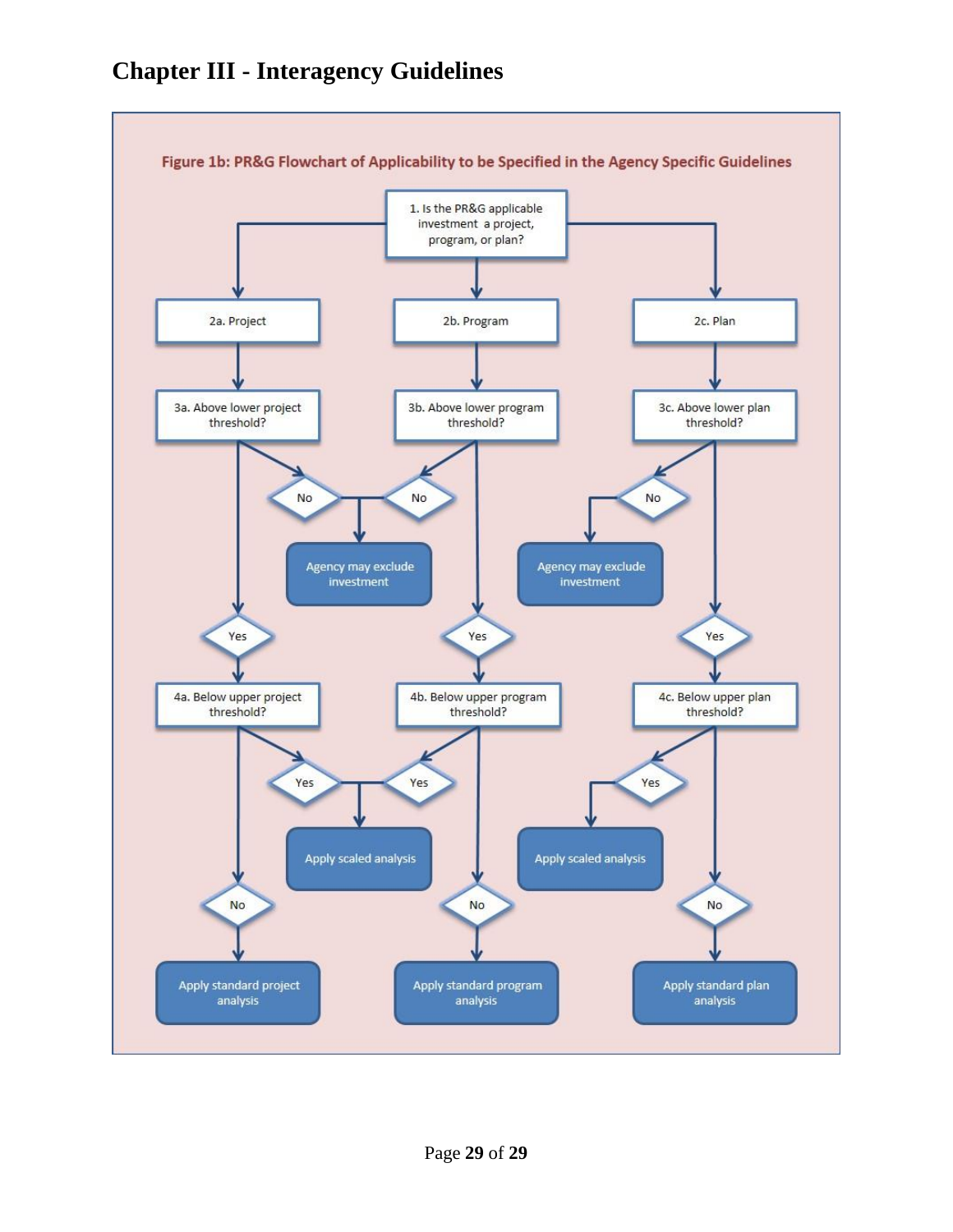# Chapter III - Interagency Guidelines

Figure 1b: PR&G Flowchart of Applicability to be Specified in the Agency Specific Guidelines

1. Is the PR&G applicable investment a project, program, or plan?

2a. Project

2b. Program

2c. Plan

3a. Above lower project threshold?

3b. Above lower program threshold?

3c. Above lower plan threshold?

No

No

No

Agency may exclude investment

Agency may exclude investment

Yes

Yes

Yes

4a. Below upper project threshold?

4b. Below upper program threshold?

4c. Below upper plan threshold?

Yes

Yes

Yes

Apply scaled analysis

Apply scaled analysis

No

No

No

Apply standard project analysis

Apply standard program analysis

Apply standard plan analysis